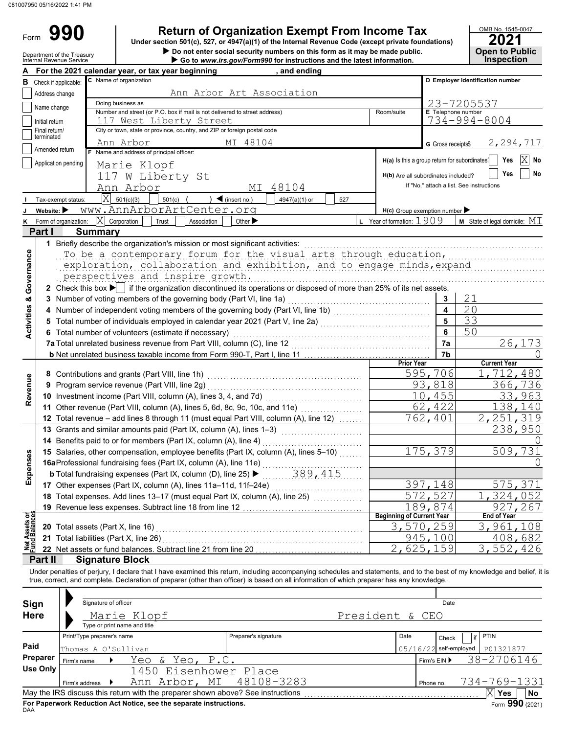081007950 05/16/2022 1:41 PM

# Form 990

## Return of Organization Exempt From Income Tax

Under section 501(c), 527, or 4947(a)(1) of the Internal Revenue Code (except private foundations)

▶ Do not enter social security numbers on this form as it may be made public.

▶ Go to www.irs.gov/Form990 for instructions and the latest information.

OMB No. 1545-0047

**2021**

**Open to Public Inspection**

Department of the Treasury
Internal Revenue Service

**A** For the 2021 calendar year, or tax year beginning , and ending

**B** Check if applicable:
- [ ] Address change
- [ ] Name change
- [ ] Initial return
- [ ] Final return/terminated
- [ ] Amended return
- [ ] Application pending

**C** Name of organization: Ann Arbor Art Association

Doing business as

Number and street (or P.O. box if mail is not delivered to street address): 117 West Liberty Street — Room/suite

City or town, state or province, country, and ZIP or foreign postal code: Ann Arbor MI 48104

**D** Employer identification number: 23-7205537

**E** Telephone number: 734-994-8004

**G** Gross receipts$ 2,294,717

**F** Name and address of principal officer:
Marie Klopf
117 W Liberty St
Ann Arbor MI 48104

**H(a)** Is this a group return for subordinates? [ ] Yes [X] No

**H(b)** Are all subordinates included? [ ] Yes [ ] No
If "No," attach a list. See instructions

**I** Tax-exempt status: [X] 501(c)(3) [ ] 501(c) ( ) ◀ (insert no.) [ ] 4947(a)(1) or [ ] 527

**J** Website: ▶ www.AnnArborArtCenter.org

**H(c)** Group exemption number ▶

**K** Form of organization: [X] Corporation [ ] Trust [ ] Association [ ] Other ▶

**L** Year of formation: 1909 **M** State of legal domicile: MI

## Part I Summary

**Activities & Governance**

1 Briefly describe the organization's mission or most significant activities:
To be a contemporary forum for the visual arts through education, exploration, collaboration and exhibition, and to engage minds,expand perspectives and inspire growth.

2 Check this box ▶ [ ] if the organization discontinued its operations or disposed of more than 25% of its net assets.

| | | Line | Value |
|---|---|---|---|
| 3 | Number of voting members of the governing body (Part VI, line 1a) | 3 | 21 |
| 4 | Number of independent voting members of the governing body (Part VI, line 1b) | 4 | 20 |
| 5 | Total number of individuals employed in calendar year 2021 (Part V, line 2a) | 5 | 33 |
| 6 | Total number of volunteers (estimate if necessary) | 6 | 50 |
| 7a | Total unrelated business revenue from Part VIII, column (C), line 12 | 7a | 26,173 |
| b | Net unrelated business taxable income from Form 990-T, Part I, line 11 | 7b | 0 |

| | | Prior Year | Current Year |
|---|---|---|---|
| **Revenue** | | | |
| 8 | Contributions and grants (Part VIII, line 1h) | 595,706 | 1,712,480 |
| 9 | Program service revenue (Part VIII, line 2g) | 93,818 | 366,736 |
| 10 | Investment income (Part VIII, column (A), lines 3, 4, and 7d) | 10,455 | 33,963 |
| 11 | Other revenue (Part VIII, column (A), lines 5, 6d, 8c, 9c, 10c, and 11e) | 62,422 | 138,140 |
| 12 | Total revenue – add lines 8 through 11 (must equal Part VIII, column (A), line 12) | 762,401 | 2,251,319 |
| **Expenses** | | | |
| 13 | Grants and similar amounts paid (Part IX, column (A), lines 1–3) | | 238,950 |
| 14 | Benefits paid to or for members (Part IX, column (A), line 4) | | 0 |
| 15 | Salaries, other compensation, employee benefits (Part IX, column (A), lines 5–10) | 175,379 | 509,731 |
| 16a | Professional fundraising fees (Part IX, column (A), line 11e) | | 0 |
| b | Total fundraising expenses (Part IX, column (D), line 25) ▶ 389,415 | | |
| 17 | Other expenses (Part IX, column (A), lines 11a–11d, 11f–24e) | 397,148 | 575,371 |
| 18 | Total expenses. Add lines 13–17 (must equal Part IX, column (A), line 25) | 572,527 | 1,324,052 |
| 19 | Revenue less expenses. Subtract line 18 from line 12 | 189,874 | 927,267 |
| **Net Assets or Fund Balances** | | **Beginning of Current Year** | **End of Year** |
| 20 | Total assets (Part X, line 16) | 3,570,259 | 3,961,108 |
| 21 | Total liabilities (Part X, line 26) | 945,100 | 408,682 |
| 22 | Net assets or fund balances. Subtract line 21 from line 20 | 2,625,159 | 3,552,426 |

## Part II Signature Block

Under penalties of perjury, I declare that I have examined this return, including accompanying schedules and statements, and to the best of my knowledge and belief, it is true, correct, and complete. Declaration of preparer (other than officer) is based on all information of which preparer has any knowledge.

**Sign Here**

Signature of officer — Date

Marie Klopf — President & CEO
Type or print name and title

**Paid Preparer Use Only**

| Print/Type preparer's name | Preparer's signature | Date | Check [ ] if self-employed | PTIN |
|---|---|---|---|---|
| Thomas A O'Sullivan | | 05/16/22 | | P01321877 |

Firm's name ▶ Yeo & Yeo, P.C. — Firm's EIN ▶ 38-2706146

Firm's address ▶ 1450 Eisenhower Place, Ann Arbor, MI 48108-3283 — Phone no. 734-769-1331

May the IRS discuss this return with the preparer shown above? See instructions [X] Yes [ ] No

**For Paperwork Reduction Act Notice, see the separate instructions.**

DAA

Form **990** (2021)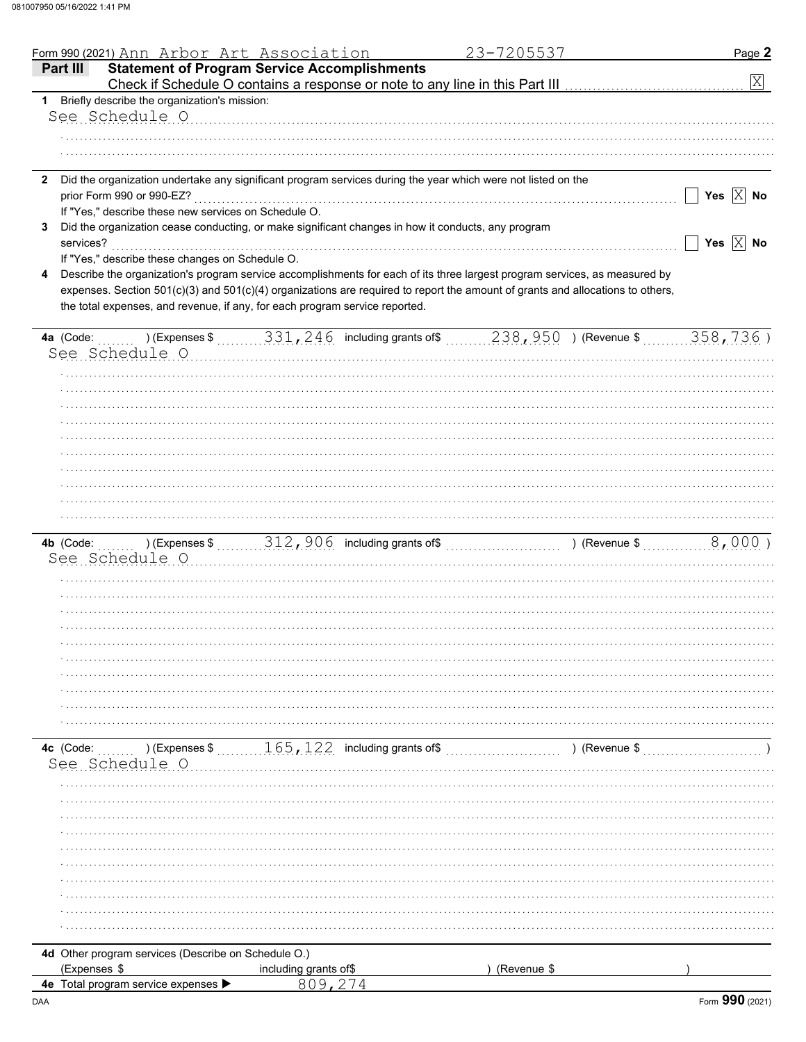Form 990 (2021) Ann Arbor Art Association 23-7205537 Page **2**

**Part III Statement of Program Service Accomplishments**

Check if Schedule O contains a response or note to any line in this Part III [X]

**1** Briefly describe the organization's mission:

See Schedule O

**2** Did the organization undertake any significant program services during the year which were not listed on the prior Form 990 or 990-EZ? [ ] Yes [X] No

If "Yes," describe these new services on Schedule O.

**3** Did the organization cease conducting, or make significant changes in how it conducts, any program services? [ ] Yes [X] No

If "Yes," describe these changes on Schedule O.

**4** Describe the organization's program service accomplishments for each of its three largest program services, as measured by expenses. Section 501(c)(3) and 501(c)(4) organizations are required to report the amount of grants and allocations to others, the total expenses, and revenue, if any, for each program service reported.

**4a** (Code: ) (Expenses $ 331,246 including grants of$ 238,950 ) (Revenue $ 358,736 )

See Schedule O

**4b** (Code: ) (Expenses $ 312,906 including grants of$ ) (Revenue $ 8,000 )

See Schedule O

**4c** (Code: ) (Expenses $ 165,122 including grants of$ ) (Revenue $ )

See Schedule O

**4d** Other program services (Describe on Schedule O.)

(Expenses $ including grants of$ ) (Revenue $ )

**4e** Total program service expenses ▶ 809,274

Form **990** (2021)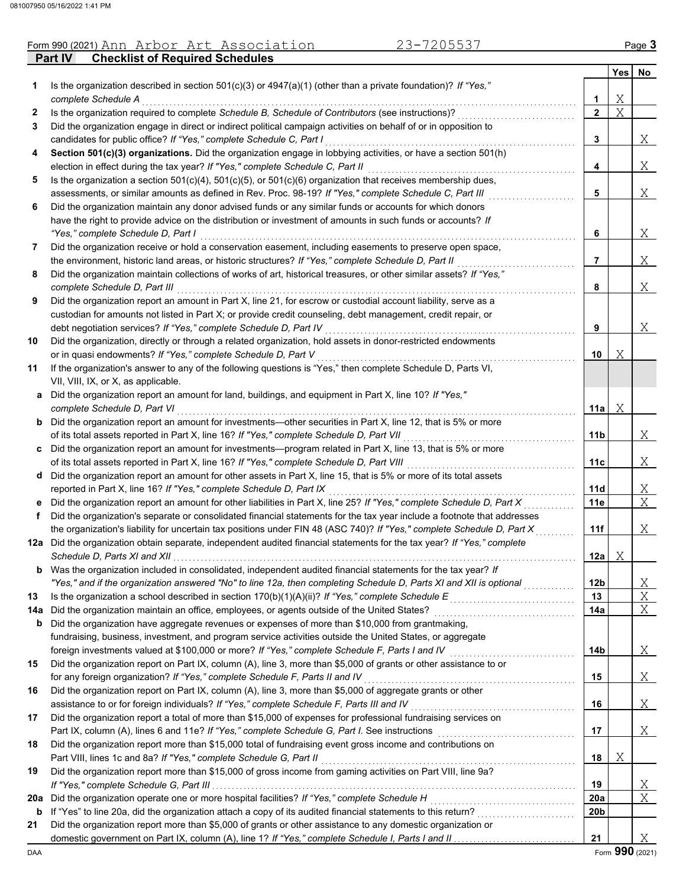Form 990 (2021) Ann Arbor Art Association 23-7205537

## Part IV Checklist of Required Schedules

| | | | Yes | No |
|---|---|---|---|---|
| 1 | Is the organization described in section 501(c)(3) or 4947(a)(1) (other than a private foundation)? *If "Yes," complete Schedule A* | 1 | X | |
| 2 | Is the organization required to complete *Schedule B, Schedule of Contributors* (see instructions)? | 2 | X | |
| 3 | Did the organization engage in direct or indirect political campaign activities on behalf of or in opposition to candidates for public office? *If "Yes," complete Schedule C, Part I* | 3 | | X |
| 4 | **Section 501(c)(3) organizations.** Did the organization engage in lobbying activities, or have a section 501(h) election in effect during the tax year? *If "Yes," complete Schedule C, Part II* | 4 | | X |
| 5 | Is the organization a section 501(c)(4), 501(c)(5), or 501(c)(6) organization that receives membership dues, assessments, or similar amounts as defined in Rev. Proc. 98-19? *If "Yes," complete Schedule C, Part III* | 5 | | X |
| 6 | Did the organization maintain any donor advised funds or any similar funds or accounts for which donors have the right to provide advice on the distribution or investment of amounts in such funds or accounts? *If "Yes," complete Schedule D, Part I* | 6 | | X |
| 7 | Did the organization receive or hold a conservation easement, including easements to preserve open space, the environment, historic land areas, or historic structures? *If "Yes," complete Schedule D, Part II* | 7 | | X |
| 8 | Did the organization maintain collections of works of art, historical treasures, or other similar assets? *If "Yes," complete Schedule D, Part III* | 8 | | X |
| 9 | Did the organization report an amount in Part X, line 21, for escrow or custodial account liability, serve as a custodian for amounts not listed in Part X; or provide credit counseling, debt management, credit repair, or debt negotiation services? *If "Yes," complete Schedule D, Part IV* | 9 | | X |
| 10 | Did the organization, directly or through a related organization, hold assets in donor-restricted endowments or in quasi endowments? *If "Yes," complete Schedule D, Part V* | 10 | X | |
| 11 | If the organization's answer to any of the following questions is "Yes," then complete Schedule D, Parts VI, VII, VIII, IX, or X, as applicable. | | | |
| a | Did the organization report an amount for land, buildings, and equipment in Part X, line 10? *If "Yes," complete Schedule D, Part VI* | 11a | X | |
| b | Did the organization report an amount for investments—other securities in Part X, line 12, that is 5% or more of its total assets reported in Part X, line 16? *If "Yes," complete Schedule D, Part VII* | 11b | | X |
| c | Did the organization report an amount for investments—program related in Part X, line 13, that is 5% or more of its total assets reported in Part X, line 16? *If "Yes," complete Schedule D, Part VIII* | 11c | | X |
| d | Did the organization report an amount for other assets in Part X, line 15, that is 5% or more of its total assets reported in Part X, line 16? *If "Yes," complete Schedule D, Part IX* | 11d | | X |
| e | Did the organization report an amount for other liabilities in Part X, line 25? *If "Yes," complete Schedule D, Part X* | 11e | | X |
| f | Did the organization's separate or consolidated financial statements for the tax year include a footnote that addresses the organization's liability for uncertain tax positions under FIN 48 (ASC 740)? *If "Yes," complete Schedule D, Part X* | 11f | | X |
| 12a | Did the organization obtain separate, independent audited financial statements for the tax year? *If "Yes," complete Schedule D, Parts XI and XII* | 12a | X | |
| b | Was the organization included in consolidated, independent audited financial statements for the tax year? *If "Yes," and if the organization answered "No" to line 12a, then completing Schedule D, Parts XI and XII is optional* | 12b | | X |
| 13 | Is the organization a school described in section 170(b)(1)(A)(ii)? *If "Yes," complete Schedule E* | 13 | | X |
| 14a | Did the organization maintain an office, employees, or agents outside of the United States? | 14a | | X |
| b | Did the organization have aggregate revenues or expenses of more than $10,000 from grantmaking, fundraising, business, investment, and program service activities outside the United States, or aggregate foreign investments valued at $100,000 or more? *If "Yes," complete Schedule F, Parts I and IV* | 14b | | X |
| 15 | Did the organization report on Part IX, column (A), line 3, more than $5,000 of grants or other assistance to or for any foreign organization? *If "Yes," complete Schedule F, Parts II and IV* | 15 | | X |
| 16 | Did the organization report on Part IX, column (A), line 3, more than $5,000 of aggregate grants or other assistance to or for foreign individuals? *If "Yes," complete Schedule F, Parts III and IV* | 16 | | X |
| 17 | Did the organization report a total of more than $15,000 of expenses for professional fundraising services on Part IX, column (A), lines 6 and 11e? *If "Yes," complete Schedule G, Part I. See instructions* | 17 | | X |
| 18 | Did the organization report more than $15,000 total of fundraising event gross income and contributions on Part VIII, lines 1c and 8a? *If "Yes," complete Schedule G, Part II* | 18 | X | |
| 19 | Did the organization report more than $15,000 of gross income from gaming activities on Part VIII, line 9a? *If "Yes," complete Schedule G, Part III* | 19 | | X |
| 20a | Did the organization operate one or more hospital facilities? *If "Yes," complete Schedule H* | 20a | | X |
| b | If "Yes" to line 20a, did the organization attach a copy of its audited financial statements to this return? | 20b | | |
| 21 | Did the organization report more than $5,000 of grants or other assistance to any domestic organization or domestic government on Part IX, column (A), line 1? *If "Yes," complete Schedule I, Parts I and II* | 21 | | X |

Form **990** (2021)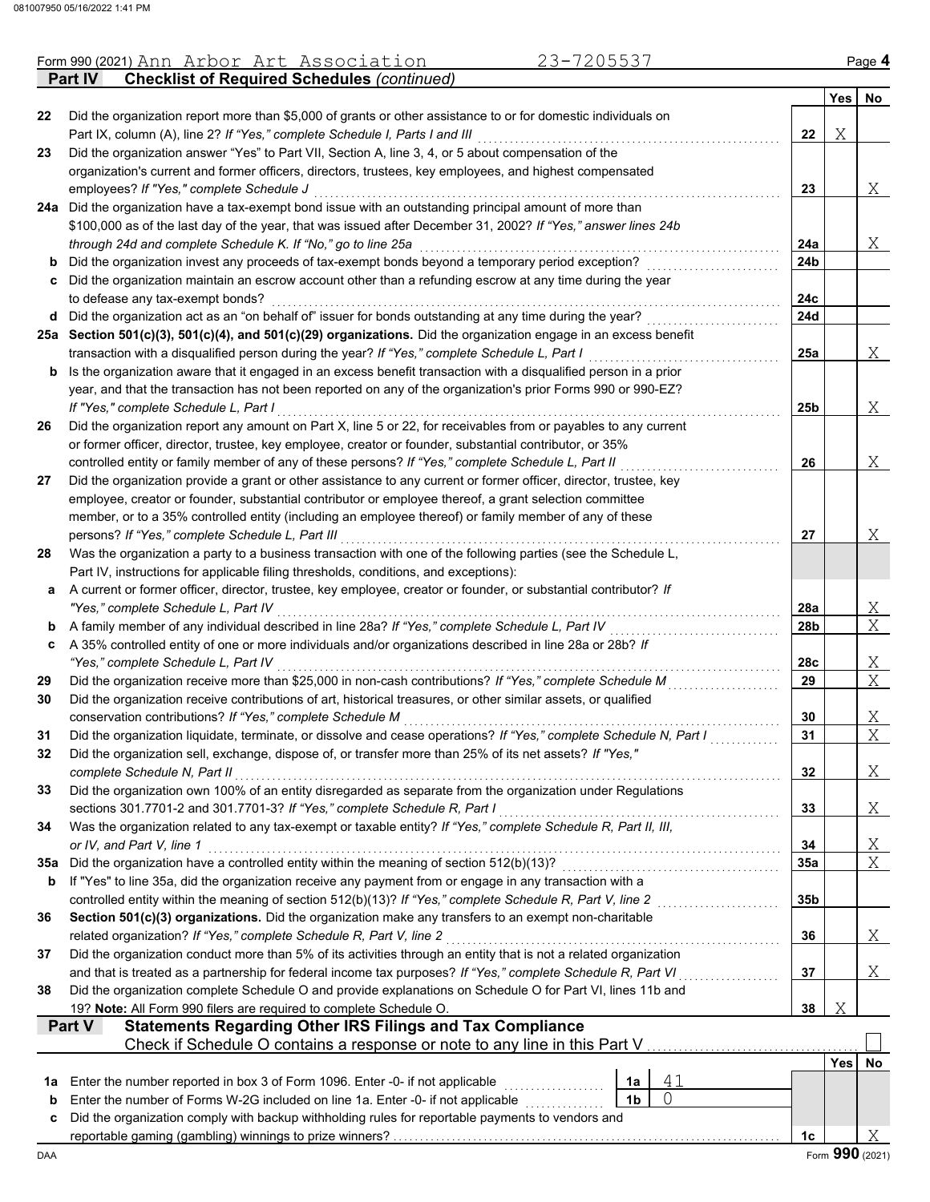Form 990 (2021) Ann Arbor Art Association 23-7205537

## Part IV Checklist of Required Schedules *(continued)*

| | | | Yes | No |
|---|---|---|---|---|
| 22 | Did the organization report more than $5,000 of grants or other assistance to or for domestic individuals on Part IX, column (A), line 2? *If "Yes," complete Schedule I, Parts I and III* | 22 | X | |
| 23 | Did the organization answer "Yes" to Part VII, Section A, line 3, 4, or 5 about compensation of the organization's current and former officers, directors, trustees, key employees, and highest compensated employees? *If "Yes," complete Schedule J* | 23 | | X |
| 24a | Did the organization have a tax-exempt bond issue with an outstanding principal amount of more than $100,000 as of the last day of the year, that was issued after December 31, 2002? *If "Yes," answer lines 24b through 24d and complete Schedule K. If "No," go to line 25a* | 24a | | X |
| b | Did the organization invest any proceeds of tax-exempt bonds beyond a temporary period exception? | 24b | | |
| c | Did the organization maintain an escrow account other than a refunding escrow at any time during the year to defease any tax-exempt bonds? | 24c | | |
| d | Did the organization act as an "on behalf of" issuer for bonds outstanding at any time during the year? | 24d | | |
| 25a | **Section 501(c)(3), 501(c)(4), and 501(c)(29) organizations.** Did the organization engage in an excess benefit transaction with a disqualified person during the year? *If "Yes," complete Schedule L, Part I* | 25a | | X |
| b | Is the organization aware that it engaged in an excess benefit transaction with a disqualified person in a prior year, and that the transaction has not been reported on any of the organization's prior Forms 990 or 990-EZ? *If "Yes," complete Schedule L, Part I* | 25b | | X |
| 26 | Did the organization report any amount on Part X, line 5 or 22, for receivables from or payables to any current or former officer, director, trustee, key employee, creator or founder, substantial contributor, or 35% controlled entity or family member of any of these persons? *If "Yes," complete Schedule L, Part II* | 26 | | X |
| 27 | Did the organization provide a grant or other assistance to any current or former officer, director, trustee, key employee, creator or founder, substantial contributor or employee thereof, a grant selection committee member, or to a 35% controlled entity (including an employee thereof) or family member of any of these persons? *If "Yes," complete Schedule L, Part III* | 27 | | X |
| 28 | Was the organization a party to a business transaction with one of the following parties (see the Schedule L, Part IV, instructions for applicable filing thresholds, conditions, and exceptions): | | | |
| a | A current or former officer, director, trustee, key employee, creator or founder, or substantial contributor? *If "Yes," complete Schedule L, Part IV* | 28a | | X |
| b | A family member of any individual described in line 28a? *If "Yes," complete Schedule L, Part IV* | 28b | | X |
| c | A 35% controlled entity of one or more individuals and/or organizations described in line 28a or 28b? *If "Yes," complete Schedule L, Part IV* | 28c | | X |
| 29 | Did the organization receive more than $25,000 in non-cash contributions? *If "Yes," complete Schedule M* | 29 | | X |
| 30 | Did the organization receive contributions of art, historical treasures, or other similar assets, or qualified conservation contributions? *If "Yes," complete Schedule M* | 30 | | X |
| 31 | Did the organization liquidate, terminate, or dissolve and cease operations? *If "Yes," complete Schedule N, Part I* | 31 | | X |
| 32 | Did the organization sell, exchange, dispose of, or transfer more than 25% of its net assets? *If "Yes," complete Schedule N, Part II* | 32 | | X |
| 33 | Did the organization own 100% of an entity disregarded as separate from the organization under Regulations sections 301.7701-2 and 301.7701-3? *If "Yes," complete Schedule R, Part I* | 33 | | X |
| 34 | Was the organization related to any tax-exempt or taxable entity? *If "Yes," complete Schedule R, Part II, III, or IV, and Part V, line 1* | 34 | | X |
| 35a | Did the organization have a controlled entity within the meaning of section 512(b)(13)? | 35a | | X |
| b | If "Yes" to line 35a, did the organization receive any payment from or engage in any transaction with a controlled entity within the meaning of section 512(b)(13)? *If "Yes," complete Schedule R, Part V, line 2* | 35b | | |
| 36 | **Section 501(c)(3) organizations.** Did the organization make any transfers to an exempt non-charitable related organization? *If "Yes," complete Schedule R, Part V, line 2* | 36 | | X |
| 37 | Did the organization conduct more than 5% of its activities through an entity that is not a related organization and that is treated as a partnership for federal income tax purposes? *If "Yes," complete Schedule R, Part VI* | 37 | | X |
| 38 | Did the organization complete Schedule O and provide explanations on Schedule O for Part VI, lines 11b and 19? **Note:** All Form 990 filers are required to complete Schedule O. | 38 | X | |

## Part V Statements Regarding Other IRS Filings and Tax Compliance

Check if Schedule O contains a response or note to any line in this Part V ☐

| | | | | | Yes | No |
|---|---|---|---|---|---|---|
| 1a | Enter the number reported in box 3 of Form 1096. Enter -0- if not applicable | 1a | 41 | | | |
| b | Enter the number of Forms W-2G included on line 1a. Enter -0- if not applicable | 1b | 0 | | | |
| c | Did the organization comply with backup withholding rules for reportable payments to vendors and reportable gaming (gambling) winnings to prize winners? | | | 1c | | X |

Form **990** (2021)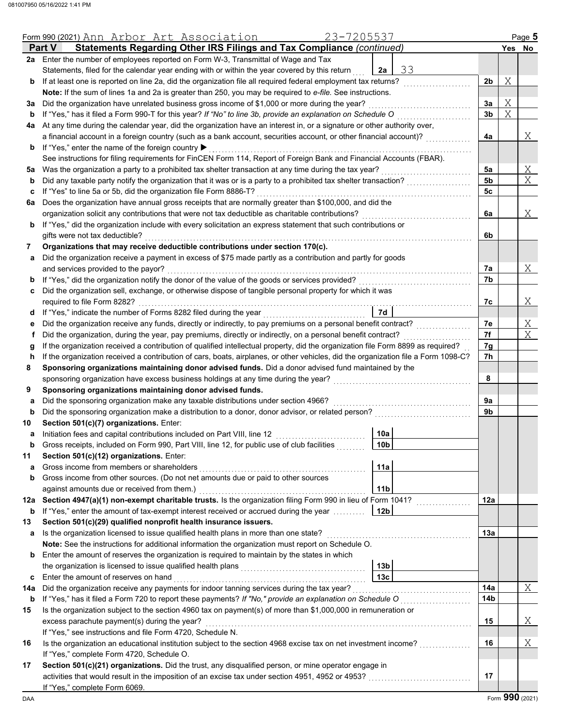Form 990 (2021) Ann Arbor Art Association 23-7205537 Page 5

## Part V Statements Regarding Other IRS Filings and Tax Compliance *(continued)*

| | | | Yes | No |
|---|---|---|---|---|
| **2a** | Enter the number of employees reported on Form W-3, Transmittal of Wage and Tax Statements, filed for the calendar year ending with or within the year covered by this return — **2a** 33 | | | |
| **b** | If at least one is reported on line 2a, did the organization file all required federal employment tax returns? | 2b | X | |
| | **Note:** If the sum of lines 1a and 2a is greater than 250, you may be required to *e-file*. See instructions. | | | |
| **3a** | Did the organization have unrelated business gross income of $1,000 or more during the year? | 3a | X | |
| **b** | If "Yes," has it filed a Form 990-T for this year? *If "No" to line 3b, provide an explanation on Schedule O* | 3b | X | |
| **4a** | At any time during the calendar year, did the organization have an interest in, or a signature or other authority over, a financial account in a foreign country (such as a bank account, securities account, or other financial account)? | 4a | | X |
| **b** | If "Yes," enter the name of the foreign country ▶ | | | |
| | See instructions for filing requirements for FinCEN Form 114, Report of Foreign Bank and Financial Accounts (FBAR). | | | |
| **5a** | Was the organization a party to a prohibited tax shelter transaction at any time during the tax year? | 5a | | X |
| **b** | Did any taxable party notify the organization that it was or is a party to a prohibited tax shelter transaction? | 5b | | X |
| **c** | If "Yes" to line 5a or 5b, did the organization file Form 8886-T? | 5c | | |
| **6a** | Does the organization have annual gross receipts that are normally greater than $100,000, and did the organization solicit any contributions that were not tax deductible as charitable contributions? | 6a | | X |
| **b** | If "Yes," did the organization include with every solicitation an express statement that such contributions or gifts were not tax deductible? | 6b | | |
| **7** | **Organizations that may receive deductible contributions under section 170(c).** | | | |
| **a** | Did the organization receive a payment in excess of $75 made partly as a contribution and partly for goods and services provided to the payor? | 7a | | X |
| **b** | If "Yes," did the organization notify the donor of the value of the goods or services provided? | 7b | | |
| **c** | Did the organization sell, exchange, or otherwise dispose of tangible personal property for which it was required to file Form 8282? | 7c | | X |
| **d** | If "Yes," indicate the number of Forms 8282 filed during the year — **7d** | | | |
| **e** | Did the organization receive any funds, directly or indirectly, to pay premiums on a personal benefit contract? | 7e | | X |
| **f** | Did the organization, during the year, pay premiums, directly or indirectly, on a personal benefit contract? | 7f | | X |
| **g** | If the organization received a contribution of qualified intellectual property, did the organization file Form 8899 as required? | 7g | | |
| **h** | If the organization received a contribution of cars, boats, airplanes, or other vehicles, did the organization file a Form 1098-C? | 7h | | |
| **8** | **Sponsoring organizations maintaining donor advised funds.** Did a donor advised fund maintained by the sponsoring organization have excess business holdings at any time during the year? | 8 | | |
| **9** | **Sponsoring organizations maintaining donor advised funds.** | | | |
| **a** | Did the sponsoring organization make any taxable distributions under section 4966? | 9a | | |
| **b** | Did the sponsoring organization make a distribution to a donor, donor advisor, or related person? | 9b | | |
| **10** | **Section 501(c)(7) organizations.** Enter: | | | |
| **a** | Initiation fees and capital contributions included on Part VIII, line 12 — **10a** | | | |
| **b** | Gross receipts, included on Form 990, Part VIII, line 12, for public use of club facilities — **10b** | | | |
| **11** | **Section 501(c)(12) organizations.** Enter: | | | |
| **a** | Gross income from members or shareholders — **11a** | | | |
| **b** | Gross income from other sources. (Do not net amounts due or paid to other sources against amounts due or received from them.) — **11b** | | | |
| **12a** | **Section 4947(a)(1) non-exempt charitable trusts.** Is the organization filing Form 990 in lieu of Form 1041? | 12a | | |
| **b** | If "Yes," enter the amount of tax-exempt interest received or accrued during the year — **12b** | | | |
| **13** | **Section 501(c)(29) qualified nonprofit health insurance issuers.** | | | |
| **a** | Is the organization licensed to issue qualified health plans in more than one state? | 13a | | |
| | **Note:** See the instructions for additional information the organization must report on Schedule O. | | | |
| **b** | Enter the amount of reserves the organization is required to maintain by the states in which the organization is licensed to issue qualified health plans — **13b** | | | |
| **c** | Enter the amount of reserves on hand — **13c** | | | |
| **14a** | Did the organization receive any payments for indoor tanning services during the tax year? | 14a | | X |
| **b** | If "Yes," has it filed a Form 720 to report these payments? *If "No," provide an explanation on Schedule O* | 14b | | |
| **15** | Is the organization subject to the section 4960 tax on payment(s) of more than $1,000,000 in remuneration or excess parachute payment(s) during the year? | 15 | | X |
| | If "Yes," see instructions and file Form 4720, Schedule N. | | | |
| **16** | Is the organization an educational institution subject to the section 4968 excise tax on net investment income? | 16 | | X |
| | If "Yes," complete Form 4720, Schedule O. | | | |
| **17** | **Section 501(c)(21) organizations.** Did the trust, any disqualified person, or mine operator engage in activities that would result in the imposition of an excise tax under section 4951, 4952 or 4953? | 17 | | |
| | If "Yes," complete Form 6069. | | | |

Form **990** (2021)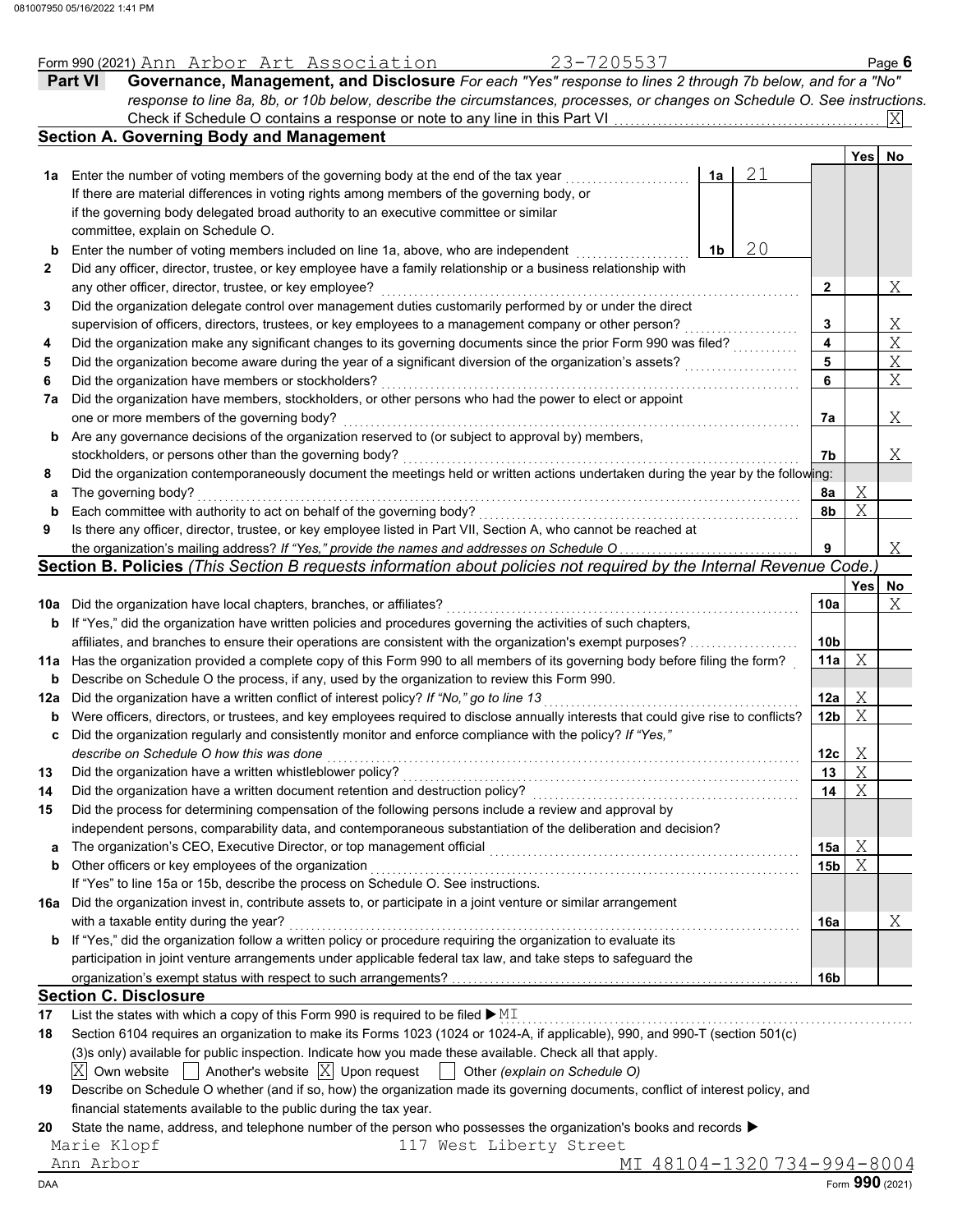Form 990 (2021) Ann Arbor Art Association 23-7205537 Page 6

**Part VI Governance, Management, and Disclosure** *For each "Yes" response to lines 2 through 7b below, and for a "No" response to line 8a, 8b, or 10b below, describe the circumstances, processes, or changes on Schedule O. See instructions.*

Check if Schedule O contains a response or note to any line in this Part VI ... [X]

## Section A. Governing Body and Management

| | | | | Yes | No |
|---|---|---|---|---|---|
| **1a** | Enter the number of voting members of the governing body at the end of the tax year | 1a | 21 | | |
| | If there are material differences in voting rights among members of the governing body, or if the governing body delegated broad authority to an executive committee or similar committee, explain on Schedule O. | | | | |
| **b** | Enter the number of voting members included on line 1a, above, who are independent | 1b | 20 | | |
| **2** | Did any officer, director, trustee, or key employee have a family relationship or a business relationship with any other officer, director, trustee, or key employee? | | 2 | | X |
| **3** | Did the organization delegate control over management duties customarily performed by or under the direct supervision of officers, directors, trustees, or key employees to a management company or other person? | | 3 | | X |
| **4** | Did the organization make any significant changes to its governing documents since the prior Form 990 was filed? | | 4 | | X |
| **5** | Did the organization become aware during the year of a significant diversion of the organization's assets? | | 5 | | X |
| **6** | Did the organization have members or stockholders? | | 6 | | X |
| **7a** | Did the organization have members, stockholders, or other persons who had the power to elect or appoint one or more members of the governing body? | | 7a | | X |
| **b** | Are any governance decisions of the organization reserved to (or subject to approval by) members, stockholders, or persons other than the governing body? | | 7b | | X |
| **8** | Did the organization contemporaneously document the meetings held or written actions undertaken during the year by the following: | | | | |
| **a** | The governing body? | | 8a | X | |
| **b** | Each committee with authority to act on behalf of the governing body? | | 8b | X | |
| **9** | Is there any officer, director, trustee, or key employee listed in Part VII, Section A, who cannot be reached at the organization's mailing address? *If "Yes," provide the names and addresses on Schedule O* | | 9 | | X |

## Section B. Policies *(This Section B requests information about policies not required by the Internal Revenue Code.)*

| | | | Yes | No |
|---|---|---|---|---|
| **10a** | Did the organization have local chapters, branches, or affiliates? | 10a | | X |
| **b** | If "Yes," did the organization have written policies and procedures governing the activities of such chapters, affiliates, and branches to ensure their operations are consistent with the organization's exempt purposes? | 10b | | |
| **11a** | Has the organization provided a complete copy of this Form 990 to all members of its governing body before filing the form? | 11a | X | |
| **b** | Describe on Schedule O the process, if any, used by the organization to review this Form 990. | | | |
| **12a** | Did the organization have a written conflict of interest policy? *If "No," go to line 13* | 12a | X | |
| **b** | Were officers, directors, or trustees, and key employees required to disclose annually interests that could give rise to conflicts? | 12b | X | |
| **c** | Did the organization regularly and consistently monitor and enforce compliance with the policy? *If "Yes," describe on Schedule O how this was done* | 12c | X | |
| **13** | Did the organization have a written whistleblower policy? | 13 | X | |
| **14** | Did the organization have a written document retention and destruction policy? | 14 | X | |
| **15** | Did the process for determining compensation of the following persons include a review and approval by independent persons, comparability data, and contemporaneous substantiation of the deliberation and decision? | | | |
| **a** | The organization's CEO, Executive Director, or top management official | 15a | X | |
| **b** | Other officers or key employees of the organization | 15b | X | |
| | If "Yes" to line 15a or 15b, describe the process on Schedule O. See instructions. | | | |
| **16a** | Did the organization invest in, contribute assets to, or participate in a joint venture or similar arrangement with a taxable entity during the year? | 16a | | X |
| **b** | If "Yes," did the organization follow a written policy or procedure requiring the organization to evaluate its participation in joint venture arrangements under applicable federal tax law, and take steps to safeguard the organization's exempt status with respect to such arrangements? | 16b | | |

## Section C. Disclosure

**17** List the states with which a copy of this Form 990 is required to be filed ▶ MI

**18** Section 6104 requires an organization to make its Forms 1023 (1024 or 1024-A, if applicable), 990, and 990-T (section 501(c)(3)s only) available for public inspection. Indicate how you made these available. Check all that apply.

[X] Own website [ ] Another's website [X] Upon request [ ] Other *(explain on Schedule O)*

**19** Describe on Schedule O whether (and if so, how) the organization made its governing documents, conflict of interest policy, and financial statements available to the public during the tax year.

**20** State the name, address, and telephone number of the person who possesses the organization's books and records ▶

Marie Klopf 117 West Liberty Street
Ann Arbor MI 48104-1320 734-994-8004

DAA Form **990** (2021)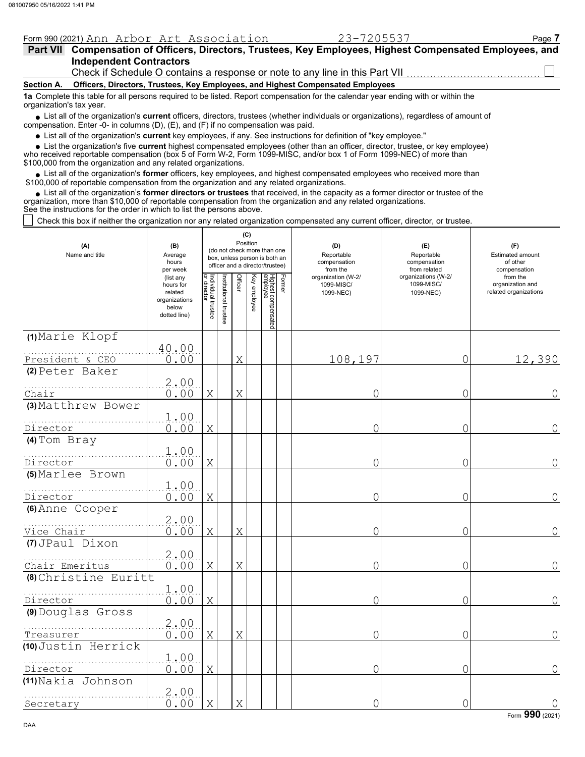Form 990 (2021) Ann Arbor Art Association 23-7205537

## Part VII Compensation of Officers, Directors, Trustees, Key Employees, Highest Compensated Employees, and Independent Contractors

Check if Schedule O contains a response or note to any line in this Part VII ☐

### Section A. Officers, Directors, Trustees, Key Employees, and Highest Compensated Employees

**1a** Complete this table for all persons required to be listed. Report compensation for the calendar year ending with or within the organization's tax year.

- List all of the organization's **current** officers, directors, trustees (whether individuals or organizations), regardless of amount of compensation. Enter -0- in columns (D), (E), and (F) if no compensation was paid.
- List all of the organization's **current** key employees, if any. See instructions for definition of "key employee."
- List the organization's five **current** highest compensated employees (other than an officer, director, trustee, or key employee) who received reportable compensation (box 5 of Form W-2, Form 1099-MISC, and/or box 1 of Form 1099-NEC) of more than $100,000 from the organization and any related organizations.
- List all of the organization's **former** officers, key employees, and highest compensated employees who received more than $100,000 of reportable compensation from the organization and any related organizations.
- List all of the organization's **former directors or trustees** that received, in the capacity as a former director or trustee of the organization, more than $10,000 of reportable compensation from the organization and any related organizations.

See the instructions for the order in which to list the persons above.

☐ Check this box if neither the organization nor any related organization compensated any current officer, director, or trustee.

| (A) Name and title | (B) Average hours per week (list any hours for related organizations below dotted line) | (C) Position: Individual trustee or director | Institutional trustee | Officer | Key employee | Highest compensated employee | Former | (D) Reportable compensation from the organization (W-2/ 1099-MISC/ 1099-NEC) | (E) Reportable compensation from related organizations (W-2/ 1099-MISC/ 1099-NEC) | (F) Estimated amount of other compensation from the organization and related organizations |
|---|---|---|---|---|---|---|---|---|---|---|
| (1) Marie Klopf<br>President & CEO | 40.00<br>0.00 | | | X | | | | 108,197 | 0 | 12,390 |
| (2) Peter Baker<br>Chair | 2.00<br>0.00 | X | | X | | | | 0 | 0 | 0 |
| (3) Matthrew Bower<br>Director | 1.00<br>0.00 | X | | | | | | 0 | 0 | 0 |
| (4) Tom Bray<br>Director | 1.00<br>0.00 | X | | | | | | 0 | 0 | 0 |
| (5) Marlee Brown<br>Director | 1.00<br>0.00 | X | | | | | | 0 | 0 | 0 |
| (6) Anne Cooper<br>Vice Chair | 2.00<br>0.00 | X | | X | | | | 0 | 0 | 0 |
| (7) JPaul Dixon<br>Chair Emeritus | 2.00<br>0.00 | X | | X | | | | 0 | 0 | 0 |
| (8) Christine Euritt<br>Director | 1.00<br>0.00 | X | | | | | | 0 | 0 | 0 |
| (9) Douglas Gross<br>Treasurer | 2.00<br>0.00 | X | | X | | | | 0 | 0 | 0 |
| (10) Justin Herrick<br>Director | 1.00<br>0.00 | X | | | | | | 0 | 0 | 0 |
| (11) Nakia Johnson<br>Secretary | 2.00<br>0.00 | X | | X | | | | 0 | 0 | 0 |

Form **990** (2021)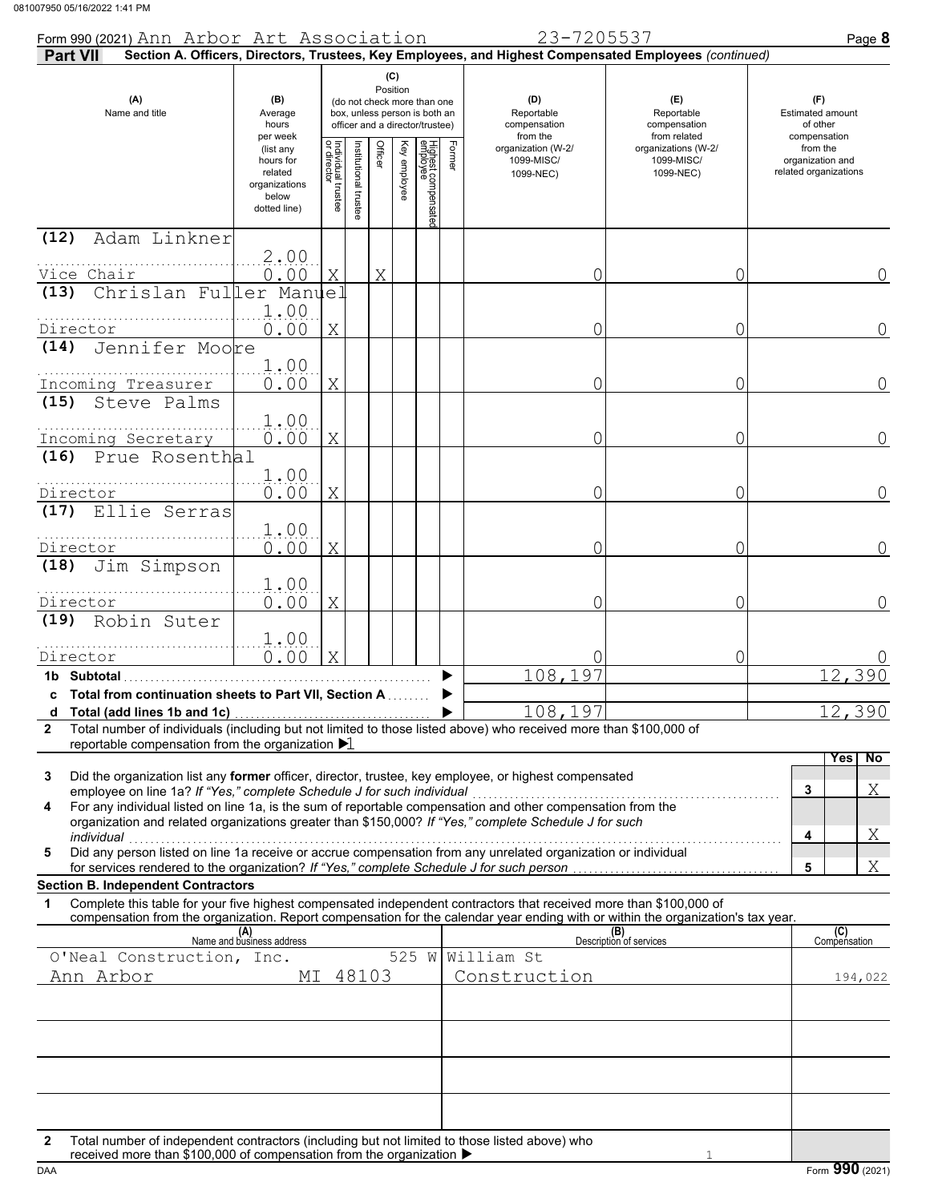Form 990 (2021) Ann Arbor Art Association 23-7205537 Page **8**

**Part VII** **Section A. Officers, Directors, Trustees, Key Employees, and Highest Compensated Employees** *(continued)*

| (A) Name and title | (B) Average hours per week (list any hours for related organizations below dotted line) | (C) Position: Individual trustee or director | Institutional trustee | Officer | Key employee | Highest compensated employee | Former | (D) Reportable compensation from the organization (W-2/ 1099-MISC/ 1099-NEC) | (E) Reportable compensation from related organizations (W-2/ 1099-MISC/ 1099-NEC) | (F) Estimated amount of other compensation from the organization and related organizations |
|---|---|---|---|---|---|---|---|---|---|---|
| (12) Adam Linkner<br>Vice Chair | 2.00<br>0.00 | X | | X | | | | 0 | 0 | 0 |
| (13) Chrislan Fuller Manuel<br>Director | 1.00<br>0.00 | X | | | | | | 0 | 0 | 0 |
| (14) Jennifer Moore<br>Incoming Treasurer | 1.00<br>0.00 | X | | | | | | 0 | 0 | 0 |
| (15) Steve Palms<br>Incoming Secretary | 1.00<br>0.00 | X | | | | | | 0 | 0 | 0 |
| (16) Prue Rosenthal<br>Director | 1.00<br>0.00 | X | | | | | | 0 | 0 | 0 |
| (17) Ellie Serras<br>Director | 1.00<br>0.00 | X | | | | | | 0 | 0 | 0 |
| (18) Jim Simpson<br>Director | 1.00<br>0.00 | X | | | | | | 0 | 0 | 0 |
| (19) Robin Suter<br>Director | 1.00<br>0.00 | X | | | | | | 0 | 0 | 0 |
| **1b Subtotal** | | | | | | | | 108,197 | | 12,390 |
| **c Total from continuation sheets to Part VII, Section A** | | | | | | | | | | |
| **d Total (add lines 1b and 1c)** | | | | | | | | 108,197 | | 12,390 |

**2** Total number of individuals (including but not limited to those listed above) who received more than $100,000 of reportable compensation from the organization ▶ 1

| | | Yes | No |
|---|---|---|---|
| **3** Did the organization list any **former** officer, director, trustee, key employee, or highest compensated employee on line 1a? *If "Yes," complete Schedule J for such individual* | 3 | | X |
| **4** For any individual listed on line 1a, is the sum of reportable compensation and other compensation from the organization and related organizations greater than $150,000? *If "Yes," complete Schedule J for such individual* | 4 | | X |
| **5** Did any person listed on line 1a receive or accrue compensation from any unrelated organization or individual for services rendered to the organization? *If "Yes," complete Schedule J for such person* | 5 | | X |

**Section B. Independent Contractors**

**1** Complete this table for your five highest compensated independent contractors that received more than $100,000 of compensation from the organization. Report compensation for the calendar year ending with or within the organization's tax year.

| (A) Name and business address | (B) Description of services | (C) Compensation |
|---|---|---|
| O'Neal Construction, Inc. 525 W William St<br>Ann Arbor MI 48103 | Construction | 194,022 |
| | | |
| | | |
| | | |
| | | |

**2** Total number of independent contractors (including but not limited to those listed above) who received more than $100,000 of compensation from the organization ▶ 1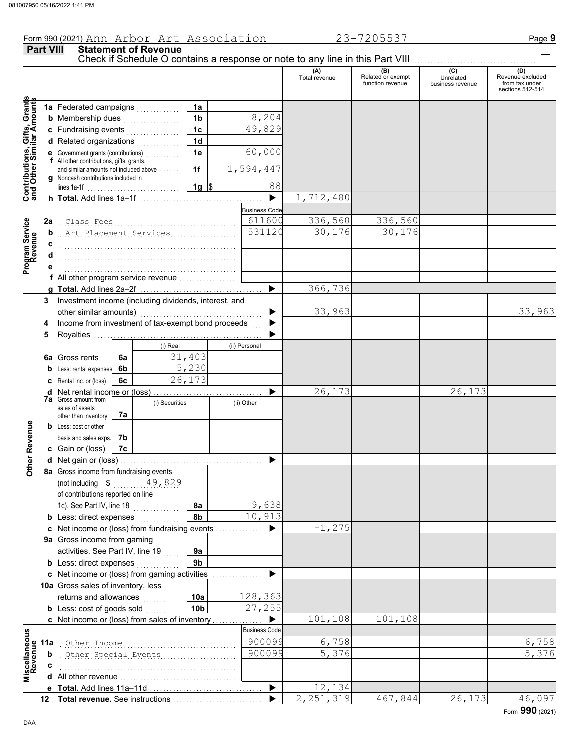Form 990 (2021) Ann Arbor Art Association 23-7205537

## Part VIII Statement of Revenue

Check if Schedule O contains a response or note to any line in this Part VIII

| | | | | (A) Total revenue | (B) Related or exempt function revenue | (C) Unrelated business revenue | (D) Revenue excluded from tax under sections 512-514 |
|---|---|---|---|---|---|---|---|
| **Contributions, Gifts, Grants and Other Similar Amounts** | 1a Federated campaigns | 1a | | | | | |
| | b Membership dues | 1b | 8,204 | | | | |
| | c Fundraising events | 1c | 49,829 | | | | |
| | d Related organizations | 1d | | | | | |
| | e Government grants (contributions) | 1e | 60,000 | | | | |
| | f All other contributions, gifts, grants, and similar amounts not included above | 1f | 1,594,447 | | | | |
| | g Noncash contributions included in lines 1a-1f | 1g | $ 88 | | | | |
| | h **Total.** Add lines 1a–1f | | ▶ | 1,712,480 | | | |
| **Program Service Revenue** | | | Business Code | | | | |
| | 2a Class Fees | | 611600 | 336,560 | 336,560 | | |
| | b Art Placement Services | | 531120 | 30,176 | 30,176 | | |
| | c | | | | | | |
| | d | | | | | | |
| | e | | | | | | |
| | f All other program service revenue | | | | | | |
| | g **Total.** Add lines 2a–2f | | ▶ | 366,736 | | | |
| **Other Revenue** | 3 Investment income (including dividends, interest, and other similar amounts) | | ▶ | 33,963 | | | 33,963 |
| | 4 Income from investment of tax-exempt bond proceeds | | ▶ | | | | |
| | 5 Royalties | | ▶ | | | | |
| | | (i) Real | (ii) Personal | | | | |
| | 6a Gross rents 6a | 31,403 | | | | | |
| | b Less: rental expenses 6b | 5,230 | | | | | |
| | c Rental inc. or (loss) 6c | 26,173 | | | | | |
| | d Net rental income or (loss) | | ▶ | 26,173 | | 26,173 | |
| | | (i) Securities | (ii) Other | | | | |
| | 7a Gross amount from sales of assets other than inventory 7a | | | | | | |
| | b Less: cost or other basis and sales exps. 7b | | | | | | |
| | c Gain or (loss) 7c | | | | | | |
| | d Net gain or (loss) | | ▶ | | | | |
| | 8a Gross income from fundraising events (not including $ 49,829 of contributions reported on line 1c). See Part IV, line 18 | 8a | 9,638 | | | | |
| | b Less: direct expenses | 8b | 10,913 | | | | |
| | c Net income or (loss) from fundraising events | | ▶ | -1,275 | | | |
| | 9a Gross income from gaming activities. See Part IV, line 19 | 9a | | | | | |
| | b Less: direct expenses | 9b | | | | | |
| | c Net income or (loss) from gaming activities | | ▶ | | | | |
| | 10a Gross sales of inventory, less returns and allowances | 10a | 128,363 | | | | |
| | b Less: cost of goods sold | 10b | 27,255 | | | | |
| | c Net income or (loss) from sales of inventory | | ▶ | 101,108 | 101,108 | | |
| **Miscellaneous Revenue** | | | Business Code | | | | |
| | 11a Other Income | | 900099 | 6,758 | | | 6,758 |
| | b Other Special Events | | 900099 | 5,376 | | | 5,376 |
| | c | | | | | | |
| | d All other revenue | | | | | | |
| | e **Total.** Add lines 11a–11d | | ▶ | 12,134 | | | |
| | 12 **Total revenue.** See instructions | | ▶ | 2,251,319 | 467,844 | 26,173 | 46,097 |

Form **990** (2021)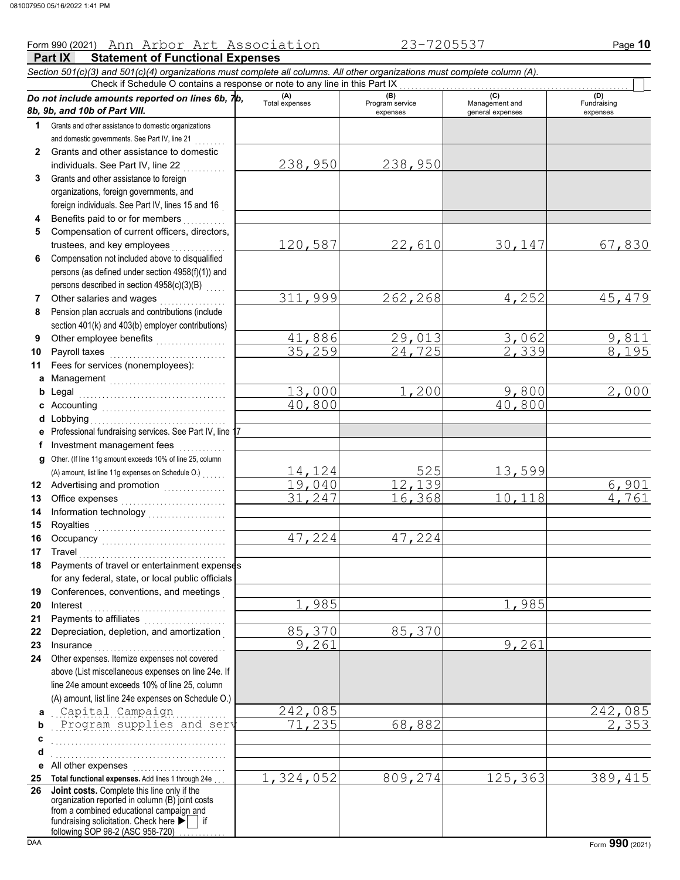Form 990 (2021) Ann Arbor Art Association 23-7205537

**Part IX Statement of Functional Expenses**

*Section 501(c)(3) and 501(c)(4) organizations must complete all columns. All other organizations must complete column (A).*

Check if Schedule O contains a response or note to any line in this Part IX ☐

| *Do not include amounts reported on lines 6b, 7b, 8b, 9b, and 10b of Part VIII.* | (A) Total expenses | (B) Program service expenses | (C) Management and general expenses | (D) Fundraising expenses |
|---|---|---|---|---|
| 1 Grants and other assistance to domestic organizations and domestic governments. See Part IV, line 21 | | | | |
| 2 Grants and other assistance to domestic individuals. See Part IV, line 22 | 238,950 | 238,950 | | |
| 3 Grants and other assistance to foreign organizations, foreign governments, and foreign individuals. See Part IV, lines 15 and 16 | | | | |
| 4 Benefits paid to or for members | | | | |
| 5 Compensation of current officers, directors, trustees, and key employees | 120,587 | 22,610 | 30,147 | 67,830 |
| 6 Compensation not included above to disqualified persons (as defined under section 4958(f)(1)) and persons described in section 4958(c)(3)(B) | | | | |
| 7 Other salaries and wages | 311,999 | 262,268 | 4,252 | 45,479 |
| 8 Pension plan accruals and contributions (include section 401(k) and 403(b) employer contributions) | | | | |
| 9 Other employee benefits | 41,886 | 29,013 | 3,062 | 9,811 |
| 10 Payroll taxes | 35,259 | 24,725 | 2,339 | 8,195 |
| 11 Fees for services (nonemployees): | | | | |
| a Management | | | | |
| b Legal | 13,000 | 1,200 | 9,800 | 2,000 |
| c Accounting | 40,800 | | 40,800 | |
| d Lobbying | | | | |
| e Professional fundraising services. See Part IV, line 17 | | | | |
| f Investment management fees | | | | |
| g Other. (If line 11g amount exceeds 10% of line 25, column (A) amount, list line 11g expenses on Schedule O.) | 14,124 | 525 | 13,599 | |
| 12 Advertising and promotion | 19,040 | 12,139 | | 6,901 |
| 13 Office expenses | 31,247 | 16,368 | 10,118 | 4,761 |
| 14 Information technology | | | | |
| 15 Royalties | | | | |
| 16 Occupancy | 47,224 | 47,224 | | |
| 17 Travel | | | | |
| 18 Payments of travel or entertainment expenses for any federal, state, or local public officials | | | | |
| 19 Conferences, conventions, and meetings | | | | |
| 20 Interest | 1,985 | | 1,985 | |
| 21 Payments to affiliates | | | | |
| 22 Depreciation, depletion, and amortization | 85,370 | 85,370 | | |
| 23 Insurance | 9,261 | | 9,261 | |
| 24 Other expenses. Itemize expenses not covered above (List miscellaneous expenses on line 24e. If line 24e amount exceeds 10% of line 25, column (A) amount, list line 24e expenses on Schedule O.) | | | | |
| a Capital Campaign | 242,085 | | | 242,085 |
| b Program supplies and serv | 71,235 | 68,882 | | 2,353 |
| c | | | | |
| d | | | | |
| e All other expenses | | | | |
| 25 **Total functional expenses.** Add lines 1 through 24e | 1,324,052 | 809,274 | 125,363 | 389,415 |
| 26 **Joint costs.** Complete this line only if the organization reported in column (B) joint costs from a combined educational campaign and fundraising solicitation. Check here ▶ ☐ if following SOP 98-2 (ASC 958-720) | | | | |

Form **990** (2021)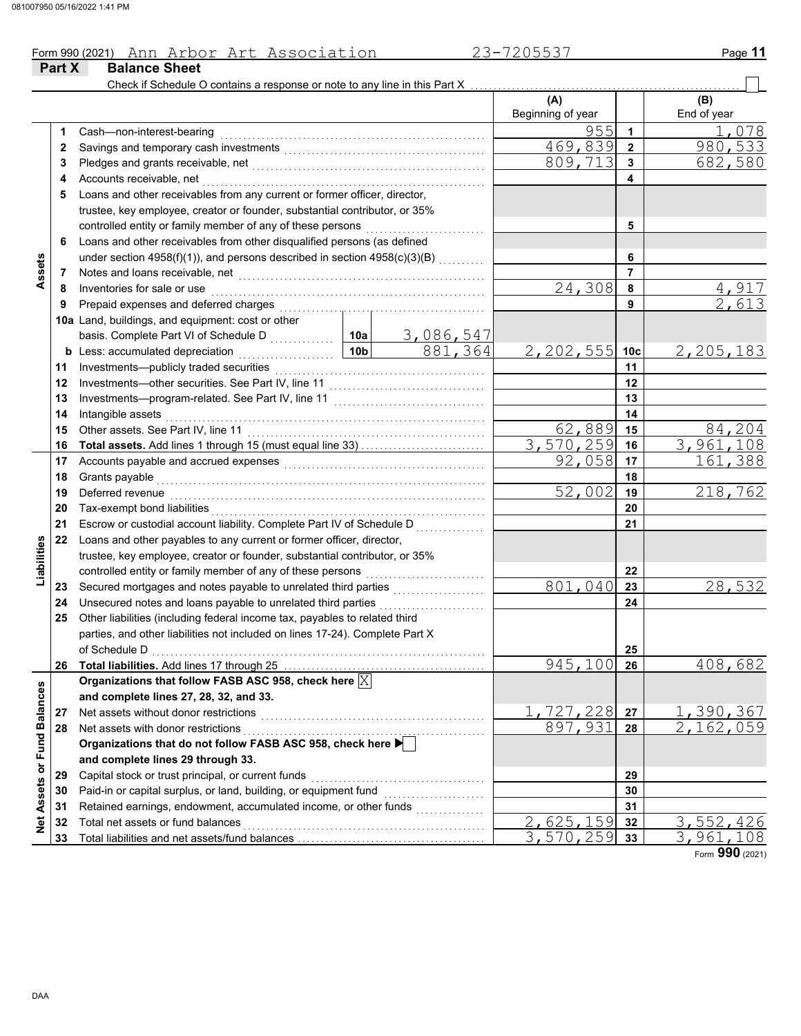Form 990 (2021) Ann Arbor Art Association 23-7205537

## Part X Balance Sheet

Check if Schedule O contains a response or note to any line in this Part X ☐

| | | Description | | | (A) Beginning of year | | (B) End of year |
|---|---|---|---|---|---|---|---|
| **Assets** | 1 | Cash—non-interest-bearing | | | 955 | 1 | 1,078 |
| | 2 | Savings and temporary cash investments | | | 469,839 | 2 | 980,533 |
| | 3 | Pledges and grants receivable, net | | | 809,713 | 3 | 682,580 |
| | 4 | Accounts receivable, net | | | | 4 | |
| | 5 | Loans and other receivables from any current or former officer, director, trustee, key employee, creator or founder, substantial contributor, or 35% controlled entity or family member of any of these persons | | | | 5 | |
| | 6 | Loans and other receivables from other disqualified persons (as defined under section 4958(f)(1)), and persons described in section 4958(c)(3)(B) | | | | 6 | |
| | 7 | Notes and loans receivable, net | | | | 7 | |
| | 8 | Inventories for sale or use | | | 24,308 | 8 | 4,917 |
| | 9 | Prepaid expenses and deferred charges | | | | 9 | 2,613 |
| | 10a | Land, buildings, and equipment: cost or other basis. Complete Part VI of Schedule D | 10a | 3,086,547 | | | |
| | b | Less: accumulated depreciation | 10b | 881,364 | 2,202,555 | 10c | 2,205,183 |
| | 11 | Investments—publicly traded securities | | | | 11 | |
| | 12 | Investments—other securities. See Part IV, line 11 | | | | 12 | |
| | 13 | Investments—program-related. See Part IV, line 11 | | | | 13 | |
| | 14 | Intangible assets | | | | 14 | |
| | 15 | Other assets. See Part IV, line 11 | | | 62,889 | 15 | 84,204 |
| | 16 | **Total assets.** Add lines 1 through 15 (must equal line 33) | | | 3,570,259 | 16 | 3,961,108 |
| **Liabilities** | 17 | Accounts payable and accrued expenses | | | 92,058 | 17 | 161,388 |
| | 18 | Grants payable | | | | 18 | |
| | 19 | Deferred revenue | | | 52,002 | 19 | 218,762 |
| | 20 | Tax-exempt bond liabilities | | | | 20 | |
| | 21 | Escrow or custodial account liability. Complete Part IV of Schedule D | | | | 21 | |
| | 22 | Loans and other payables to any current or former officer, director, trustee, key employee, creator or founder, substantial contributor, or 35% controlled entity or family member of any of these persons | | | | 22 | |
| | 23 | Secured mortgages and notes payable to unrelated third parties | | | 801,040 | 23 | 28,532 |
| | 24 | Unsecured notes and loans payable to unrelated third parties | | | | 24 | |
| | 25 | Other liabilities (including federal income tax, payables to related third parties, and other liabilities not included on lines 17-24). Complete Part X of Schedule D | | | | 25 | |
| | 26 | **Total liabilities.** Add lines 17 through 25 | | | 945,100 | 26 | 408,682 |
| **Net Assets or Fund Balances** | | **Organizations that follow FASB ASC 958, check here** ☒ **and complete lines 27, 28, 32, and 33.** | | | | | |
| | 27 | Net assets without donor restrictions | | | 1,727,228 | 27 | 1,390,367 |
| | 28 | Net assets with donor restrictions | | | 897,931 | 28 | 2,162,059 |
| | | **Organizations that do not follow FASB ASC 958, check here** ☐ **and complete lines 29 through 33.** | | | | | |
| | 29 | Capital stock or trust principal, or current funds | | | | 29 | |
| | 30 | Paid-in or capital surplus, or land, building, or equipment fund | | | | 30 | |
| | 31 | Retained earnings, endowment, accumulated income, or other funds | | | | 31 | |
| | 32 | Total net assets or fund balances | | | 2,625,159 | 32 | 3,552,426 |
| | 33 | Total liabilities and net assets/fund balances | | | 3,570,259 | 33 | 3,961,108 |

Form **990** (2021)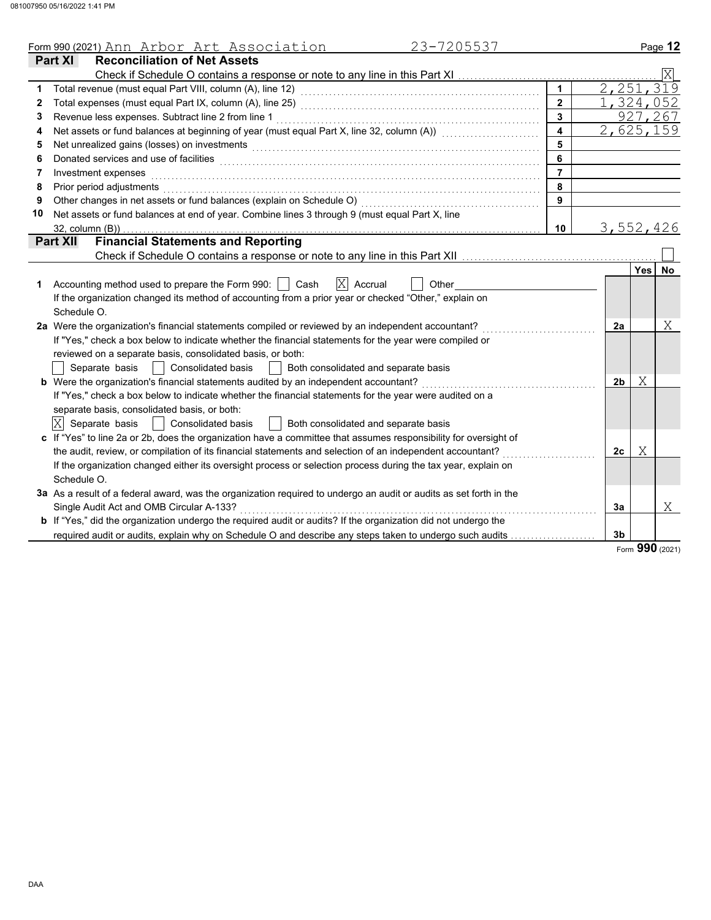Form 990 (2021) Ann Arbor Art Association 23-7205537

## Part XI Reconciliation of Net Assets

Check if Schedule O contains a response or note to any line in this Part XI ☒

| | | | |
|---|---|---|---|
| 1 | Total revenue (must equal Part VIII, column (A), line 12) | 1 | 2,251,319 |
| 2 | Total expenses (must equal Part IX, column (A), line 25) | 2 | 1,324,052 |
| 3 | Revenue less expenses. Subtract line 2 from line 1 | 3 | 927,267 |
| 4 | Net assets or fund balances at beginning of year (must equal Part X, line 32, column (A)) | 4 | 2,625,159 |
| 5 | Net unrealized gains (losses) on investments | 5 | |
| 6 | Donated services and use of facilities | 6 | |
| 7 | Investment expenses | 7 | |
| 8 | Prior period adjustments | 8 | |
| 9 | Other changes in net assets or fund balances (explain on Schedule O) | 9 | |
| 10 | Net assets or fund balances at end of year. Combine lines 3 through 9 (must equal Part X, line 32, column (B)) | 10 | 3,552,426 |

## Part XII Financial Statements and Reporting

Check if Schedule O contains a response or note to any line in this Part XII ☐

| | | | Yes | No |
|---|---|---|---|---|
| 1 | Accounting method used to prepare the Form 990: ☐ Cash ☒ Accrual ☐ Other<br>If the organization changed its method of accounting from a prior year or checked "Other," explain on Schedule O. | | | |
| 2a | Were the organization's financial statements compiled or reviewed by an independent accountant?<br>If "Yes," check a box below to indicate whether the financial statements for the year were compiled or reviewed on a separate basis, consolidated basis, or both:<br>☐ Separate basis ☐ Consolidated basis ☐ Both consolidated and separate basis | 2a | | X |
| b | Were the organization's financial statements audited by an independent accountant?<br>If "Yes," check a box below to indicate whether the financial statements for the year were audited on a separate basis, consolidated basis, or both:<br>☒ Separate basis ☐ Consolidated basis ☐ Both consolidated and separate basis | 2b | X | |
| c | If "Yes" to line 2a or 2b, does the organization have a committee that assumes responsibility for oversight of the audit, review, or compilation of its financial statements and selection of an independent accountant?<br>If the organization changed either its oversight process or selection process during the tax year, explain on Schedule O. | 2c | X | |
| 3a | As a result of a federal award, was the organization required to undergo an audit or audits as set forth in the Single Audit Act and OMB Circular A-133? | 3a | | X |
| b | If "Yes," did the organization undergo the required audit or audits? If the organization did not undergo the required audit or audits, explain why on Schedule O and describe any steps taken to undergo such audits | 3b | | |

Form **990** (2021)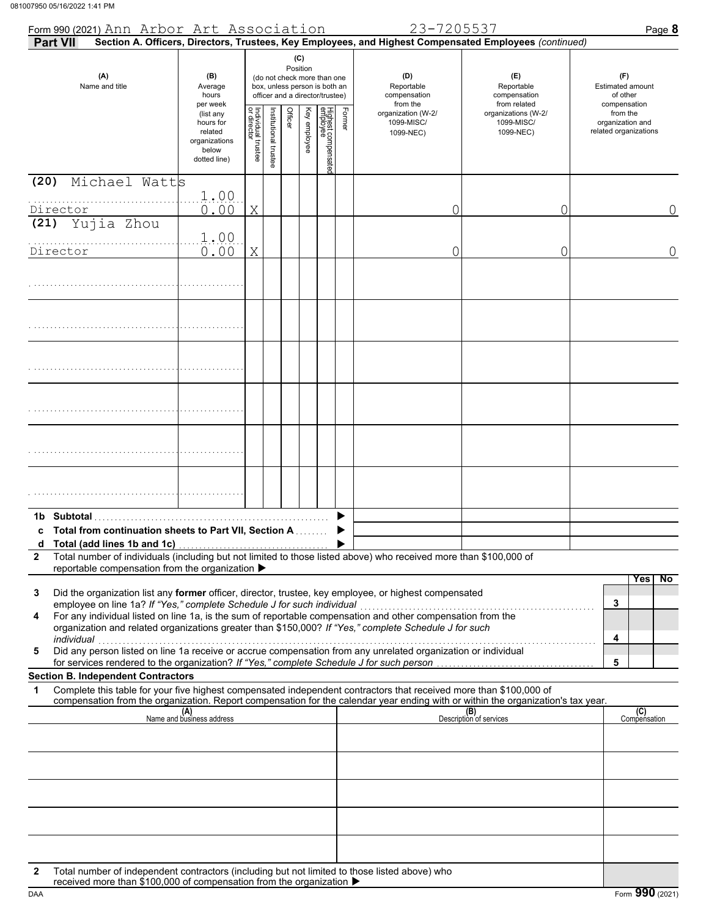Form 990 (2021) Ann Arbor Art Association 23-7205537 Page **8**

**Part VII** **Section A. Officers, Directors, Trustees, Key Employees, and Highest Compensated Employees** *(continued)*

| (A) Name and title | (B) Average hours per week (list any hours for related organizations below dotted line) | (C) Position (do not check more than one box, unless person is both an officer and a director/trustee): Individual trustee or director | Institutional trustee | Officer | Key employee | Highest compensated employee | Former | (D) Reportable compensation from the organization (W-2/ 1099-MISC/ 1099-NEC) | (E) Reportable compensation from related organizations (W-2/ 1099-MISC/ 1099-NEC) | (F) Estimated amount of other compensation from the organization and related organizations |
|---|---|---|---|---|---|---|---|---|---|---|
| (20) Michael Watts<br>Director | 1.00<br>0.00 | X | | | | | | 0 | 0 | 0 |
| (21) Yujia Zhou<br>Director | 1.00<br>0.00 | X | | | | | | 0 | 0 | 0 |
| | | | | | | | | | | |
| | | | | | | | | | | |
| | | | | | | | | | | |
| | | | | | | | | | | |
| | | | | | | | | | | |
| | | | | | | | | | | |

**1b Subtotal** ▶

**c Total from continuation sheets to Part VII, Section A** ▶

**d Total (add lines 1b and 1c)** ▶

**2** Total number of individuals (including but not limited to those listed above) who received more than $100,000 of reportable compensation from the organization ▶

| | | | Yes | No |
|---|---|---|---|---|
| **3** | Did the organization list any **former** officer, director, trustee, key employee, or highest compensated employee on line 1a? *If "Yes," complete Schedule J for such individual* | **3** | | |
| **4** | For any individual listed on line 1a, is the sum of reportable compensation and other compensation from the organization and related organizations greater than $150,000? *If "Yes," complete Schedule J for such individual* | **4** | | |
| **5** | Did any person listed on line 1a receive or accrue compensation from any unrelated organization or individual for services rendered to the organization? *If "Yes," complete Schedule J for such person* | **5** | | |

**Section B. Independent Contractors**

**1** Complete this table for your five highest compensated independent contractors that received more than $100,000 of compensation from the organization. Report compensation for the calendar year ending with or within the organization's tax year.

| (A) Name and business address | (B) Description of services | (C) Compensation |
|---|---|---|
| | | |
| | | |
| | | |
| | | |
| | | |

**2** Total number of independent contractors (including but not limited to those listed above) who received more than $100,000 of compensation from the organization ▶

DAA Form **990** (2021)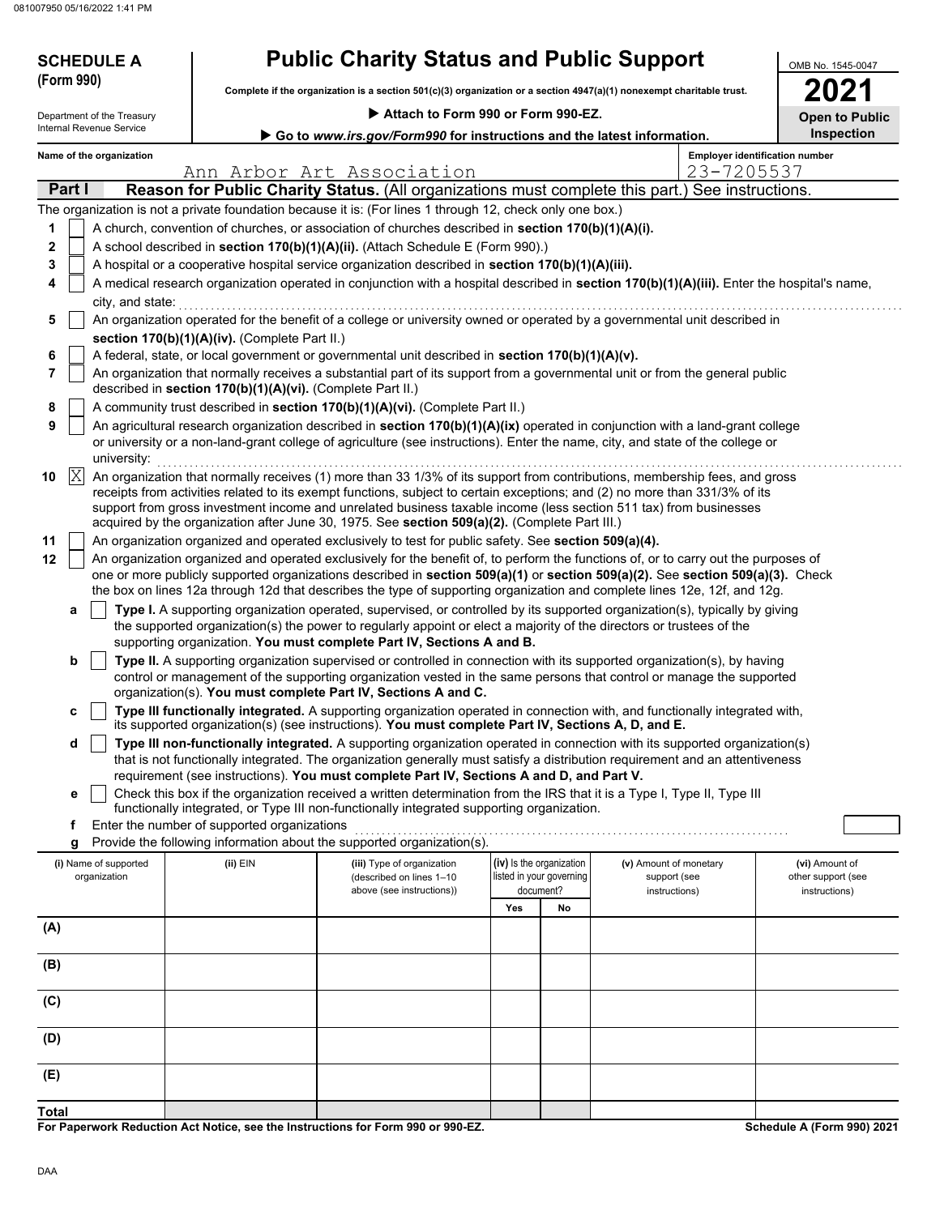081007950 05/16/2022 1:41 PM

**SCHEDULE A (Form 990)**

Department of the Treasury
Internal Revenue Service

# Public Charity Status and Public Support

**Complete if the organization is a section 501(c)(3) organization or a section 4947(a)(1) nonexempt charitable trust.**

▶ **Attach to Form 990 or Form 990-EZ.**

▶ **Go to *www.irs.gov/Form990* for instructions and the latest information.**

OMB No. 1545-0047

**2021**

**Open to Public Inspection**

**Name of the organization:** Ann Arbor Art Association

**Employer identification number:** 23-7205537

## Part I Reason for Public Charity Status. (All organizations must complete this part.) See instructions.

The organization is not a private foundation because it is: (For lines 1 through 12, check only one box.)

1. [ ] A church, convention of churches, or association of churches described in **section 170(b)(1)(A)(i).**
2. [ ] A school described in **section 170(b)(1)(A)(ii).** (Attach Schedule E (Form 990).)
3. [ ] A hospital or a cooperative hospital service organization described in **section 170(b)(1)(A)(iii).**
4. [ ] A medical research organization operated in conjunction with a hospital described in **section 170(b)(1)(A)(iii).** Enter the hospital's name, city, and state:
5. [ ] An organization operated for the benefit of a college or university owned or operated by a governmental unit described in **section 170(b)(1)(A)(iv).** (Complete Part II.)
6. [ ] A federal, state, or local government or governmental unit described in **section 170(b)(1)(A)(v).**
7. [ ] An organization that normally receives a substantial part of its support from a governmental unit or from the general public described in **section 170(b)(1)(A)(vi).** (Complete Part II.)
8. [ ] A community trust described in **section 170(b)(1)(A)(vi).** (Complete Part II.)
9. [ ] An agricultural research organization described in **section 170(b)(1)(A)(ix)** operated in conjunction with a land-grant college or university or a non-land-grant college of agriculture (see instructions). Enter the name, city, and state of the college or university:
10. [X] An organization that normally receives (1) more than 33 1/3% of its support from contributions, membership fees, and gross receipts from activities related to its exempt functions, subject to certain exceptions; and (2) no more than 331/3% of its support from gross investment income and unrelated business taxable income (less section 511 tax) from businesses acquired by the organization after June 30, 1975. See **section 509(a)(2).** (Complete Part III.)
11. [ ] An organization organized and operated exclusively to test for public safety. See **section 509(a)(4).**
12. [ ] An organization organized and operated exclusively for the benefit of, to perform the functions of, or to carry out the purposes of one or more publicly supported organizations described in **section 509(a)(1)** or **section 509(a)(2).** See **section 509(a)(3).** Check the box on lines 12a through 12d that describes the type of supporting organization and complete lines 12e, 12f, and 12g.
   - **a** [ ] **Type I.** A supporting organization operated, supervised, or controlled by its supported organization(s), typically by giving the supported organization(s) the power to regularly appoint or elect a majority of the directors or trustees of the supporting organization. **You must complete Part IV, Sections A and B.**
   - **b** [ ] **Type II.** A supporting organization supervised or controlled in connection with its supported organization(s), by having control or management of the supporting organization vested in the same persons that control or manage the supported organization(s). **You must complete Part IV, Sections A and C.**
   - **c** [ ] **Type III functionally integrated.** A supporting organization operated in connection with, and functionally integrated with, its supported organization(s) (see instructions). **You must complete Part IV, Sections A, D, and E.**
   - **d** [ ] **Type III non-functionally integrated.** A supporting organization operated in connection with its supported organization(s) that is not functionally integrated. The organization generally must satisfy a distribution requirement and an attentiveness requirement (see instructions). **You must complete Part IV, Sections A and D, and Part V.**
   - **e** [ ] Check this box if the organization received a written determination from the IRS that it is a Type I, Type II, Type III functionally integrated, or Type III non-functionally integrated supporting organization.
   - **f** Enter the number of supported organizations
   - **g** Provide the following information about the supported organization(s).

| (i) Name of supported organization | (ii) EIN | (iii) Type of organization (described on lines 1–10 above (see instructions)) | (iv) Is the organization listed in your governing document? Yes | No | (v) Amount of monetary support (see instructions) | (vi) Amount of other support (see instructions) |
|---|---|---|---|---|---|---|
| (A) | | | | | | |
| (B) | | | | | | |
| (C) | | | | | | |
| (D) | | | | | | |
| (E) | | | | | | |
| **Total** | | | | | | |

**For Paperwork Reduction Act Notice, see the Instructions for Form 990 or 990-EZ.**

**Schedule A (Form 990) 2021**

DAA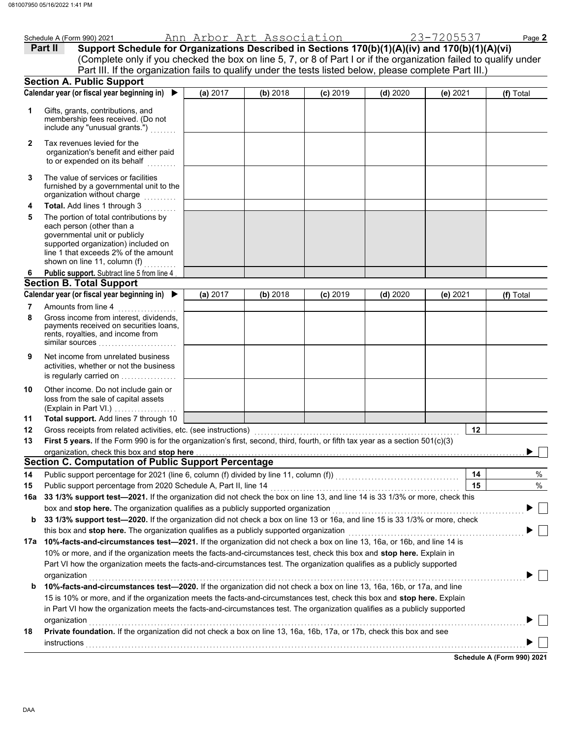Schedule A (Form 990) 2021 Ann Arbor Art Association 23-7205537

**Part II** **Support Schedule for Organizations Described in Sections 170(b)(1)(A)(iv) and 170(b)(1)(A)(vi)** (Complete only if you checked the box on line 5, 7, or 8 of Part I or if the organization failed to qualify under Part III. If the organization fails to qualify under the tests listed below, please complete Part III.)

## Section A. Public Support

| Calendar year (or fiscal year beginning in) ▶ | (a) 2017 | (b) 2018 | (c) 2019 | (d) 2020 | (e) 2021 | (f) Total |
|---|---|---|---|---|---|---|
| **1** Gifts, grants, contributions, and membership fees received. (Do not include any "unusual grants.") | | | | | | |
| **2** Tax revenues levied for the organization's benefit and either paid to or expended on its behalf | | | | | | |
| **3** The value of services or facilities furnished by a governmental unit to the organization without charge | | | | | | |
| **4** **Total.** Add lines 1 through 3 | | | | | | |
| **5** The portion of total contributions by each person (other than a governmental unit or publicly supported organization) included on line 1 that exceeds 2% of the amount shown on line 11, column (f) | | | | | | |
| **6** **Public support.** Subtract line 5 from line 4 | | | | | | |

## Section B. Total Support

| Calendar year (or fiscal year beginning in) ▶ | (a) 2017 | (b) 2018 | (c) 2019 | (d) 2020 | (e) 2021 | (f) Total |
|---|---|---|---|---|---|---|
| **7** Amounts from line 4 | | | | | | |
| **8** Gross income from interest, dividends, payments received on securities loans, rents, royalties, and income from similar sources | | | | | | |
| **9** Net income from unrelated business activities, whether or not the business is regularly carried on | | | | | | |
| **10** Other income. Do not include gain or loss from the sale of capital assets (Explain in Part VI.) | | | | | | |
| **11** **Total support.** Add lines 7 through 10 | | | | | | |

**12** Gross receipts from related activities, etc. (see instructions) | **12** |

**13** **First 5 years.** If the Form 990 is for the organization's first, second, third, fourth, or fifth tax year as a section 501(c)(3) organization, check this box and **stop here** ▶ ☐

## Section C. Computation of Public Support Percentage

**14** Public support percentage for 2021 (line 6, column (f) divided by line 11, column (f)) | **14** | %

**15** Public support percentage from 2020 Schedule A, Part II, line 14 | **15** | %

**16a** **33 1/3% support test—2021.** If the organization did not check the box on line 13, and line 14 is 33 1/3% or more, check this box and **stop here.** The organization qualifies as a publicly supported organization ▶ ☐

**b** **33 1/3% support test—2020.** If the organization did not check a box on line 13 or 16a, and line 15 is 33 1/3% or more, check this box and **stop here.** The organization qualifies as a publicly supported organization ▶ ☐

**17a** **10%-facts-and-circumstances test—2021.** If the organization did not check a box on line 13, 16a, or 16b, and line 14 is 10% or more, and if the organization meets the facts-and-circumstances test, check this box and **stop here.** Explain in Part VI how the organization meets the facts-and-circumstances test. The organization qualifies as a publicly supported organization ▶ ☐

**b** **10%-facts-and-circumstances test—2020.** If the organization did not check a box on line 13, 16a, 16b, or 17a, and line 15 is 10% or more, and if the organization meets the facts-and-circumstances test, check this box and **stop here.** Explain in Part VI how the organization meets the facts-and-circumstances test. The organization qualifies as a publicly supported organization ▶ ☐

**18** **Private foundation.** If the organization did not check a box on line 13, 16a, 16b, 17a, or 17b, check this box and see instructions ▶ ☐

**Schedule A (Form 990) 2021**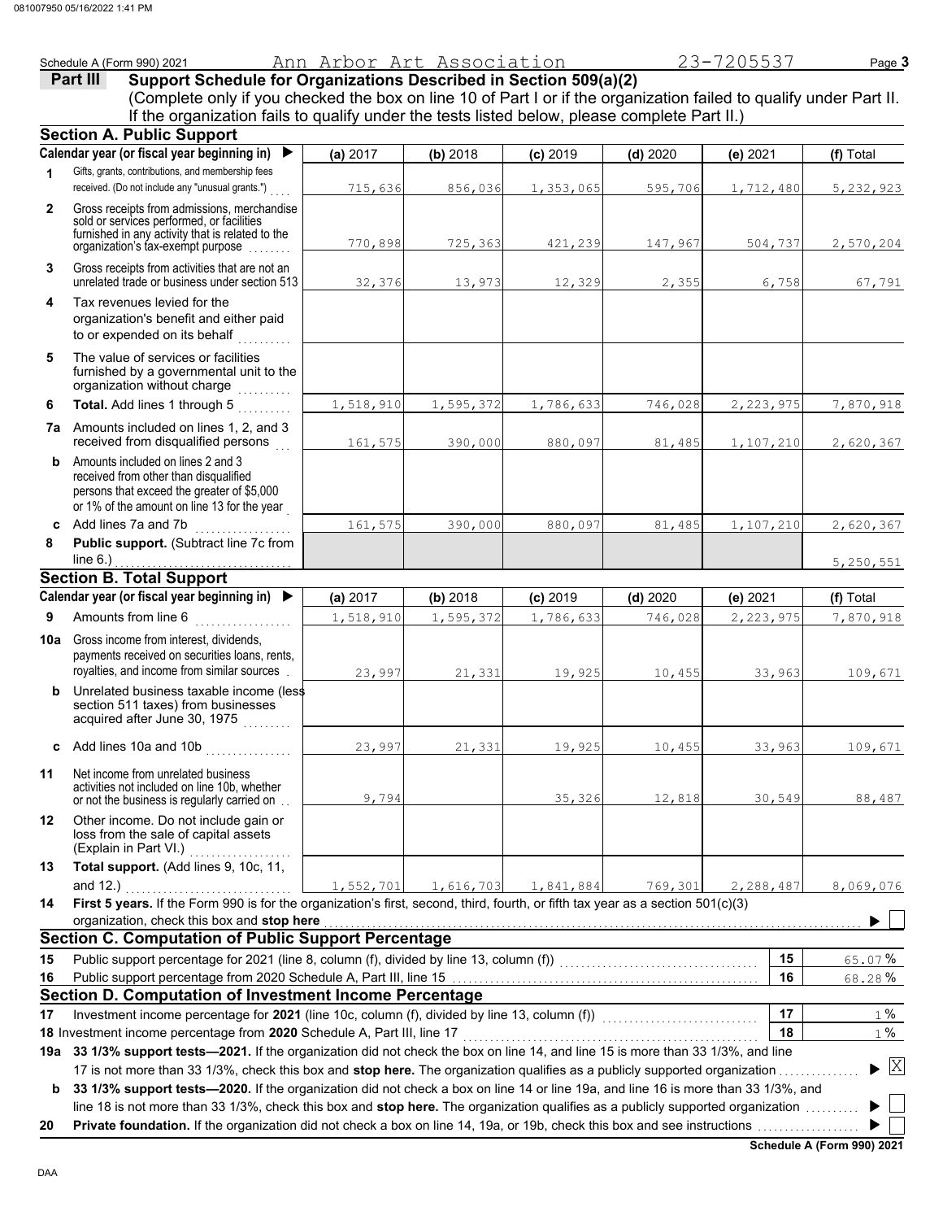Schedule A (Form 990) 2021 Ann Arbor Art Association 23-7205537 Page 3

## Part III Support Schedule for Organizations Described in Section 509(a)(2)

(Complete only if you checked the box on line 10 of Part I or if the organization failed to qualify under Part II. If the organization fails to qualify under the tests listed below, please complete Part II.)

### Section A. Public Support

| Calendar year (or fiscal year beginning in) ▶ | (a) 2017 | (b) 2018 | (c) 2019 | (d) 2020 | (e) 2021 | (f) Total |
|---|---|---|---|---|---|---|
| **1** Gifts, grants, contributions, and membership fees received. (Do not include any "unusual grants.") | 715,636 | 856,036 | 1,353,065 | 595,706 | 1,712,480 | 5,232,923 |
| **2** Gross receipts from admissions, merchandise sold or services performed, or facilities furnished in any activity that is related to the organization's tax-exempt purpose | 770,898 | 725,363 | 421,239 | 147,967 | 504,737 | 2,570,204 |
| **3** Gross receipts from activities that are not an unrelated trade or business under section 513 | 32,376 | 13,973 | 12,329 | 2,355 | 6,758 | 67,791 |
| **4** Tax revenues levied for the organization's benefit and either paid to or expended on its behalf | | | | | | |
| **5** The value of services or facilities furnished by a governmental unit to the organization without charge | | | | | | |
| **6** **Total.** Add lines 1 through 5 | 1,518,910 | 1,595,372 | 1,786,633 | 746,028 | 2,223,975 | 7,870,918 |
| **7a** Amounts included on lines 1, 2, and 3 received from disqualified persons | 161,575 | 390,000 | 880,097 | 81,485 | 1,107,210 | 2,620,367 |
| **b** Amounts included on lines 2 and 3 received from other than disqualified persons that exceed the greater of $5,000 or 1% of the amount on line 13 for the year | | | | | | |
| **c** Add lines 7a and 7b | 161,575 | 390,000 | 880,097 | 81,485 | 1,107,210 | 2,620,367 |
| **8** **Public support.** (Subtract line 7c from line 6.) | | | | | | 5,250,551 |

### Section B. Total Support

| Calendar year (or fiscal year beginning in) ▶ | (a) 2017 | (b) 2018 | (c) 2019 | (d) 2020 | (e) 2021 | (f) Total |
|---|---|---|---|---|---|---|
| **9** Amounts from line 6 | 1,518,910 | 1,595,372 | 1,786,633 | 746,028 | 2,223,975 | 7,870,918 |
| **10a** Gross income from interest, dividends, payments received on securities loans, rents, royalties, and income from similar sources | 23,997 | 21,331 | 19,925 | 10,455 | 33,963 | 109,671 |
| **b** Unrelated business taxable income (less section 511 taxes) from businesses acquired after June 30, 1975 | | | | | | |
| **c** Add lines 10a and 10b | 23,997 | 21,331 | 19,925 | 10,455 | 33,963 | 109,671 |
| **11** Net income from unrelated business activities not included on line 10b, whether or not the business is regularly carried on | 9,794 | | 35,326 | 12,818 | 30,549 | 88,487 |
| **12** Other income. Do not include gain or loss from the sale of capital assets (Explain in Part VI.) | | | | | | |
| **13** **Total support.** (Add lines 9, 10c, 11, and 12.) | 1,552,701 | 1,616,703 | 1,841,884 | 769,301 | 2,288,487 | 8,069,076 |

**14** **First 5 years.** If the Form 990 is for the organization's first, second, third, fourth, or fifth tax year as a section 501(c)(3) organization, check this box and **stop here** ▶ ☐

### Section C. Computation of Public Support Percentage

| | | | |
|---|---|---|---|
| **15** | Public support percentage for 2021 (line 8, column (f), divided by line 13, column (f)) | 15 | 65.07 % |
| **16** | Public support percentage from 2020 Schedule A, Part III, line 15 | 16 | 68.28 % |

### Section D. Computation of Investment Income Percentage

| | | | |
|---|---|---|---|
| **17** | Investment income percentage for **2021** (line 10c, column (f), divided by line 13, column (f)) | 17 | 1 % |
| **18** | Investment income percentage from **2020** Schedule A, Part III, line 17 | 18 | 1 % |

**19a** **33 1/3% support tests—2021.** If the organization did not check the box on line 14, and line 15 is more than 33 1/3%, and line 17 is not more than 33 1/3%, check this box and **stop here.** The organization qualifies as a publicly supported organization ▶ ☒

**b** **33 1/3% support tests—2020.** If the organization did not check a box on line 14 or line 19a, and line 16 is more than 33 1/3%, and line 18 is not more than 33 1/3%, check this box and **stop here.** The organization qualifies as a publicly supported organization ▶ ☐

**20** **Private foundation.** If the organization did not check a box on line 14, 19a, or 19b, check this box and see instructions ▶ ☐

**Schedule A (Form 990) 2021**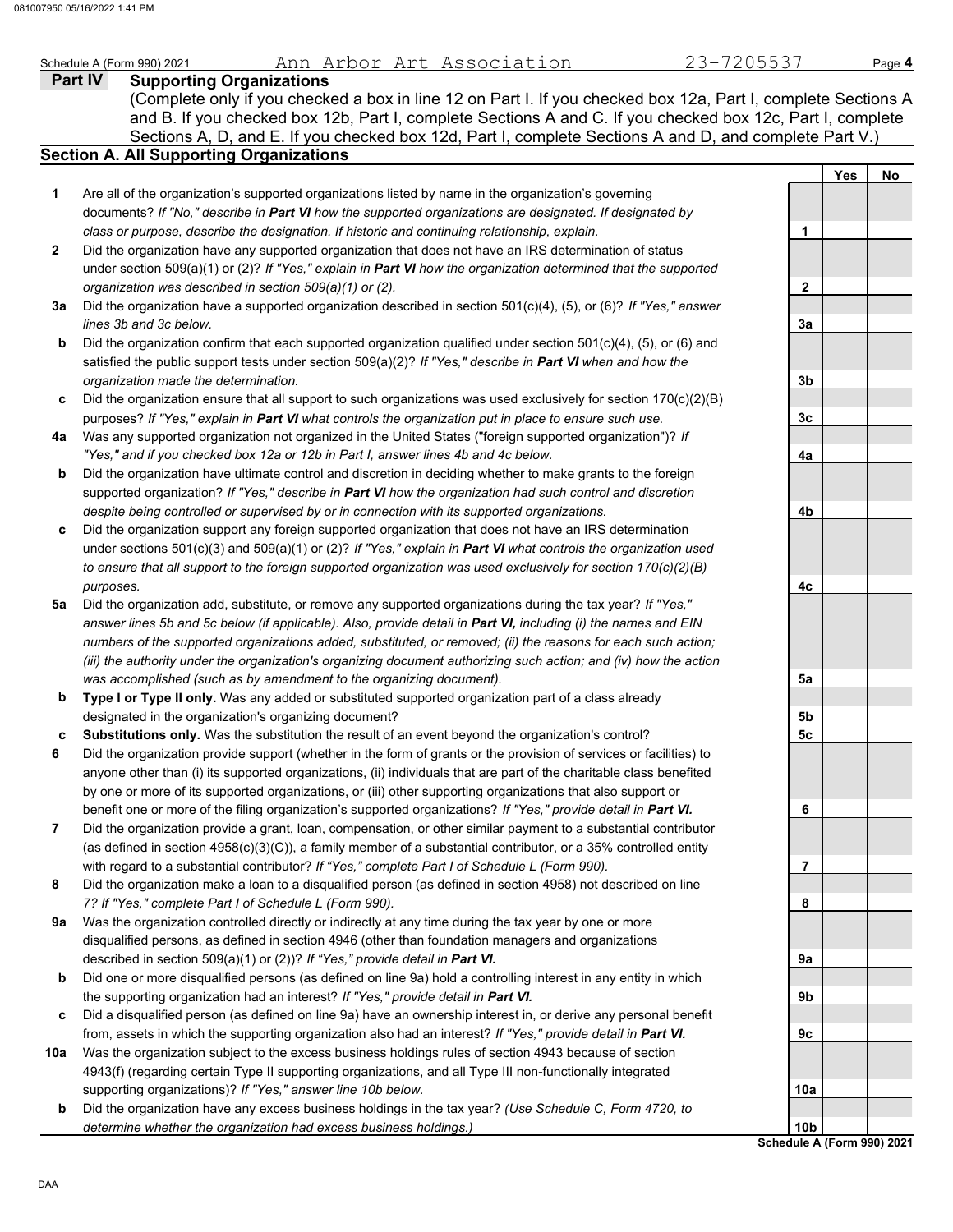Schedule A (Form 990) 2021 Ann Arbor Art Association 23-7205537

## Part IV Supporting Organizations

(Complete only if you checked a box in line 12 on Part I. If you checked box 12a, Part I, complete Sections A and B. If you checked box 12b, Part I, complete Sections A and C. If you checked box 12c, Part I, complete Sections A, D, and E. If you checked box 12d, Part I, complete Sections A and D, and complete Part V.)

### Section A. All Supporting Organizations

| | | Line | Yes | No |
|---|---|---|---|---|
| **1** | Are all of the organization's supported organizations listed by name in the organization's governing documents? *If "No," describe in **Part VI** how the supported organizations are designated. If designated by class or purpose, describe the designation. If historic and continuing relationship, explain.* | 1 | | |
| **2** | Did the organization have any supported organization that does not have an IRS determination of status under section 509(a)(1) or (2)? *If "Yes," explain in **Part VI** how the organization determined that the supported organization was described in section 509(a)(1) or (2).* | 2 | | |
| **3a** | Did the organization have a supported organization described in section 501(c)(4), (5), or (6)? *If "Yes," answer lines 3b and 3c below.* | 3a | | |
| **b** | Did the organization confirm that each supported organization qualified under section 501(c)(4), (5), or (6) and satisfied the public support tests under section 509(a)(2)? *If "Yes," describe in **Part VI** when and how the organization made the determination.* | 3b | | |
| **c** | Did the organization ensure that all support to such organizations was used exclusively for section 170(c)(2)(B) purposes? *If "Yes," explain in **Part VI** what controls the organization put in place to ensure such use.* | 3c | | |
| **4a** | Was any supported organization not organized in the United States ("foreign supported organization")? *If "Yes," and if you checked box 12a or 12b in Part I, answer lines 4b and 4c below.* | 4a | | |
| **b** | Did the organization have ultimate control and discretion in deciding whether to make grants to the foreign supported organization? *If "Yes," describe in **Part VI** how the organization had such control and discretion despite being controlled or supervised by or in connection with its supported organizations.* | 4b | | |
| **c** | Did the organization support any foreign supported organization that does not have an IRS determination under sections 501(c)(3) and 509(a)(1) or (2)? *If "Yes," explain in **Part VI** what controls the organization used to ensure that all support to the foreign supported organization was used exclusively for section 170(c)(2)(B) purposes.* | 4c | | |
| **5a** | Did the organization add, substitute, or remove any supported organizations during the tax year? *If "Yes," answer lines 5b and 5c below (if applicable). Also, provide detail in **Part VI,** including (i) the names and EIN numbers of the supported organizations added, substituted, or removed; (ii) the reasons for each such action; (iii) the authority under the organization's organizing document authorizing such action; and (iv) how the action was accomplished (such as by amendment to the organizing document).* | 5a | | |
| **b** | **Type I or Type II only.** Was any added or substituted supported organization part of a class already designated in the organization's organizing document? | 5b | | |
| **c** | **Substitutions only.** Was the substitution the result of an event beyond the organization's control? | 5c | | |
| **6** | Did the organization provide support (whether in the form of grants or the provision of services or facilities) to anyone other than (i) its supported organizations, (ii) individuals that are part of the charitable class benefited by one or more of its supported organizations, or (iii) other supporting organizations that also support or benefit one or more of the filing organization's supported organizations? *If "Yes," provide detail in **Part VI.*** | 6 | | |
| **7** | Did the organization provide a grant, loan, compensation, or other similar payment to a substantial contributor (as defined in section 4958(c)(3)(C)), a family member of a substantial contributor, or a 35% controlled entity with regard to a substantial contributor? *If "Yes," complete Part I of Schedule L (Form 990).* | 7 | | |
| **8** | Did the organization make a loan to a disqualified person (as defined in section 4958) not described on line 7? *If "Yes," complete Part I of Schedule L (Form 990).* | 8 | | |
| **9a** | Was the organization controlled directly or indirectly at any time during the tax year by one or more disqualified persons, as defined in section 4946 (other than foundation managers and organizations described in section 509(a)(1) or (2))? *If "Yes," provide detail in **Part VI.*** | 9a | | |
| **b** | Did one or more disqualified persons (as defined on line 9a) hold a controlling interest in any entity in which the supporting organization had an interest? *If "Yes," provide detail in **Part VI.*** | 9b | | |
| **c** | Did a disqualified person (as defined on line 9a) have an ownership interest in, or derive any personal benefit from, assets in which the supporting organization also had an interest? *If "Yes," provide detail in **Part VI.*** | 9c | | |
| **10a** | Was the organization subject to the excess business holdings rules of section 4943 because of section 4943(f) (regarding certain Type II supporting organizations, and all Type III non-functionally integrated supporting organizations)? *If "Yes," answer line 10b below.* | 10a | | |
| **b** | Did the organization have any excess business holdings in the tax year? *(Use Schedule C, Form 4720, to determine whether the organization had excess business holdings.)* | 10b | | |

**Schedule A (Form 990) 2021**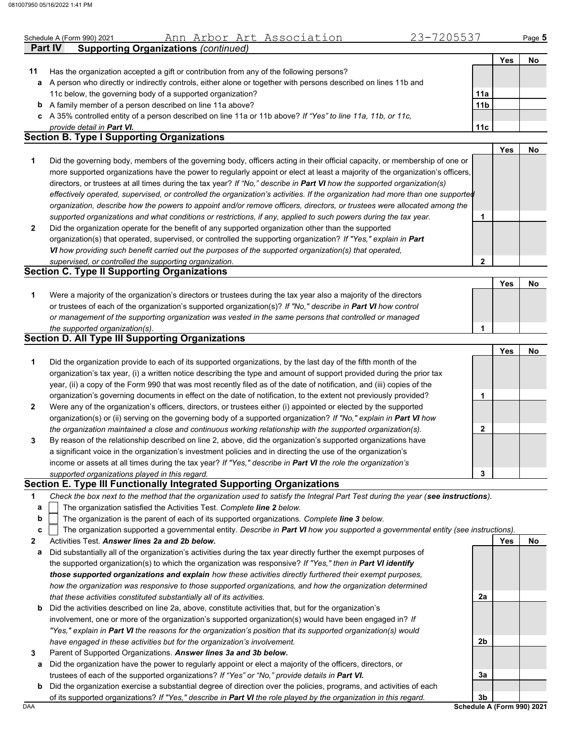Schedule A (Form 990) 2021 Ann Arbor Art Association 23-7205537

**Part IV Supporting Organizations** *(continued)*

| | | | Yes | No |
|---|---|---|---|---|
| **11** | Has the organization accepted a gift or contribution from any of the following persons? | | | |
| **a** | A person who directly or indirectly controls, either alone or together with persons described on lines 11b and 11c below, the governing body of a supported organization? | 11a | | |
| **b** | A family member of a person described on line 11a above? | 11b | | |
| **c** | A 35% controlled entity of a person described on line 11a or 11b above? *If "Yes" to line 11a, 11b, or 11c, provide detail in **Part VI.*** | 11c | | |

## Section B. Type I Supporting Organizations

| | | | Yes | No |
|---|---|---|---|---|
| **1** | Did the governing body, members of the governing body, officers acting in their official capacity, or membership of one or more supported organizations have the power to regularly appoint or elect at least a majority of the organization's officers, directors, or trustees at all times during the tax year? *If "No," describe in **Part VI** how the supported organization(s) effectively operated, supervised, or controlled the organization's activities. If the organization had more than one supported organization, describe how the powers to appoint and/or remove officers, directors, or trustees were allocated among the supported organizations and what conditions or restrictions, if any, applied to such powers during the tax year.* | 1 | | |
| **2** | Did the organization operate for the benefit of any supported organization other than the supported organization(s) that operated, supervised, or controlled the supporting organization? *If "Yes," explain in **Part VI** how providing such benefit carried out the purposes of the supported organization(s) that operated, supervised, or controlled the supporting organization.* | 2 | | |

## Section C. Type II Supporting Organizations

| | | | Yes | No |
|---|---|---|---|---|
| **1** | Were a majority of the organization's directors or trustees during the tax year also a majority of the directors or trustees of each of the organization's supported organization(s)? *If "No," describe in **Part VI** how control or management of the supporting organization was vested in the same persons that controlled or managed the supported organization(s).* | 1 | | |

## Section D. All Type III Supporting Organizations

| | | | Yes | No |
|---|---|---|---|---|
| **1** | Did the organization provide to each of its supported organizations, by the last day of the fifth month of the organization's tax year, (i) a written notice describing the type and amount of support provided during the prior tax year, (ii) a copy of the Form 990 that was most recently filed as of the date of notification, and (iii) copies of the organization's governing documents in effect on the date of notification, to the extent not previously provided? | 1 | | |
| **2** | Were any of the organization's officers, directors, or trustees either (i) appointed or elected by the supported organization(s) or (ii) serving on the governing body of a supported organization? *If "No," explain in **Part VI** how the organization maintained a close and continuous working relationship with the supported organization(s).* | 2 | | |
| **3** | By reason of the relationship described on line 2, above, did the organization's supported organizations have a significant voice in the organization's investment policies and in directing the use of the organization's income or assets at all times during the tax year? *If "Yes," describe in **Part VI** the role the organization's supported organizations played in this regard.* | 3 | | |

## Section E. Type III Functionally Integrated Supporting Organizations

**1** *Check the box next to the method that the organization used to satisfy the Integral Part Test during the year (**see instructions**).*

- **a** ☐ The organization satisfied the Activities Test. *Complete **line 2** below.*
- **b** ☐ The organization is the parent of each of its supported organizations. *Complete **line 3** below.*
- **c** ☐ The organization supported a governmental entity. *Describe in **Part VI** how you supported a governmental entity (see instructions).*

| | | | Yes | No |
|---|---|---|---|---|
| **2** | Activities Test. ***Answer lines 2a and 2b below.*** | | | |
| **a** | Did substantially all of the organization's activities during the tax year directly further the exempt purposes of the supported organization(s) to which the organization was responsive? *If "Yes," then in **Part VI identify those supported organizations and explain** how these activities directly furthered their exempt purposes, how the organization was responsive to those supported organizations, and how the organization determined that these activities constituted substantially all of its activities.* | 2a | | |
| **b** | Did the activities described on line 2a, above, constitute activities that, but for the organization's involvement, one or more of the organization's supported organization(s) would have been engaged in? *If "Yes," explain in **Part VI** the reasons for the organization's position that its supported organization(s) would have engaged in these activities but for the organization's involvement.* | 2b | | |
| **3** | Parent of Supported Organizations. ***Answer lines 3a and 3b below.*** | | | |
| **a** | Did the organization have the power to regularly appoint or elect a majority of the officers, directors, or trustees of each of the supported organizations? *If "Yes" or "No," provide details in **Part VI.*** | 3a | | |
| **b** | Did the organization exercise a substantial degree of direction over the policies, programs, and activities of each of its supported organizations? *If "Yes," describe in **Part VI** the role played by the organization in this regard.* | 3b | | |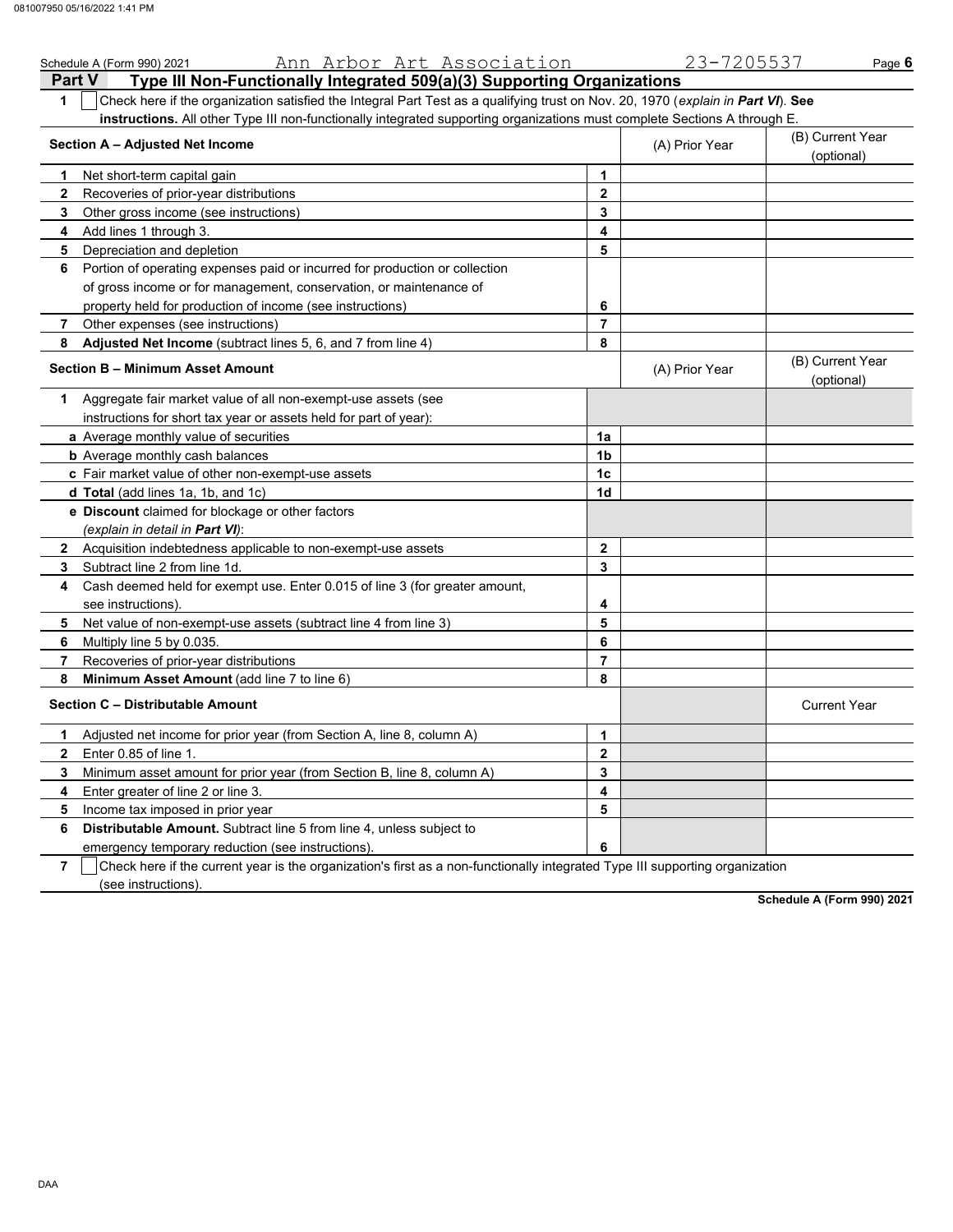Schedule A (Form 990) 2021 Ann Arbor Art Association 23-7205537 Page **6**

## Part V Type III Non-Functionally Integrated 509(a)(3) Supporting Organizations

**1** ☐ Check here if the organization satisfied the Integral Part Test as a qualifying trust on Nov. 20, 1970 (*explain in **Part VI***). **See instructions.** All other Type III non-functionally integrated supporting organizations must complete Sections A through E.

| **Section A – Adjusted Net Income** | | (A) Prior Year | (B) Current Year (optional) |
|---|---|---|---|
| **1** Net short-term capital gain | **1** | | |
| **2** Recoveries of prior-year distributions | **2** | | |
| **3** Other gross income (see instructions) | **3** | | |
| **4** Add lines 1 through 3. | **4** | | |
| **5** Depreciation and depletion | **5** | | |
| **6** Portion of operating expenses paid or incurred for production or collection of gross income or for management, conservation, or maintenance of property held for production of income (see instructions) | **6** | | |
| **7** Other expenses (see instructions) | **7** | | |
| **8** **Adjusted Net Income** (subtract lines 5, 6, and 7 from line 4) | **8** | | |

| **Section B – Minimum Asset Amount** | | (A) Prior Year | (B) Current Year (optional) |
|---|---|---|---|
| **1** Aggregate fair market value of all non-exempt-use assets (see instructions for short tax year or assets held for part of year): | | | |
| **a** Average monthly value of securities | **1a** | | |
| **b** Average monthly cash balances | **1b** | | |
| **c** Fair market value of other non-exempt-use assets | **1c** | | |
| **d** **Total** (add lines 1a, 1b, and 1c) | **1d** | | |
| **e** **Discount** claimed for blockage or other factors (*explain in detail in **Part VI***): | | | |
| **2** Acquisition indebtedness applicable to non-exempt-use assets | **2** | | |
| **3** Subtract line 2 from line 1d. | **3** | | |
| **4** Cash deemed held for exempt use. Enter 0.015 of line 3 (for greater amount, see instructions). | **4** | | |
| **5** Net value of non-exempt-use assets (subtract line 4 from line 3) | **5** | | |
| **6** Multiply line 5 by 0.035. | **6** | | |
| **7** Recoveries of prior-year distributions | **7** | | |
| **8** **Minimum Asset Amount** (add line 7 to line 6) | **8** | | |

| **Section C – Distributable Amount** | | | Current Year |
|---|---|---|---|
| **1** Adjusted net income for prior year (from Section A, line 8, column A) | **1** | | |
| **2** Enter 0.85 of line 1. | **2** | | |
| **3** Minimum asset amount for prior year (from Section B, line 8, column A) | **3** | | |
| **4** Enter greater of line 2 or line 3. | **4** | | |
| **5** Income tax imposed in prior year | **5** | | |
| **6** **Distributable Amount.** Subtract line 5 from line 4, unless subject to emergency temporary reduction (see instructions). | **6** | | |

**7** ☐ Check here if the current year is the organization's first as a non-functionally integrated Type III supporting organization (see instructions).

**Schedule A (Form 990) 2021**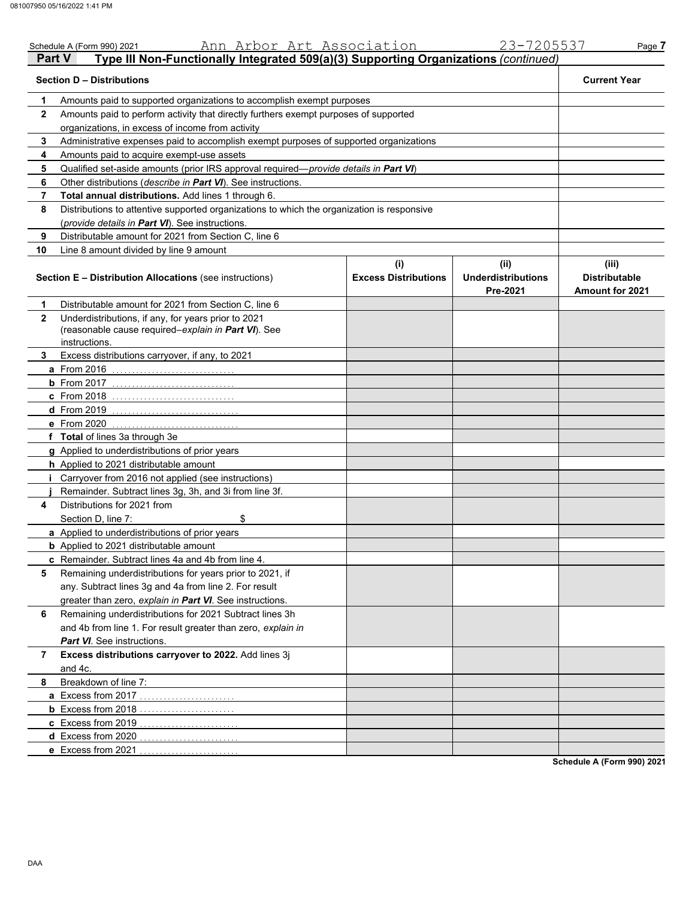Schedule A (Form 990) 2021 Ann Arbor Art Association 23-7205537

## Part V Type III Non-Functionally Integrated 509(a)(3) Supporting Organizations *(continued)*

| Section D – Distributions | | Current Year |
|---|---|---|
| 1 | Amounts paid to supported organizations to accomplish exempt purposes | |
| 2 | Amounts paid to perform activity that directly furthers exempt purposes of supported organizations, in excess of income from activity | |
| 3 | Administrative expenses paid to accomplish exempt purposes of supported organizations | |
| 4 | Amounts paid to acquire exempt-use assets | |
| 5 | Qualified set-aside amounts (prior IRS approval required—*provide details in **Part VI***) | |
| 6 | Other distributions (*describe in **Part VI***). See instructions. | |
| 7 | **Total annual distributions.** Add lines 1 through 6. | |
| 8 | Distributions to attentive supported organizations to which the organization is responsive (*provide details in **Part VI***). See instructions. | |
| 9 | Distributable amount for 2021 from Section C, line 6 | |
| 10 | Line 8 amount divided by line 9 amount | |

| Section E – Distribution Allocations (see instructions) | | (i) Excess Distributions | (ii) Underdistributions Pre-2021 | (iii) Distributable Amount for 2021 |
|---|---|---|---|---|
| 1 | Distributable amount for 2021 from Section C, line 6 | | | |
| 2 | Underdistributions, if any, for years prior to 2021 (reasonable cause required–*explain in **Part VI***). See instructions. | | | |
| 3 | Excess distributions carryover, if any, to 2021 | | | |
| a | From 2016 | | | |
| b | From 2017 | | | |
| c | From 2018 | | | |
| d | From 2019 | | | |
| e | From 2020 | | | |
| f | **Total** of lines 3a through 3e | | | |
| g | Applied to underdistributions of prior years | | | |
| h | Applied to 2021 distributable amount | | | |
| i | Carryover from 2016 not applied (see instructions) | | | |
| j | Remainder. Subtract lines 3g, 3h, and 3i from line 3f. | | | |
| 4 | Distributions for 2021 from Section D, line 7: $ | | | |
| a | Applied to underdistributions of prior years | | | |
| b | Applied to 2021 distributable amount | | | |
| c | Remainder. Subtract lines 4a and 4b from line 4. | | | |
| 5 | Remaining underdistributions for years prior to 2021, if any. Subtract lines 3g and 4a from line 2. For result greater than zero, *explain in **Part VI***. See instructions. | | | |
| 6 | Remaining underdistributions for 2021 Subtract lines 3h and 4b from line 1. For result greater than zero, *explain in **Part VI***. See instructions. | | | |
| 7 | **Excess distributions carryover to 2022.** Add lines 3j and 4c. | | | |
| 8 | Breakdown of line 7: | | | |
| a | Excess from 2017 | | | |
| b | Excess from 2018 | | | |
| c | Excess from 2019 | | | |
| d | Excess from 2020 | | | |
| e | Excess from 2021 | | | |

Schedule A (Form 990) 2021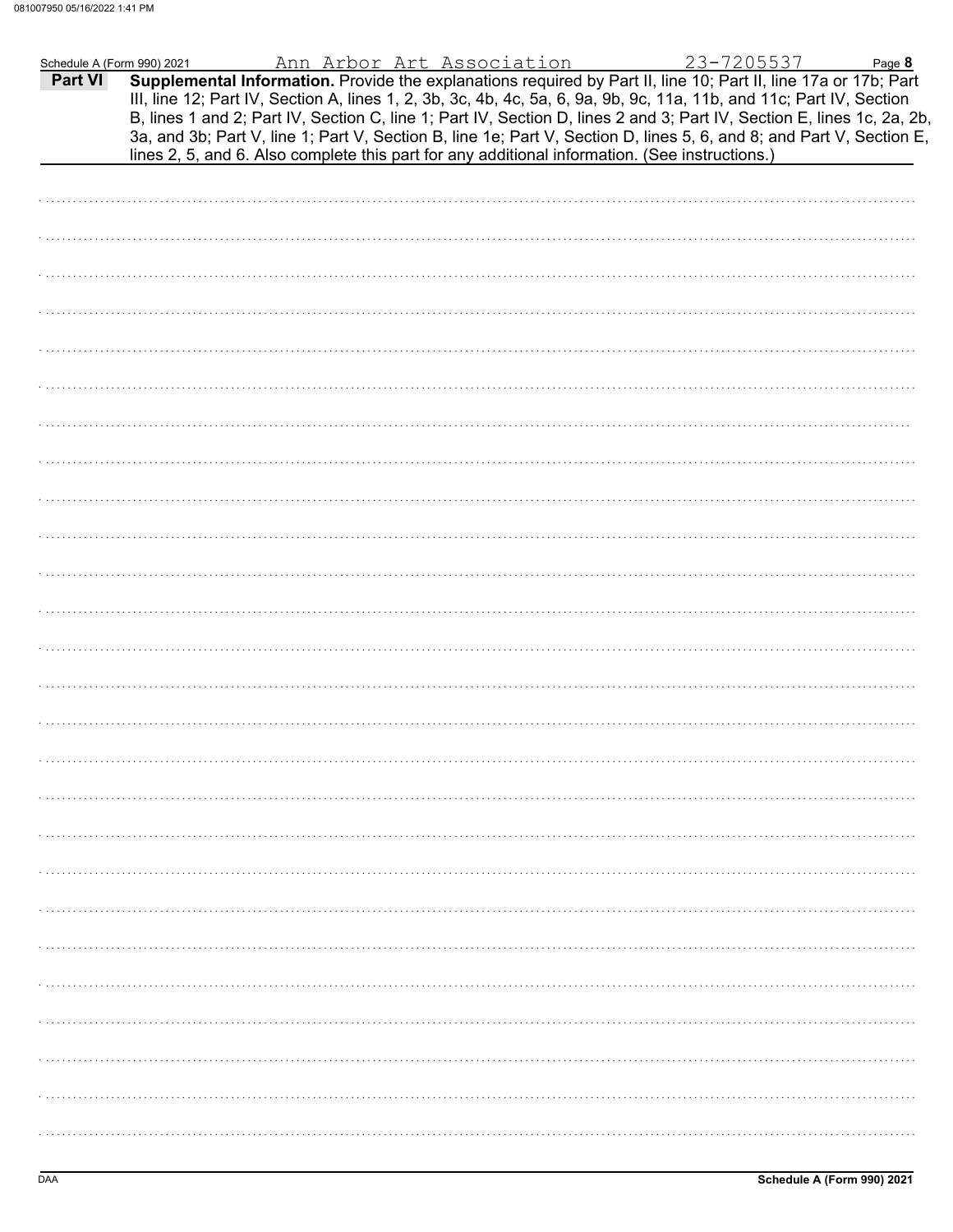Schedule A (Form 990) 2021 Ann Arbor Art Association 23-7205537 Page **8**

**Part VI** **Supplemental Information.** Provide the explanations required by Part II, line 10; Part II, line 17a or 17b; Part III, line 12; Part IV, Section A, lines 1, 2, 3b, 3c, 4b, 4c, 5a, 6, 9a, 9b, 9c, 11a, 11b, and 11c; Part IV, Section B, lines 1 and 2; Part IV, Section C, line 1; Part IV, Section D, lines 2 and 3; Part IV, Section E, lines 1c, 2a, 2b, 3a, and 3b; Part V, line 1; Part V, Section B, line 1e; Part V, Section D, lines 5, 6, and 8; and Part V, Section E, lines 2, 5, and 6. Also complete this part for any additional information. (See instructions.)

DAA **Schedule A (Form 990) 2021**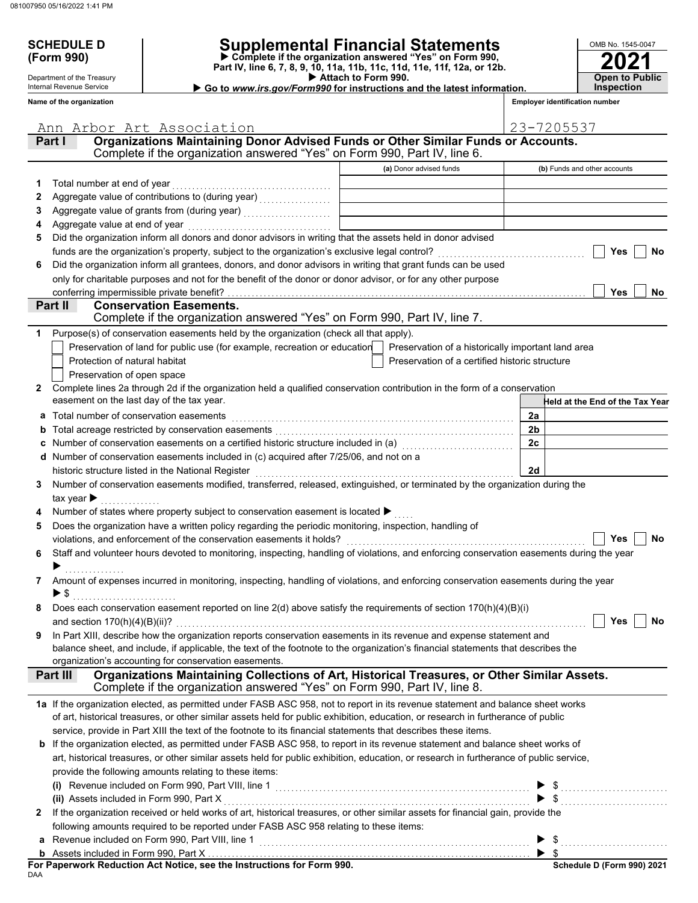081007950 05/16/2022 1:41 PM

**SCHEDULE D (Form 990)**

Department of the Treasury
Internal Revenue Service

# Supplemental Financial Statements

▶ Complete if the organization answered "Yes" on Form 990, Part IV, line 6, 7, 8, 9, 10, 11a, 11b, 11c, 11d, 11e, 11f, 12a, or 12b.
▶ Attach to Form 990.
▶ Go to *www.irs.gov/Form990* for instructions and the latest information.

OMB No. 1545-0047

**2021**

**Open to Public Inspection**

**Name of the organization**: Ann Arbor Art Association

**Employer identification number**: 23-7205537

## Part I — Organizations Maintaining Donor Advised Funds or Other Similar Funds or Accounts.
Complete if the organization answered "Yes" on Form 990, Part IV, line 6.

| | | (a) Donor advised funds | (b) Funds and other accounts |
|---|---|---|---|
| 1 | Total number at end of year | | |
| 2 | Aggregate value of contributions to (during year) | | |
| 3 | Aggregate value of grants from (during year) | | |
| 4 | Aggregate value at end of year | | |

5 Did the organization inform all donors and donor advisors in writing that the assets held in donor advised funds are the organization's property, subject to the organization's exclusive legal control? ☐ Yes ☐ No

6 Did the organization inform all grantees, donors, and donor advisors in writing that grant funds can be used only for charitable purposes and not for the benefit of the donor or donor advisor, or for any other purpose conferring impermissible private benefit? ☐ Yes ☐ No

## Part II — Conservation Easements.
Complete if the organization answered "Yes" on Form 990, Part IV, line 7.

1 Purpose(s) of conservation easements held by the organization (check all that apply).
- ☐ Preservation of land for public use (for example, recreation or education)
- ☐ Protection of natural habitat
- ☐ Preservation of open space
- ☐ Preservation of a historically important land area
- ☐ Preservation of a certified historic structure

2 Complete lines 2a through 2d if the organization held a qualified conservation contribution in the form of a conservation easement on the last day of the tax year.

| | | | Held at the End of the Tax Year |
|---|---|---|---|
| a | Total number of conservation easements | 2a | |
| b | Total acreage restricted by conservation easements | 2b | |
| c | Number of conservation easements on a certified historic structure included in (a) | 2c | |
| d | Number of conservation easements included in (c) acquired after 7/25/06, and not on a historic structure listed in the National Register | 2d | |

3 Number of conservation easements modified, transferred, released, extinguished, or terminated by the organization during the tax year ▶

4 Number of states where property subject to conservation easement is located ▶

5 Does the organization have a written policy regarding the periodic monitoring, inspection, handling of violations, and enforcement of the conservation easements it holds? ☐ Yes ☐ No

6 Staff and volunteer hours devoted to monitoring, inspecting, handling of violations, and enforcing conservation easements during the year ▶

7 Amount of expenses incurred in monitoring, inspecting, handling of violations, and enforcing conservation easements during the year ▶ $

8 Does each conservation easement reported on line 2(d) above satisfy the requirements of section 170(h)(4)(B)(i) and section 170(h)(4)(B)(ii)? ☐ Yes ☐ No

9 In Part XIII, describe how the organization reports conservation easements in its revenue and expense statement and balance sheet, and include, if applicable, the text of the footnote to the organization's financial statements that describes the organization's accounting for conservation easements.

## Part III — Organizations Maintaining Collections of Art, Historical Treasures, or Other Similar Assets.
Complete if the organization answered "Yes" on Form 990, Part IV, line 8.

1a If the organization elected, as permitted under FASB ASC 958, not to report in its revenue statement and balance sheet works of art, historical treasures, or other similar assets held for public exhibition, education, or research in furtherance of public service, provide in Part XIII the text of the footnote to its financial statements that describes these items.

b If the organization elected, as permitted under FASB ASC 958, to report in its revenue statement and balance sheet works of art, historical treasures, or other similar assets held for public exhibition, education, or research in furtherance of public service, provide the following amounts relating to these items:

(i) Revenue included on Form 990, Part VIII, line 1 ▶ $

(ii) Assets included in Form 990, Part X ▶ $

2 If the organization received or held works of art, historical treasures, or other similar assets for financial gain, provide the following amounts required to be reported under FASB ASC 958 relating to these items:

a Revenue included on Form 990, Part VIII, line 1 ▶ $

b Assets included in Form 990, Part X ▶ $

**For Paperwork Reduction Act Notice, see the Instructions for Form 990.** **Schedule D (Form 990) 2021**

DAA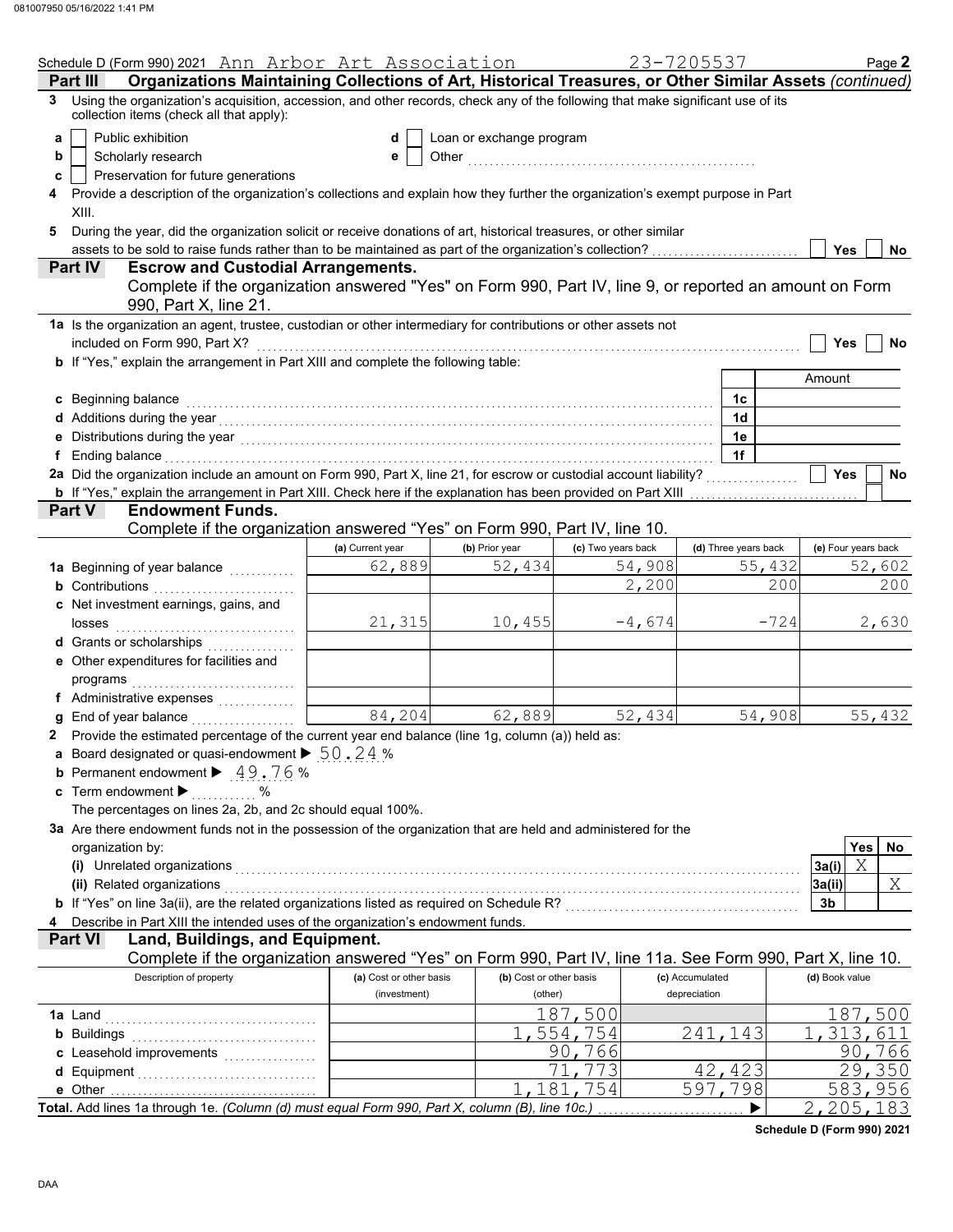Schedule D (Form 990) 2021 Ann Arbor Art Association 23-7205537 Page **2**

## Part III Organizations Maintaining Collections of Art, Historical Treasures, or Other Similar Assets *(continued)*

**3** Using the organization's acquisition, accession, and other records, check any of the following that make significant use of its collection items (check all that apply):

- **a** ☐ Public exhibition
- **b** ☐ Scholarly research
- **c** ☐ Preservation for future generations
- **d** ☐ Loan or exchange program
- **e** ☐ Other ....................

**4** Provide a description of the organization's collections and explain how they further the organization's exempt purpose in Part XIII.

**5** During the year, did the organization solicit or receive donations of art, historical treasures, or other similar assets to be sold to raise funds rather than to be maintained as part of the organization's collection? ☐ Yes ☐ No

## Part IV Escrow and Custodial Arrangements.

Complete if the organization answered "Yes" on Form 990, Part IV, line 9, or reported an amount on Form 990, Part X, line 21.

**1a** Is the organization an agent, trustee, custodian or other intermediary for contributions or other assets not included on Form 990, Part X? ☐ Yes ☐ No

**b** If "Yes," explain the arrangement in Part XIII and complete the following table:

| | | Amount |
|---|---|---|
| **c** Beginning balance | 1c | |
| **d** Additions during the year | 1d | |
| **e** Distributions during the year | 1e | |
| **f** Ending balance | 1f | |

**2a** Did the organization include an amount on Form 990, Part X, line 21, for escrow or custodial account liability? ☐ Yes ☐ No

**b** If "Yes," explain the arrangement in Part XIII. Check here if the explanation has been provided on Part XIII ☐

## Part V Endowment Funds.

Complete if the organization answered "Yes" on Form 990, Part IV, line 10.

| | (a) Current year | (b) Prior year | (c) Two years back | (d) Three years back | (e) Four years back |
|---|---|---|---|---|---|
| **1a** Beginning of year balance | 62,889 | 52,434 | 54,908 | 55,432 | 52,602 |
| **b** Contributions | | | 2,200 | 200 | 200 |
| **c** Net investment earnings, gains, and losses | 21,315 | 10,455 | -4,674 | -724 | 2,630 |
| **d** Grants or scholarships | | | | | |
| **e** Other expenditures for facilities and programs | | | | | |
| **f** Administrative expenses | | | | | |
| **g** End of year balance | 84,204 | 62,889 | 52,434 | 54,908 | 55,432 |

**2** Provide the estimated percentage of the current year end balance (line 1g, column (a)) held as:

- **a** Board designated or quasi-endowment ▶ 50.24 %
- **b** Permanent endowment ▶ 49.76 %
- **c** Term endowment ▶ ........... %

The percentages on lines 2a, 2b, and 2c should equal 100%.

**3a** Are there endowment funds not in the possession of the organization that are held and administered for the organization by:

| | | Yes | No |
|---|---|---|---|
| **(i)** Unrelated organizations | 3a(i) | X | |
| **(ii)** Related organizations | 3a(ii) | | X |
| **b** If "Yes" on line 3a(ii), are the related organizations listed as required on Schedule R? | 3b | | |

**4** Describe in Part XIII the intended uses of the organization's endowment funds.

## Part VI Land, Buildings, and Equipment.

Complete if the organization answered "Yes" on Form 990, Part IV, line 11a. See Form 990, Part X, line 10.

| Description of property | (a) Cost or other basis (investment) | (b) Cost or other basis (other) | (c) Accumulated depreciation | (d) Book value |
|---|---|---|---|---|
| **1a** Land | | 187,500 | | 187,500 |
| **b** Buildings | | 1,554,754 | 241,143 | 1,313,611 |
| **c** Leasehold improvements | | 90,766 | | 90,766 |
| **d** Equipment | | 71,773 | 42,423 | 29,350 |
| **e** Other | | 1,181,754 | 597,798 | 583,956 |
| **Total.** Add lines 1a through 1e. *(Column (d) must equal Form 990, Part X, column (B), line 10c.)* ▶ | | | | 2,205,183 |

**Schedule D (Form 990) 2021**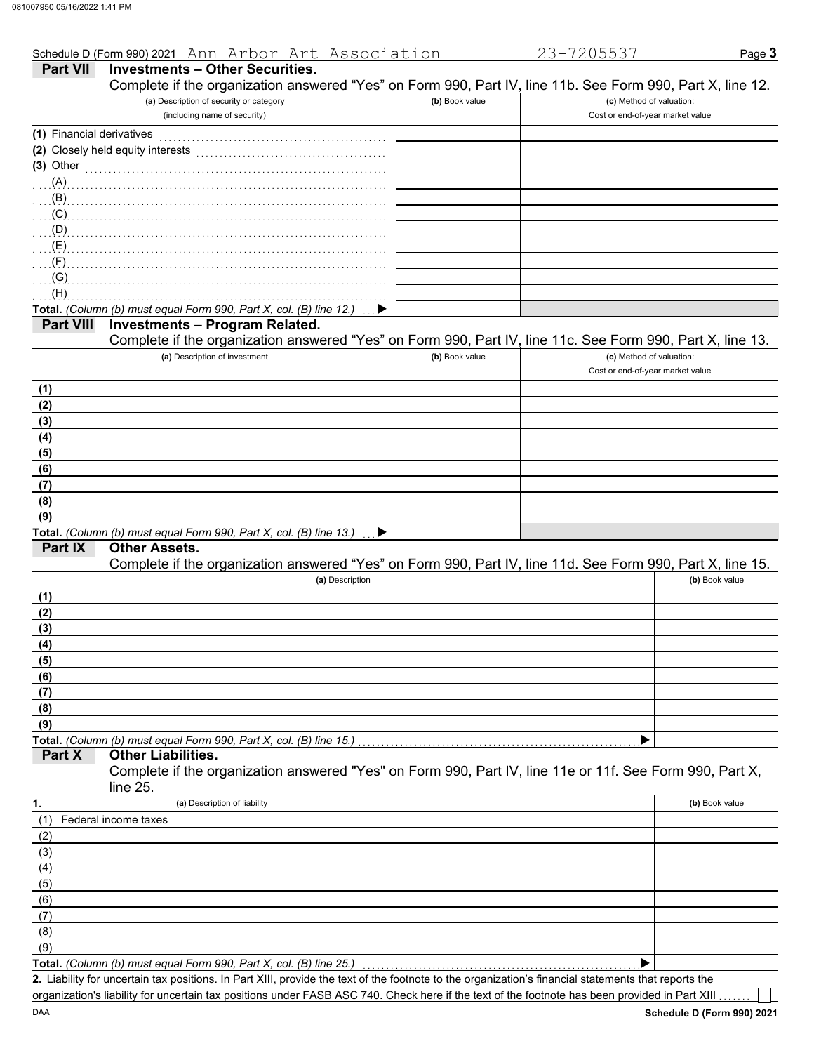Schedule D (Form 990) 2021 Ann Arbor Art Association 23-7205537 Page **3**

## Part VII Investments – Other Securities.

Complete if the organization answered "Yes" on Form 990, Part IV, line 11b. See Form 990, Part X, line 12.

| (a) Description of security or category (including name of security) | (b) Book value | (c) Method of valuation: Cost or end-of-year market value |
|---|---|---|
| (1) Financial derivatives | | |
| (2) Closely held equity interests | | |
| (3) Other | | |
| (A) | | |
| (B) | | |
| (C) | | |
| (D) | | |
| (E) | | |
| (F) | | |
| (G) | | |
| (H) | | |
| **Total.** *(Column (b) must equal Form 990, Part X, col. (B) line 12.)* ▶ | | |

## Part VIII Investments – Program Related.

Complete if the organization answered "Yes" on Form 990, Part IV, line 11c. See Form 990, Part X, line 13.

| (a) Description of investment | (b) Book value | (c) Method of valuation: Cost or end-of-year market value |
|---|---|---|
| (1) | | |
| (2) | | |
| (3) | | |
| (4) | | |
| (5) | | |
| (6) | | |
| (7) | | |
| (8) | | |
| (9) | | |
| **Total.** *(Column (b) must equal Form 990, Part X, col. (B) line 13.)* ▶ | | |

## Part IX Other Assets.

Complete if the organization answered "Yes" on Form 990, Part IV, line 11d. See Form 990, Part X, line 15.

| (a) Description | (b) Book value |
|---|---|
| (1) | |
| (2) | |
| (3) | |
| (4) | |
| (5) | |
| (6) | |
| (7) | |
| (8) | |
| (9) | |
| **Total.** *(Column (b) must equal Form 990, Part X, col. (B) line 15.)* ▶ | |

## Part X Other Liabilities.

Complete if the organization answered "Yes" on Form 990, Part IV, line 11e or 11f. See Form 990, Part X, line 25.

| 1. (a) Description of liability | (b) Book value |
|---|---|
| (1) Federal income taxes | |
| (2) | |
| (3) | |
| (4) | |
| (5) | |
| (6) | |
| (7) | |
| (8) | |
| (9) | |
| **Total.** *(Column (b) must equal Form 990, Part X, col. (B) line 25.)* ▶ | |

**2.** Liability for uncertain tax positions. In Part XIII, provide the text of the footnote to the organization's financial statements that reports the organization's liability for uncertain tax positions under FASB ASC 740. Check here if the text of the footnote has been provided in Part XIII ☐

DAA **Schedule D (Form 990) 2021**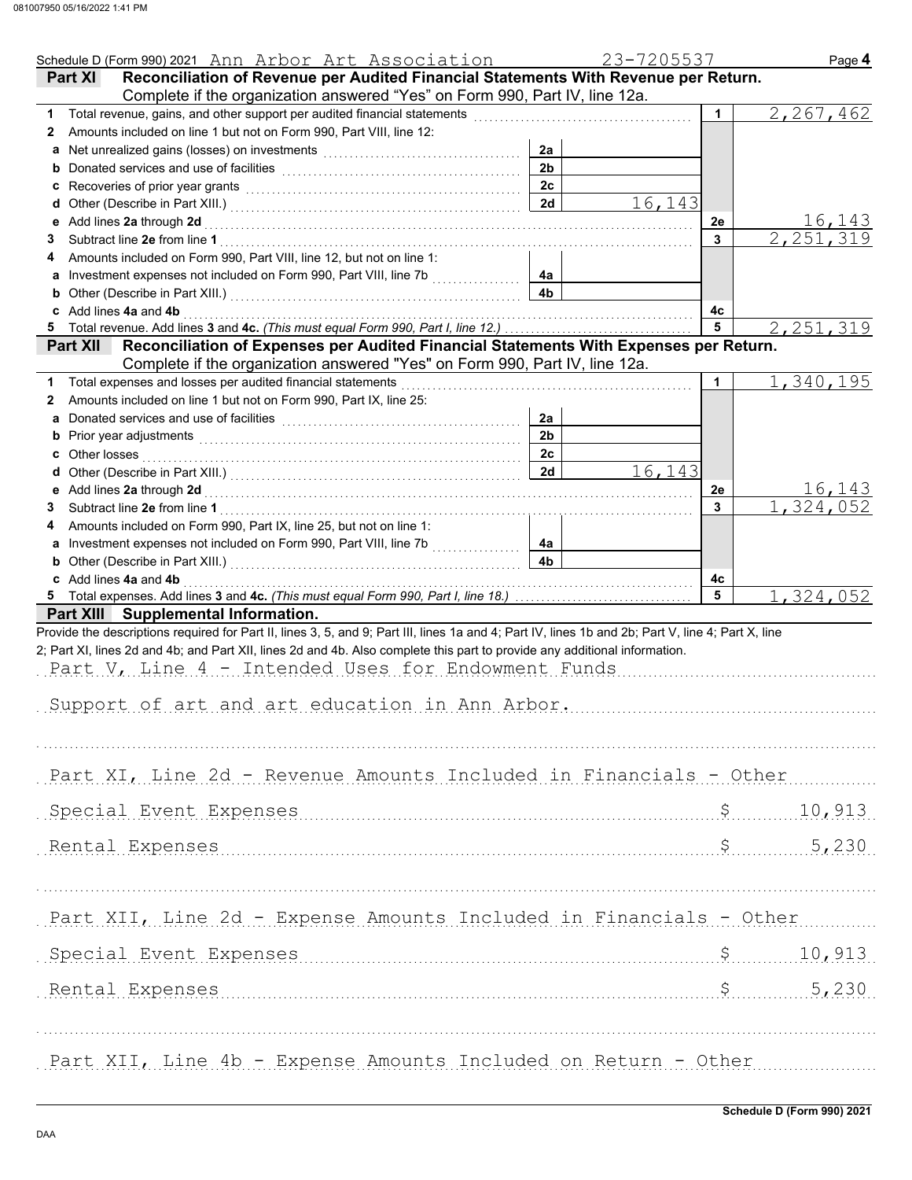Schedule D (Form 990) 2021 Ann Arbor Art Association 23-7205537 Page **4**

## Part XI Reconciliation of Revenue per Audited Financial Statements With Revenue per Return.

Complete if the organization answered "Yes" on Form 990, Part IV, line 12a.

| | | | | | |
|---|---|---|---|---|---|
| **1** | Total revenue, gains, and other support per audited financial statements | | | 1 | 2,267,462 |
| **2** | Amounts included on line 1 but not on Form 990, Part VIII, line 12: | | | | |
| **a** | Net unrealized gains (losses) on investments | 2a | | | |
| **b** | Donated services and use of facilities | 2b | | | |
| **c** | Recoveries of prior year grants | 2c | | | |
| **d** | Other (Describe in Part XIII.) | 2d | 16,143 | | |
| **e** | Add lines **2a** through **2d** | | | 2e | 16,143 |
| **3** | Subtract line **2e** from line **1** | | | 3 | 2,251,319 |
| **4** | Amounts included on Form 990, Part VIII, line 12, but not on line 1: | | | | |
| **a** | Investment expenses not included on Form 990, Part VIII, line 7b | 4a | | | |
| **b** | Other (Describe in Part XIII.) | 4b | | | |
| **c** | Add lines **4a** and **4b** | | | 4c | |
| **5** | Total revenue. Add lines **3** and **4c.** *(This must equal Form 990, Part I, line 12.)* | | | 5 | 2,251,319 |

## Part XII Reconciliation of Expenses per Audited Financial Statements With Expenses per Return.

Complete if the organization answered "Yes" on Form 990, Part IV, line 12a.

| | | | | | |
|---|---|---|---|---|---|
| **1** | Total expenses and losses per audited financial statements | | | 1 | 1,340,195 |
| **2** | Amounts included on line 1 but not on Form 990, Part IX, line 25: | | | | |
| **a** | Donated services and use of facilities | 2a | | | |
| **b** | Prior year adjustments | 2b | | | |
| **c** | Other losses | 2c | | | |
| **d** | Other (Describe in Part XIII.) | 2d | 16,143 | | |
| **e** | Add lines **2a** through **2d** | | | 2e | 16,143 |
| **3** | Subtract line **2e** from line **1** | | | 3 | 1,324,052 |
| **4** | Amounts included on Form 990, Part IX, line 25, but not on line 1: | | | | |
| **a** | Investment expenses not included on Form 990, Part VIII, line 7b | 4a | | | |
| **b** | Other (Describe in Part XIII.) | 4b | | | |
| **c** | Add lines **4a** and **4b** | | | 4c | |
| **5** | Total expenses. Add lines **3** and **4c.** *(This must equal Form 990, Part I, line 18.)* | | | 5 | 1,324,052 |

## Part XIII Supplemental Information.

Provide the descriptions required for Part II, lines 3, 5, and 9; Part III, lines 1a and 4; Part IV, lines 1b and 2b; Part V, line 4; Part X, line 2; Part XI, lines 2d and 4b; and Part XII, lines 2d and 4b. Also complete this part to provide any additional information.

Part V, Line 4 - Intended Uses for Endowment Funds

Support of art and art education in Ann Arbor.

Part XI, Line 2d - Revenue Amounts Included in Financials - Other

| | |
|---|---|
| Special Event Expenses | $ 10,913 |
| Rental Expenses | $ 5,230 |

Part XII, Line 2d - Expense Amounts Included in Financials - Other

| | |
|---|---|
| Special Event Expenses | $ 10,913 |
| Rental Expenses | $ 5,230 |

Part XII, Line 4b - Expense Amounts Included on Return - Other

Schedule D (Form 990) 2021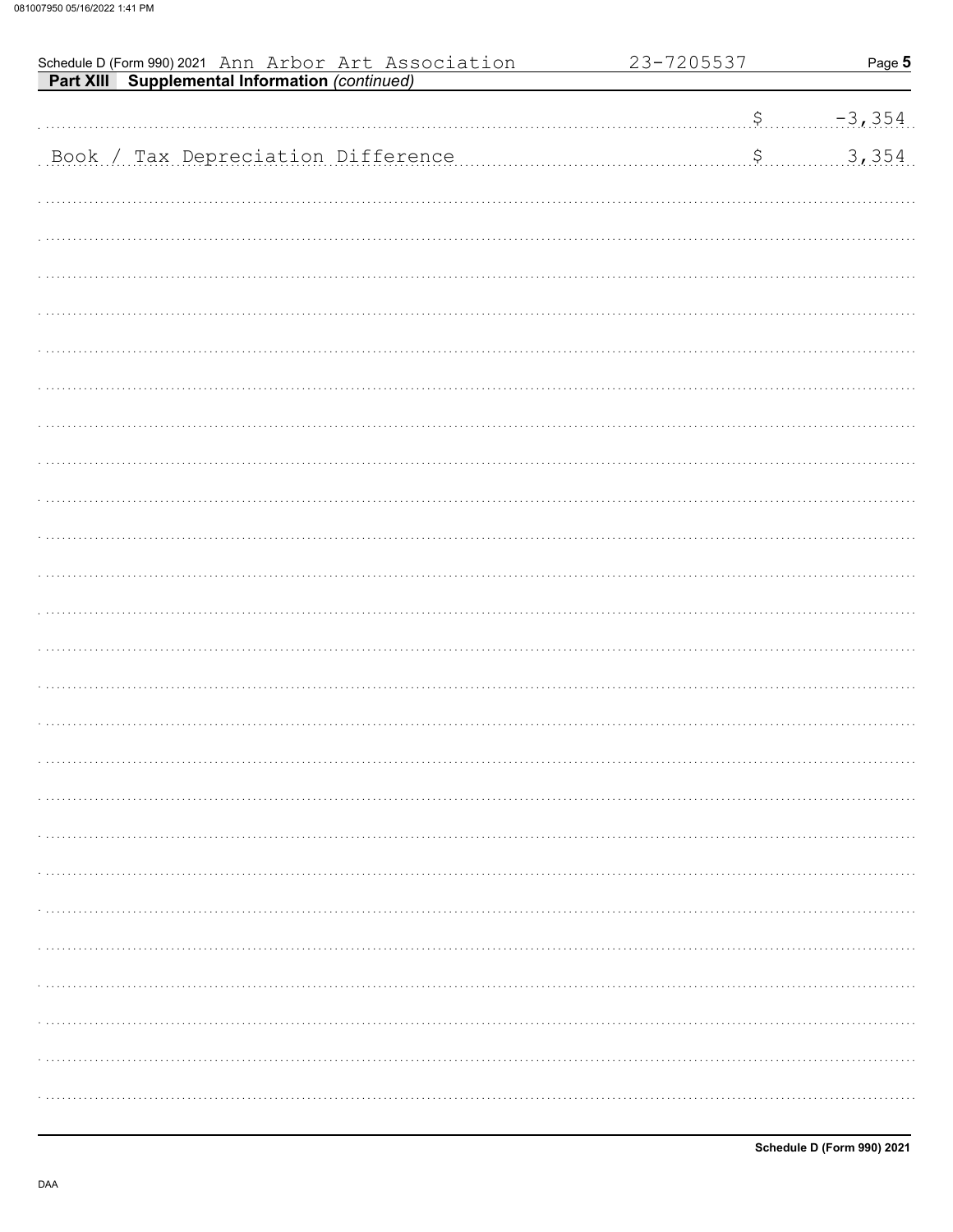Schedule D (Form 990) 2021 Ann Arbor Art Association 23-7205537

**Part XIII Supplemental Information** *(continued)*

| | | |
|---|---|---|
| | $ | -3,354 |
| Book / Tax Depreciation Difference | $ | 3,354 |

Schedule D (Form 990) 2021

DAA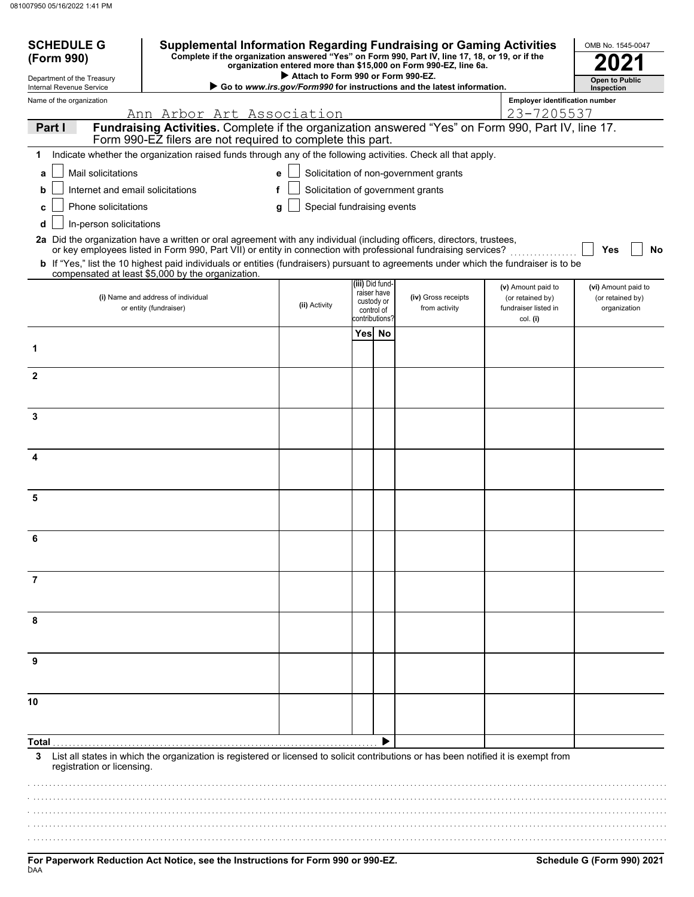081007950 05/16/2022 1:41 PM

**SCHEDULE G (Form 990)**

Department of the Treasury
Internal Revenue Service

# Supplemental Information Regarding Fundraising or Gaming Activities

**Complete if the organization answered "Yes" on Form 990, Part IV, line 17, 18, or 19, or if the organization entered more than $15,000 on Form 990-EZ, line 6a.**

▶ **Attach to Form 990 or Form 990-EZ.**

▶ **Go to *www.irs.gov/Form990* for instructions and the latest information.**

OMB No. 1545-0047

**2021**

**Open to Public Inspection**

Name of the organization: Ann Arbor Art Association

Employer identification number: 23-7205537

## Part I — Fundraising Activities. Complete if the organization answered "Yes" on Form 990, Part IV, line 17. Form 990-EZ filers are not required to complete this part.

**1** Indicate whether the organization raised funds through any of the following activities. Check all that apply.

- **a** ☐ Mail solicitations
- **b** ☐ Internet and email solicitations
- **c** ☐ Phone solicitations
- **d** ☐ In-person solicitations
- **e** ☐ Solicitation of non-government grants
- **f** ☐ Solicitation of government grants
- **g** ☐ Special fundraising events

**2a** Did the organization have a written or oral agreement with any individual (including officers, directors, trustees, or key employees listed in Form 990, Part VII) or entity in connection with professional fundraising services? ☐ Yes ☐ No

**b** If "Yes," list the 10 highest paid individuals or entities (fundraisers) pursuant to agreements under which the fundraiser is to be compensated at least $5,000 by the organization.

| | (i) Name and address of individual or entity (fundraiser) | (ii) Activity | (iii) Did fundraiser have custody or control of contributions? Yes | No | (iv) Gross receipts from activity | (v) Amount paid to (or retained by) fundraiser listed in col. (i) | (vi) Amount paid to (or retained by) organization |
|---|---|---|---|---|---|---|---|
| 1 | | | | | | | |
| 2 | | | | | | | |
| 3 | | | | | | | |
| 4 | | | | | | | |
| 5 | | | | | | | |
| 6 | | | | | | | |
| 7 | | | | | | | |
| 8 | | | | | | | |
| 9 | | | | | | | |
| 10 | | | | | | | |
| **Total** ▶ | | | | | | | |

**3** List all states in which the organization is registered or licensed to solicit contributions or has been notified it is exempt from registration or licensing.

**For Paperwork Reduction Act Notice, see the Instructions for Form 990 or 990-EZ.**

**Schedule G (Form 990) 2021**

DAA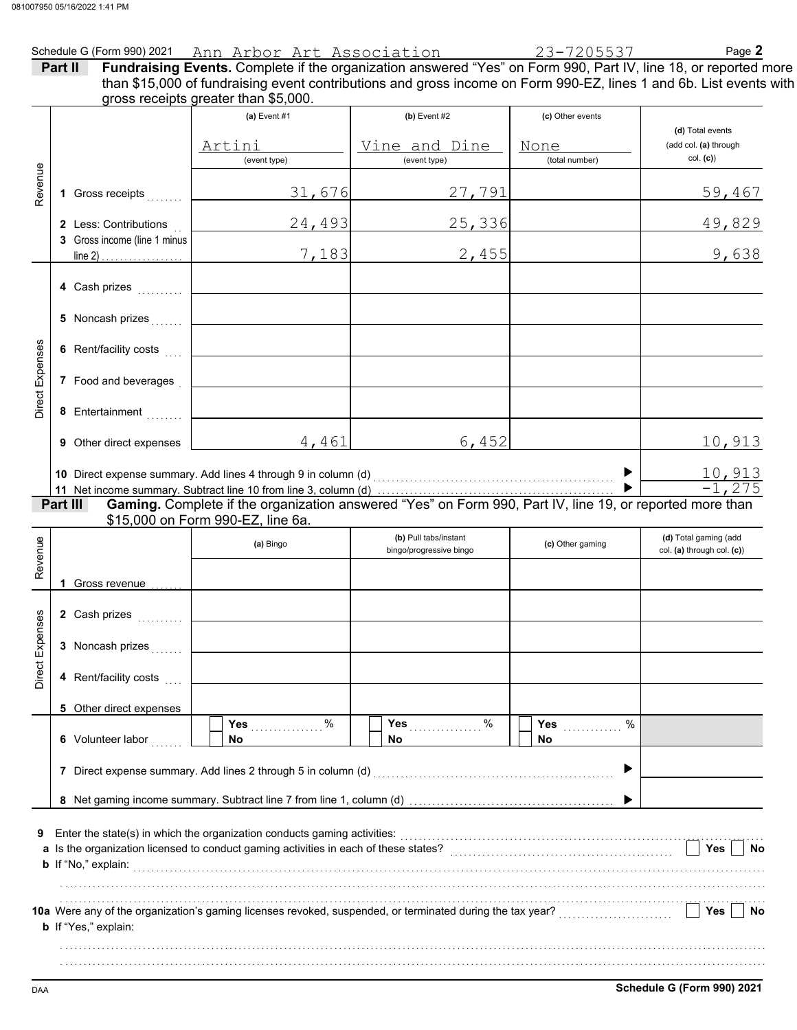Schedule G (Form 990) 2021 Ann Arbor Art Association 23-7205537 Page **2**

**Part II** **Fundraising Events.** Complete if the organization answered "Yes" on Form 990, Part IV, line 18, or reported more than $15,000 of fundraising event contributions and gross income on Form 990-EZ, lines 1 and 6b. List events with gross receipts greater than $5,000.

| | | (a) Event #1 | (b) Event #2 | (c) Other events | (d) Total events (add col. (a) through col. (c)) |
|---|---|---|---|---|---|
| | | Artini (event type) | Vine and Dine (event type) | None (total number) | |
| Revenue | 1 Gross receipts | 31,676 | 27,791 | | 59,467 |
| | 2 Less: Contributions | 24,493 | 25,336 | | 49,829 |
| | 3 Gross income (line 1 minus line 2) | 7,183 | 2,455 | | 9,638 |
| Direct Expenses | 4 Cash prizes | | | | |
| | 5 Noncash prizes | | | | |
| | 6 Rent/facility costs | | | | |
| | 7 Food and beverages | | | | |
| | 8 Entertainment | | | | |
| | 9 Other direct expenses | 4,461 | 6,452 | | 10,913 |

10 Direct expense summary. Add lines 4 through 9 in column (d) ▶ 10,913

11 Net income summary. Subtract line 10 from line 3, column (d) ▶ -1,275

**Part III** **Gaming.** Complete if the organization answered "Yes" on Form 990, Part IV, line 19, or reported more than $15,000 on Form 990-EZ, line 6a.

| | | (a) Bingo | (b) Pull tabs/instant bingo/progressive bingo | (c) Other gaming | (d) Total gaming (add col. (a) through col. (c)) |
|---|---|---|---|---|---|
| Revenue | 1 Gross revenue | | | | |
| Direct Expenses | 2 Cash prizes | | | | |
| | 3 Noncash prizes | | | | |
| | 4 Rent/facility costs | | | | |
| | 5 Other direct expenses | | | | |
| | 6 Volunteer labor | ☐ Yes ____ % ☐ No | ☐ Yes ____ % ☐ No | ☐ Yes ____ % ☐ No | |

7 Direct expense summary. Add lines 2 through 5 in column (d) ▶

8 Net gaming income summary. Subtract line 7 from line 1, column (d) ▶

9 Enter the state(s) in which the organization conducts gaming activities:

a Is the organization licensed to conduct gaming activities in each of these states? ☐ Yes ☐ No

b If "No," explain:

10a Were any of the organization's gaming licenses revoked, suspended, or terminated during the tax year? ☐ Yes ☐ No

b If "Yes," explain:

DAA **Schedule G (Form 990) 2021**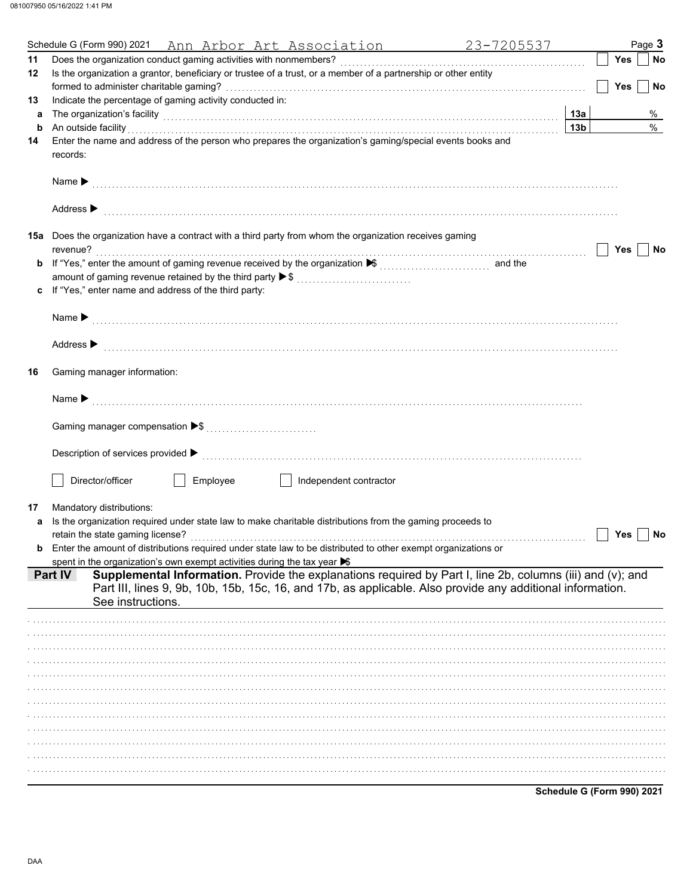Schedule G (Form 990) 2021 Ann Arbor Art Association 23-7205537 Page **3**

**11** Does the organization conduct gaming activities with nonmembers? ☐ Yes ☐ No

**12** Is the organization a grantor, beneficiary or trustee of a trust, or a member of a partnership or other entity formed to administer charitable gaming? ☐ Yes ☐ No

**13** Indicate the percentage of gaming activity conducted in:

**a** The organization's facility **13a** %

**b** An outside facility **13b** %

**14** Enter the name and address of the person who prepares the organization's gaming/special events books and records:

Name ▶

Address ▶

**15a** Does the organization have a contract with a third party from whom the organization receives gaming revenue? ☐ Yes ☐ No

**b** If "Yes," enter the amount of gaming revenue received by the organization ▶ $ and the amount of gaming revenue retained by the third party ▶ $

**c** If "Yes," enter name and address of the third party:

Name ▶

Address ▶

**16** Gaming manager information:

Name ▶

Gaming manager compensation ▶ $

Description of services provided ▶

☐ Director/officer ☐ Employee ☐ Independent contractor

**17** Mandatory distributions:

**a** Is the organization required under state law to make charitable distributions from the gaming proceeds to retain the state gaming license? ☐ Yes ☐ No

**b** Enter the amount of distributions required under state law to be distributed to other exempt organizations or spent in the organization's own exempt activities during the tax year ▶ $

**Part IV** **Supplemental Information.** Provide the explanations required by Part I, line 2b, columns (iii) and (v); and Part III, lines 9, 9b, 10b, 15b, 15c, 16, and 17b, as applicable. Also provide any additional information. See instructions.

**Schedule G (Form 990) 2021**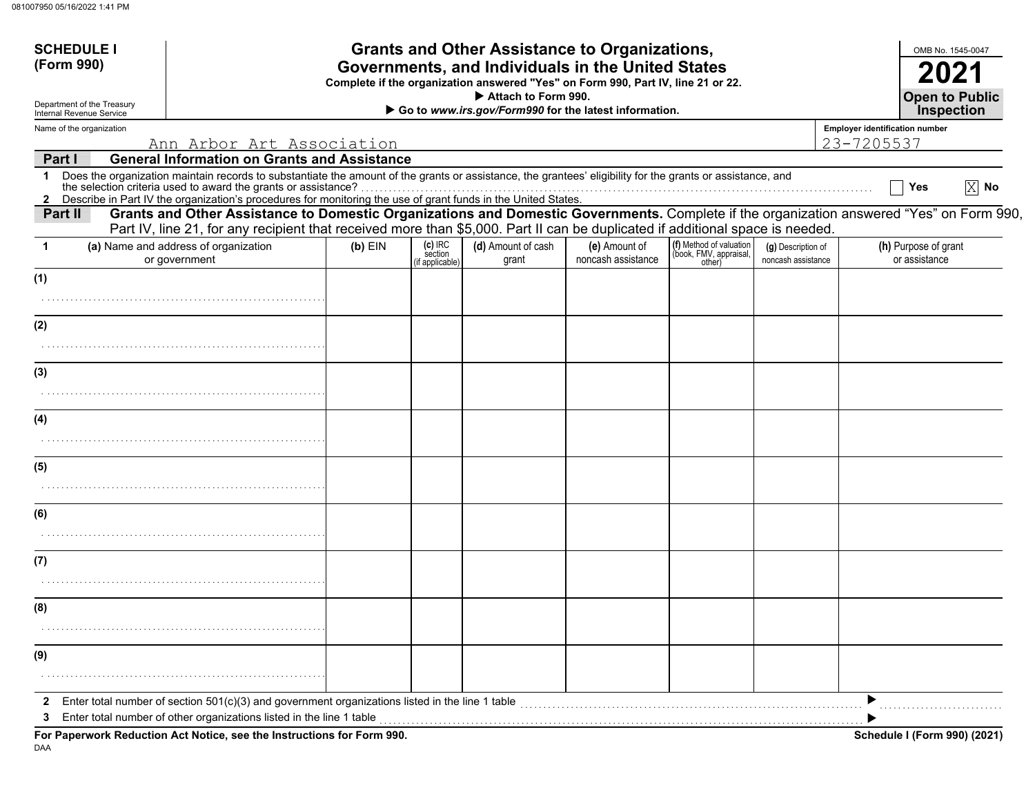**SCHEDULE I (Form 990)**

Department of the Treasury
Internal Revenue Service

# Grants and Other Assistance to Organizations, Governments, and Individuals in the United States

**Complete if the organization answered "Yes" on Form 990, Part IV, line 21 or 22.**
**▶ Attach to Form 990.**
**▶ Go to *www.irs.gov/Form990* for the latest information.**

OMB No. 1545-0047

**2021**

**Open to Public Inspection**

Name of the organization: Ann Arbor Art Association

Employer identification number: 23-7205537

## Part I General Information on Grants and Assistance

1 Does the organization maintain records to substantiate the amount of the grants or assistance, the grantees' eligibility for the grants or assistance, and the selection criteria used to award the grants or assistance? ☐ Yes ☒ No

2 Describe in Part IV the organization's procedures for monitoring the use of grant funds in the United States.

## Part II Grants and Other Assistance to Domestic Organizations and Domestic Governments.

Complete if the organization answered "Yes" on Form 990, Part IV, line 21, for any recipient that received more than $5,000. Part II can be duplicated if additional space is needed.

| 1 | (a) Name and address of organization or government | (b) EIN | (c) IRC section (if applicable) | (d) Amount of cash grant | (e) Amount of noncash assistance | (f) Method of valuation (book, FMV, appraisal, other) | (g) Description of noncash assistance | (h) Purpose of grant or assistance |
|---|---|---|---|---|---|---|---|---|
| (1) | | | | | | | | |
| (2) | | | | | | | | |
| (3) | | | | | | | | |
| (4) | | | | | | | | |
| (5) | | | | | | | | |
| (6) | | | | | | | | |
| (7) | | | | | | | | |
| (8) | | | | | | | | |
| (9) | | | | | | | | |

2 Enter total number of section 501(c)(3) and government organizations listed in the line 1 table ▶

3 Enter total number of other organizations listed in the line 1 table ▶

**For Paperwork Reduction Act Notice, see the Instructions for Form 990.**

DAA

**Schedule I (Form 990) (2021)**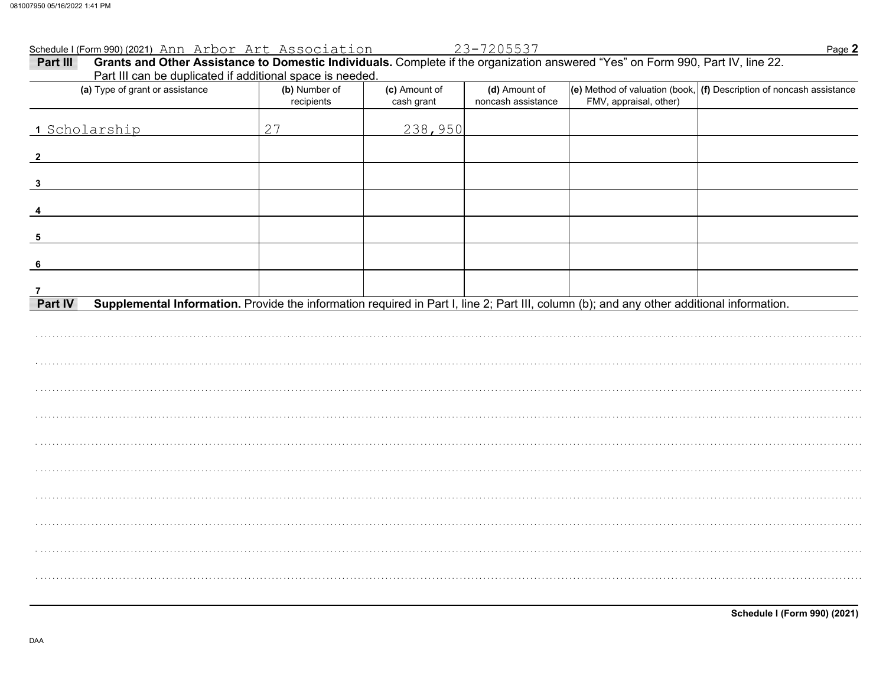Schedule I (Form 990) (2021) Ann Arbor Art Association 23-7205537 Page **2**

**Part III** **Grants and Other Assistance to Domestic Individuals.** Complete if the organization answered "Yes" on Form 990, Part IV, line 22. Part III can be duplicated if additional space is needed.

| (a) Type of grant or assistance | (b) Number of recipients | (c) Amount of cash grant | (d) Amount of noncash assistance | (e) Method of valuation (book, FMV, appraisal, other) | (f) Description of noncash assistance |
|---|---|---|---|---|---|
| 1 Scholarship | 27 | 238,950 | | | |
| 2 | | | | | |
| 3 | | | | | |
| 4 | | | | | |
| 5 | | | | | |
| 6 | | | | | |
| 7 | | | | | |

**Part IV** **Supplemental Information.** Provide the information required in Part I, line 2; Part III, column (b); and any other additional information.

**Schedule I (Form 990) (2021)**

DAA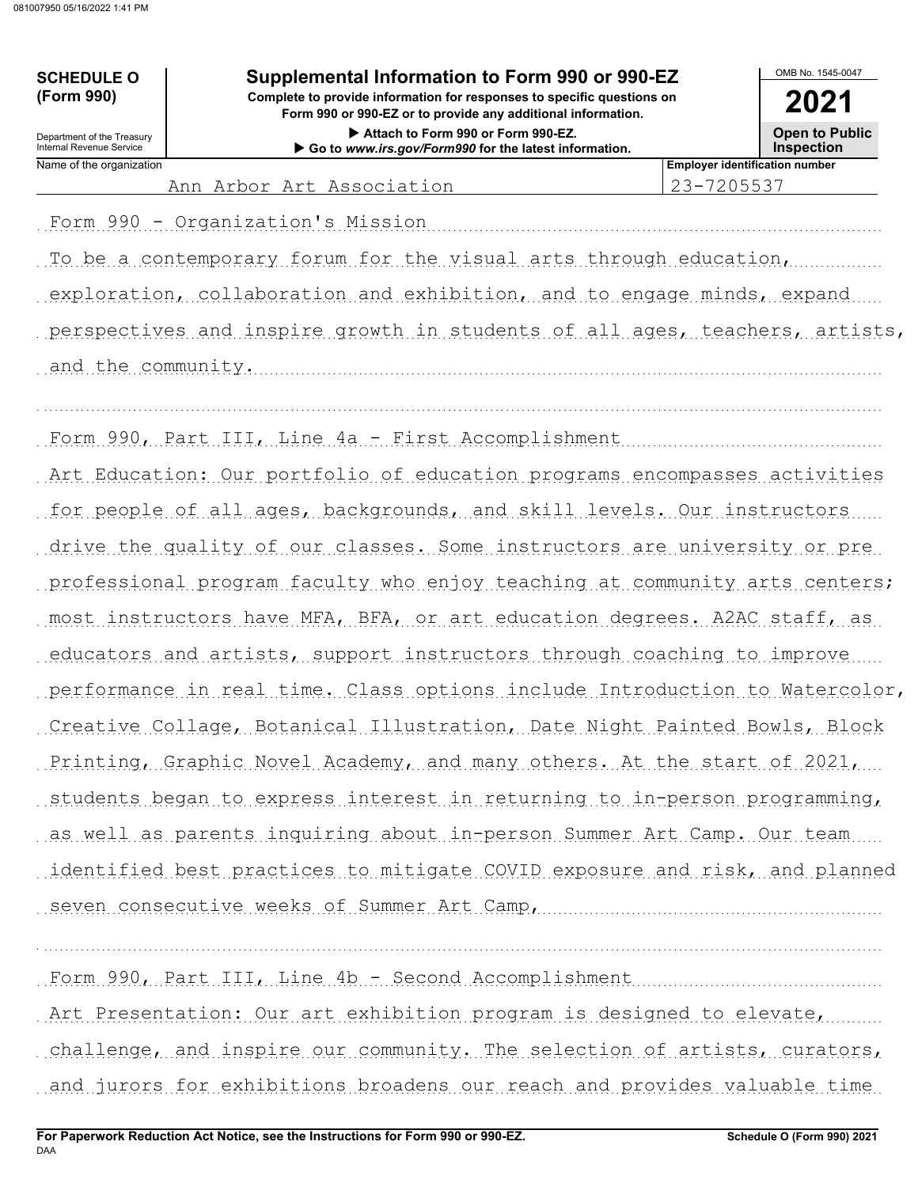**SCHEDULE O (Form 990)**

Department of the Treasury
Internal Revenue Service

# Supplemental Information to Form 990 or 990-EZ

**Complete to provide information for responses to specific questions on Form 990 or 990-EZ or to provide any additional information.**

**▶ Attach to Form 990 or Form 990-EZ.**

**▶ Go to www.irs.gov/Form990 for the latest information.**

OMB No. 1545-0047

**2021**

**Open to Public Inspection**

| Name of the organization | Employer identification number |
| --- | --- |
| Ann Arbor Art Association | 23-7205537 |

Form 990 - Organization's Mission

To be a contemporary forum for the visual arts through education, exploration, collaboration and exhibition, and to engage minds, expand perspectives and inspire growth in students of all ages, teachers, artists, and the community.

Form 990, Part III, Line 4a - First Accomplishment

Art Education: Our portfolio of education programs encompasses activities for people of all ages, backgrounds, and skill levels. Our instructors drive the quality of our classes. Some instructors are university or pre professional program faculty who enjoy teaching at community arts centers; most instructors have MFA, BFA, or art education degrees. A2AC staff, as educators and artists, support instructors through coaching to improve performance in real time. Class options include Introduction to Watercolor, Creative Collage, Botanical Illustration, Date Night Painted Bowls, Block Printing, Graphic Novel Academy, and many others. At the start of 2021, students began to express interest in returning to in-person programming, as well as parents inquiring about in-person Summer Art Camp. Our team identified best practices to mitigate COVID exposure and risk, and planned seven consecutive weeks of Summer Art Camp,

Form 990, Part III, Line 4b - Second Accomplishment

Art Presentation: Our art exhibition program is designed to elevate, challenge, and inspire our community. The selection of artists, curators, and jurors for exhibitions broadens our reach and provides valuable time

**For Paperwork Reduction Act Notice, see the Instructions for Form 990 or 990-EZ.**

DAA

**Schedule O (Form 990) 2021**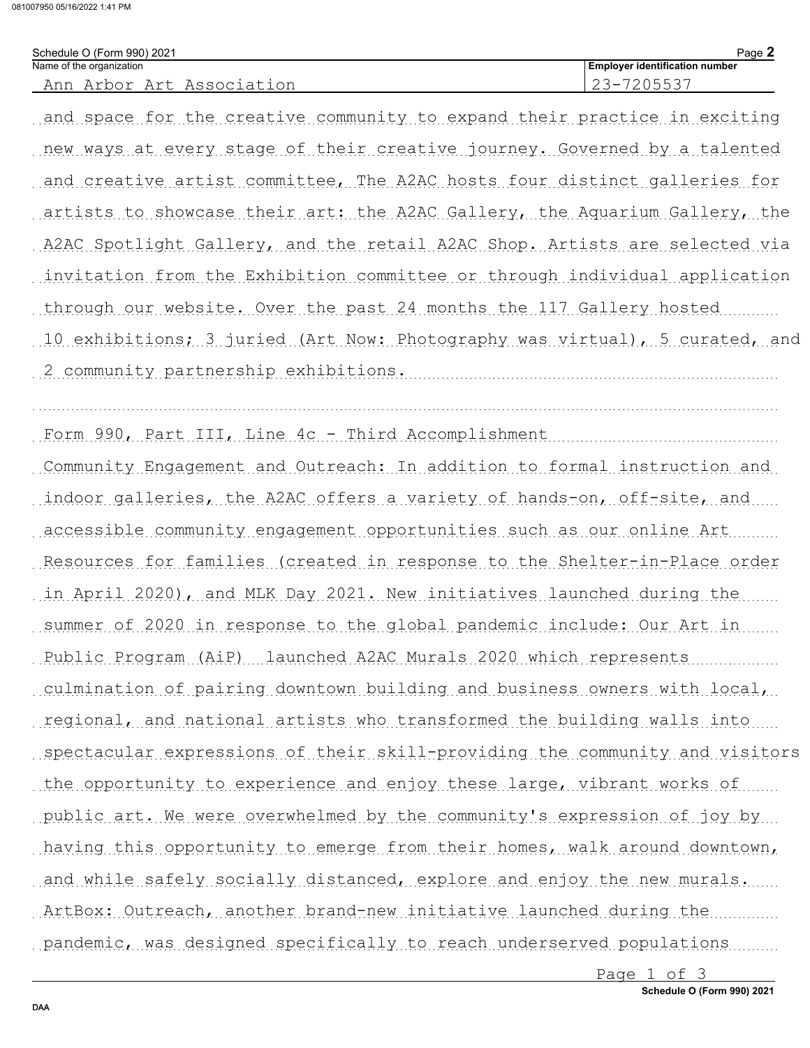Schedule O (Form 990) 2021

Name of the organization: Ann Arbor Art Association

Employer identification number: 23-7205537

and space for the creative community to expand their practice in exciting new ways at every stage of their creative journey. Governed by a talented and creative artist committee, The A2AC hosts four distinct galleries for artists to showcase their art: the A2AC Gallery, the Aquarium Gallery, the A2AC Spotlight Gallery, and the retail A2AC Shop. Artists are selected via invitation from the Exhibition committee or through individual application through our website. Over the past 24 months the 117 Gallery hosted 10 exhibitions; 3 juried (Art Now: Photography was virtual), 5 curated, and 2 community partnership exhibitions.

Form 990, Part III, Line 4c - Third Accomplishment

Community Engagement and Outreach: In addition to formal instruction and indoor galleries, the A2AC offers a variety of hands-on, off-site, and accessible community engagement opportunities such as our online Art Resources for families (created in response to the Shelter-in-Place order in April 2020), and MLK Day 2021. New initiatives launched during the summer of 2020 in response to the global pandemic include: Our Art in Public Program (AiP) launched A2AC Murals 2020 which represents culmination of pairing downtown building and business owners with local, regional, and national artists who transformed the building walls into spectacular expressions of their skill-providing the community and visitors the opportunity to experience and enjoy these large, vibrant works of public art. We were overwhelmed by the community's expression of joy by having this opportunity to emerge from their homes, walk around downtown, and while safely socially distanced, explore and enjoy the new murals. ArtBox: Outreach, another brand-new initiative launched during the pandemic, was designed specifically to reach underserved populations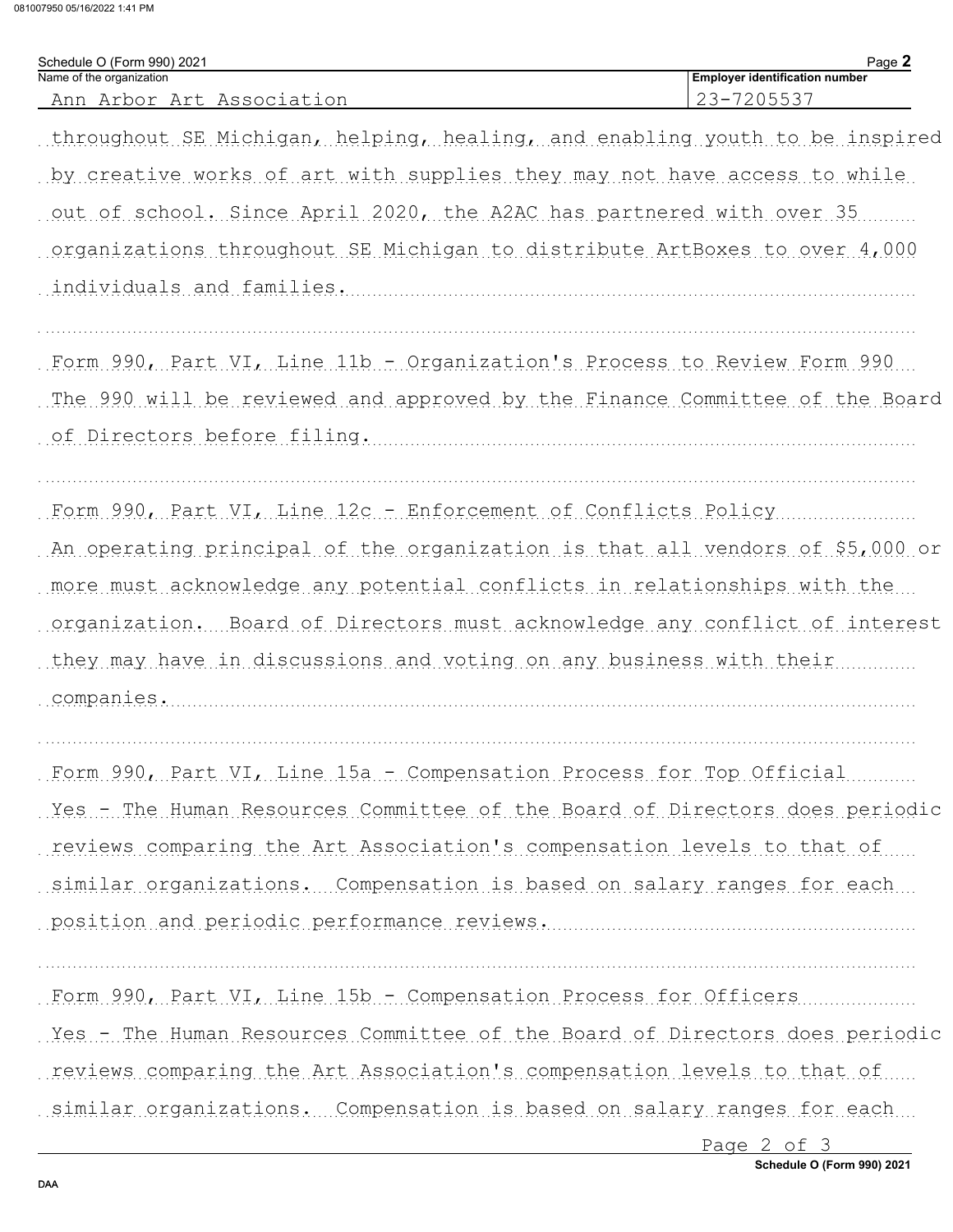Schedule O (Form 990) 2021

Name of the organization: Ann Arbor Art Association

Employer identification number: 23-7205537

throughout SE Michigan, helping, healing, and enabling youth to be inspired by creative works of art with supplies they may not have access to while out of school. Since April 2020, the A2AC has partnered with over 35 organizations throughout SE Michigan to distribute ArtBoxes to over 4,000 individuals and families.

Form 990, Part VI, Line 11b - Organization's Process to Review Form 990

The 990 will be reviewed and approved by the Finance Committee of the Board of Directors before filing.

Form 990, Part VI, Line 12c - Enforcement of Conflicts Policy

An operating principal of the organization is that all vendors of $5,000 or more must acknowledge any potential conflicts in relationships with the organization. Board of Directors must acknowledge any conflict of interest they may have in discussions and voting on any business with their companies.

Form 990, Part VI, Line 15a - Compensation Process for Top Official

Yes - The Human Resources Committee of the Board of Directors does periodic reviews comparing the Art Association's compensation levels to that of similar organizations. Compensation is based on salary ranges for each position and periodic performance reviews.

Form 990, Part VI, Line 15b - Compensation Process for Officers

Yes - The Human Resources Committee of the Board of Directors does periodic reviews comparing the Art Association's compensation levels to that of similar organizations. Compensation is based on salary ranges for each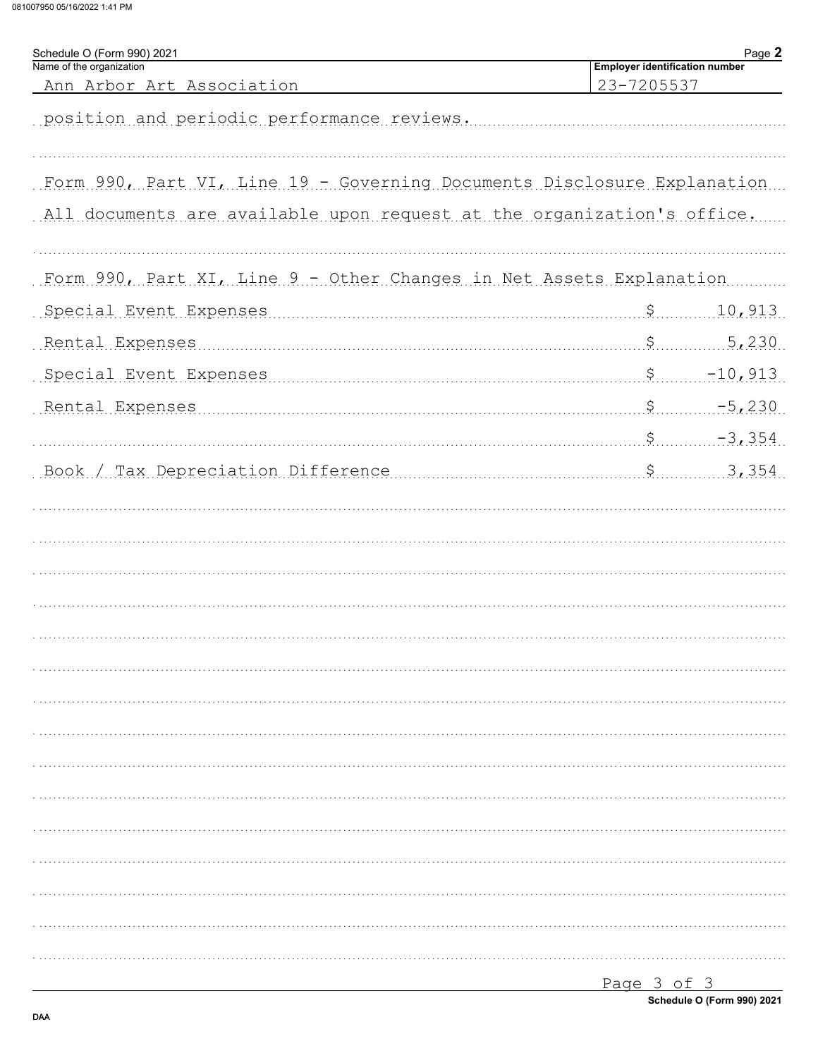Schedule O (Form 990) 2021 Page **2**

| Name of the organization | Employer identification number |
|---|---|
| Ann Arbor Art Association | 23-7205537 |

position and periodic performance reviews.

Form 990, Part VI, Line 19 - Governing Documents Disclosure Explanation

All documents are available upon request at the organization's office.

Form 990, Part XI, Line 9 - Other Changes in Net Assets Explanation

| | |
|---|---|
| Special Event Expenses | $ 10,913 |
| Rental Expenses | $ 5,230 |
| Special Event Expenses | $ -10,913 |
| Rental Expenses | $ -5,230 |
| | $ -3,354 |
| Book / Tax Depreciation Difference | $ 3,354 |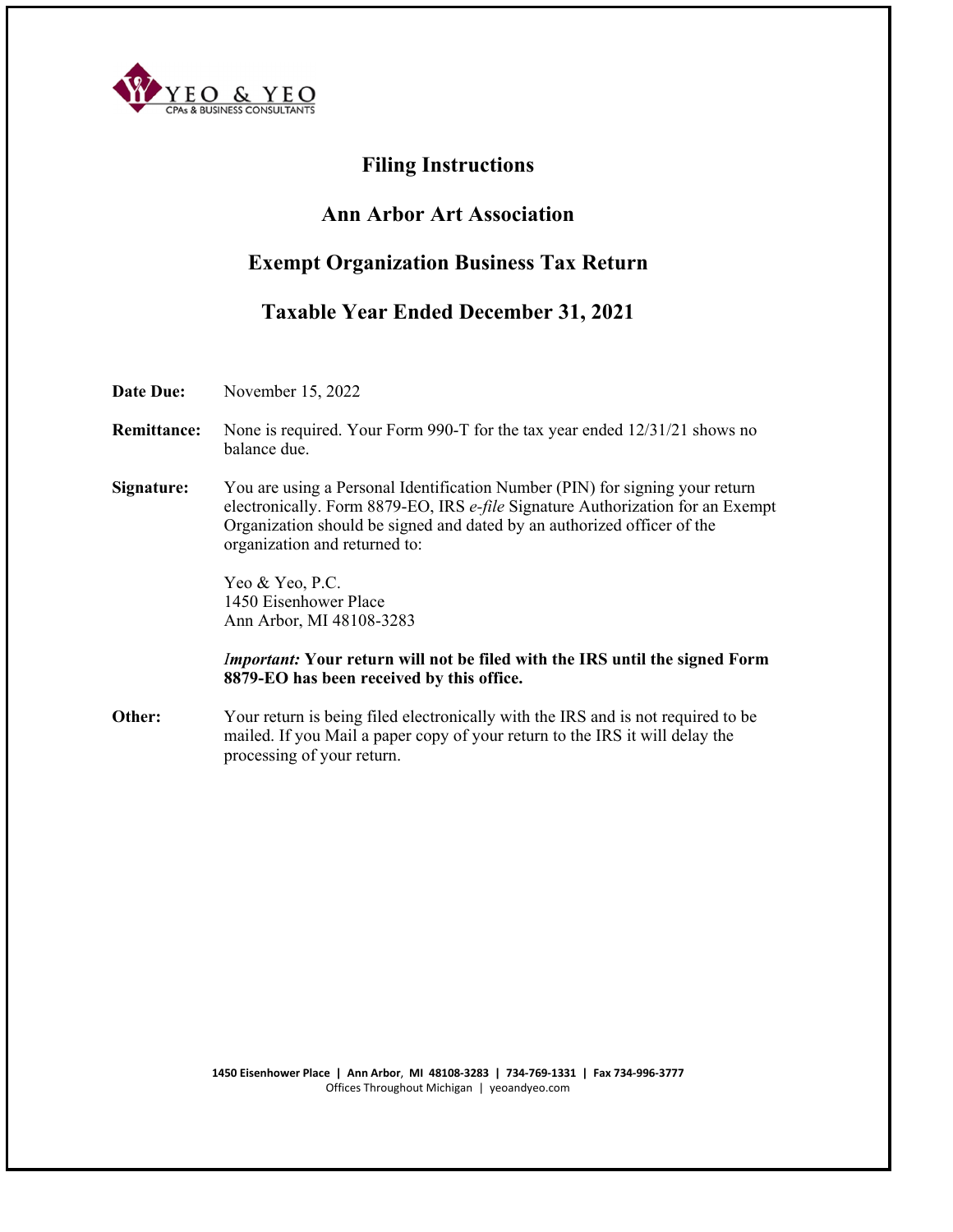YEO & YEO
CPAs & BUSINESS CONSULTANTS

# Filing Instructions

## Ann Arbor Art Association

## Exempt Organization Business Tax Return

## Taxable Year Ended December 31, 2021

**Date Due:** November 15, 2022

**Remittance:** None is required. Your Form 990-T for the tax year ended 12/31/21 shows no balance due.

**Signature:** You are using a Personal Identification Number (PIN) for signing your return electronically. Form 8879-EO, IRS *e-file* Signature Authorization for an Exempt Organization should be signed and dated by an authorized officer of the organization and returned to:

Yeo & Yeo, P.C.
1450 Eisenhower Place
Ann Arbor, MI 48108-3283

***Important:*** **Your return will not be filed with the IRS until the signed Form 8879-EO has been received by this office.**

**Other:** Your return is being filed electronically with the IRS and is not required to be mailed. If you Mail a paper copy of your return to the IRS it will delay the processing of your return.

**1450 Eisenhower Place | Ann Arbor, MI 48108-3283 | 734-769-1331 | Fax 734-996-3777**
Offices Throughout Michigan | yeoandyeo.com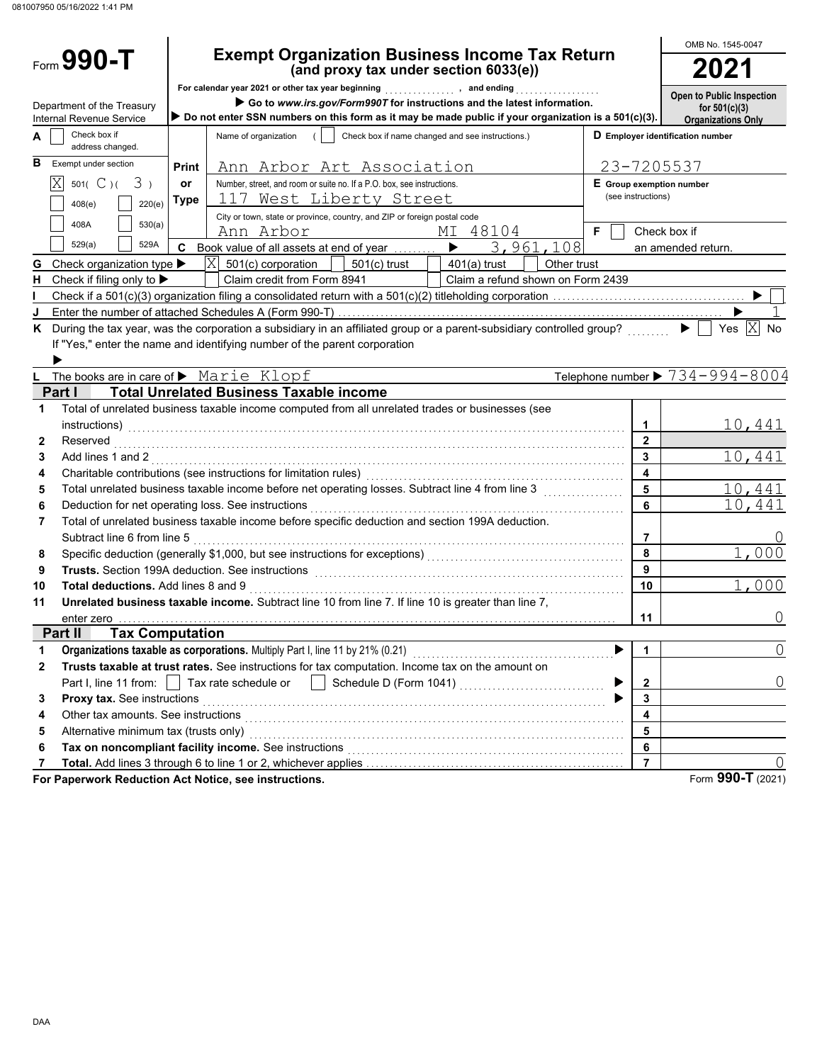081007950 05/16/2022 1:41 PM

# Form 990-T

## Exempt Organization Business Income Tax Return (and proxy tax under section 6033(e))

OMB No. 1545-0047

**2021**

For calendar year 2021 or other tax year beginning ..............., and ending ..................

▶ Go to *www.irs.gov/Form990T* for instructions and the latest information.

▶ Do not enter SSN numbers on this form as it may be made public if your organization is a 501(c)(3).

Department of the Treasury
Internal Revenue Service

**Open to Public Inspection for 501(c)(3) Organizations Only**

**A** ☐ Check box if address changed.

**B** Exempt under section
☒ 501( C )( 3 )
☐ 408(e) ☐ 220(e)
☐ 408A ☐ 530(a)
☐ 529(a) ☐ 529A

Name of organization ( ☐ Check box if name changed and see instructions.)
Ann Arbor Art Association

Number, street, and room or suite no. If a P.O. box, see instructions.
117 West Liberty Street

City or town, state or province, country, and ZIP or foreign postal code
Ann Arbor MI 48104

**D** Employer identification number: 23-7205537

**E** Group exemption number (see instructions)

**F** ☐ Check box if an amended return.

**C** Book value of all assets at end of year ▶ 3,961,108

**G** Check organization type ▶ ☒ 501(c) corporation ☐ 501(c) trust ☐ 401(a) trust ☐ Other trust

**H** Check if filing only to ▶ ☐ Claim credit from Form 8941 ☐ Claim a refund shown on Form 2439

**I** Check if a 501(c)(3) organization filing a consolidated return with a 501(c)(2) titleholding corporation ▶ ☐

**J** Enter the number of attached Schedules A (Form 990-T) ▶ 1

**K** During the tax year, was the corporation a subsidiary in an affiliated group or a parent-subsidiary controlled group? ▶ ☐ Yes ☒ No
If "Yes," enter the name and identifying number of the parent corporation ▶

**L** The books are in care of ▶ Marie Klopf Telephone number ▶ 734-994-8004

### Part I — Total Unrelated Business Taxable income

| | | Line | Amount |
|---|---|---|---|
| 1 | Total of unrelated business taxable income computed from all unrelated trades or businesses (see instructions) | 1 | 10,441 |
| 2 | Reserved | 2 | |
| 3 | Add lines 1 and 2 | 3 | 10,441 |
| 4 | Charitable contributions (see instructions for limitation rules) | 4 | |
| 5 | Total unrelated business taxable income before net operating losses. Subtract line 4 from line 3 | 5 | 10,441 |
| 6 | Deduction for net operating loss. See instructions | 6 | 10,441 |
| 7 | Total of unrelated business taxable income before specific deduction and section 199A deduction. Subtract line 6 from line 5 | 7 | 0 |
| 8 | Specific deduction (generally $1,000, but see instructions for exceptions) | 8 | 1,000 |
| 9 | **Trusts.** Section 199A deduction. See instructions | 9 | |
| 10 | **Total deductions.** Add lines 8 and 9 | 10 | 1,000 |
| 11 | **Unrelated business taxable income.** Subtract line 10 from line 7. If line 10 is greater than line 7, enter zero | 11 | 0 |

### Part II — Tax Computation

| | | Line | Amount |
|---|---|---|---|
| 1 | **Organizations taxable as corporations.** Multiply Part I, line 11 by 21% (0.21) ▶ | 1 | 0 |
| 2 | **Trusts taxable at trust rates.** See instructions for tax computation. Income tax on the amount on Part I, line 11 from: ☐ Tax rate schedule or ☐ Schedule D (Form 1041) ▶ | 2 | 0 |
| 3 | **Proxy tax.** See instructions ▶ | 3 | |
| 4 | Other tax amounts. See instructions | 4 | |
| 5 | Alternative minimum tax (trusts only) | 5 | |
| 6 | **Tax on noncompliant facility income.** See instructions | 6 | |
| 7 | **Total.** Add lines 3 through 6 to line 1 or 2, whichever applies | 7 | 0 |

**For Paperwork Reduction Act Notice, see instructions.** Form **990-T** (2021)

DAA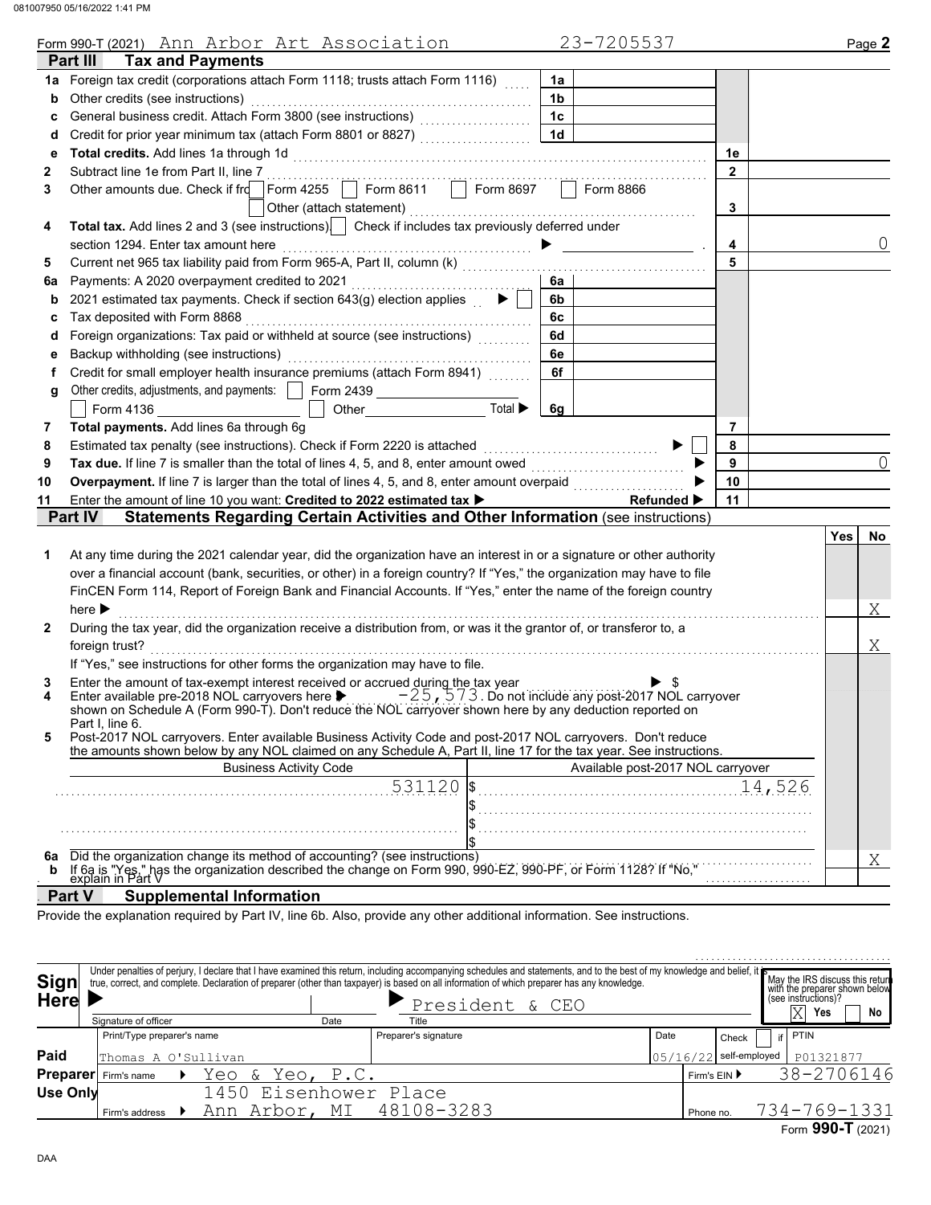081007950 05/16/2022 1:41 PM

Form 990-T (2021) Ann Arbor Art Association 23-7205537 Page **2**

## Part III Tax and Payments

| Line | Description | Ref | Amount | Line | Amount |
|---|---|---|---|---|---|
| 1a | Foreign tax credit (corporations attach Form 1118; trusts attach Form 1116) | 1a | | | |
| b | Other credits (see instructions) | 1b | | | |
| c | General business credit. Attach Form 3800 (see instructions) | 1c | | | |
| d | Credit for prior year minimum tax (attach Form 8801 or 8827) | 1d | | | |
| e | **Total credits.** Add lines 1a through 1d | | | 1e | |
| 2 | Subtract line 1e from Part II, line 7 | | | 2 | |
| 3 | Other amounts due. Check if from: ☐ Form 4255 ☐ Form 8611 ☐ Form 8697 ☐ Form 8866 ☐ Other (attach statement) | | | 3 | |
| 4 | **Total tax.** Add lines 2 and 3 (see instructions). ☐ Check if includes tax previously deferred under section 1294. Enter tax amount here ▶ | | | 4 | 0 |
| 5 | Current net 965 tax liability paid from Form 965-A, Part II, column (k) | | | 5 | |
| 6a | Payments: A 2020 overpayment credited to 2021 | 6a | | | |
| b | 2021 estimated tax payments. Check if section 643(g) election applies ▶ ☐ | 6b | | | |
| c | Tax deposited with Form 8868 | 6c | | | |
| d | Foreign organizations: Tax paid or withheld at source (see instructions) | 6d | | | |
| e | Backup withholding (see instructions) | 6e | | | |
| f | Credit for small employer health insurance premiums (attach Form 8941) | 6f | | | |
| g | Other credits, adjustments, and payments: ☐ Form 2439 ☐ Form 4136 ☐ Other Total ▶ | 6g | | | |
| 7 | **Total payments.** Add lines 6a through 6g | | | 7 | |
| 8 | Estimated tax penalty (see instructions). Check if Form 2220 is attached ▶ ☐ | | | 8 | |
| 9 | **Tax due.** If line 7 is smaller than the total of lines 4, 5, and 8, enter amount owed ▶ | | | 9 | 0 |
| 10 | **Overpayment.** If line 7 is larger than the total of lines 4, 5, and 8, enter amount overpaid ▶ | | | 10 | |
| 11 | Enter the amount of line 10 you want: **Credited to 2022 estimated tax ▶** **Refunded ▶** | | | 11 | |

## Part IV Statements Regarding Certain Activities and Other Information (see instructions)

| | | Yes | No |
|---|---|---|---|
| 1 | At any time during the 2021 calendar year, did the organization have an interest in or a signature or other authority over a financial account (bank, securities, or other) in a foreign country? If "Yes," the organization may have to file FinCEN Form 114, Report of Foreign Bank and Financial Accounts. If "Yes," enter the name of the foreign country here ▶ | | X |
| 2 | During the tax year, did the organization receive a distribution from, or was it the grantor of, or transferor to, a foreign trust? If "Yes," see instructions for other forms the organization may have to file. | | X |
| 3 | Enter the amount of tax-exempt interest received or accrued during the tax year ▶ $ | | |
| 4 | Enter available pre-2018 NOL carryovers here ▶ -25,573. Do not include any post-2017 NOL carryover shown on Schedule A (Form 990-T). Don't reduce the NOL carryover shown here by any deduction reported on Part I, line 6. | | |
| 5 | Post-2017 NOL carryovers. Enter available Business Activity Code and post-2017 NOL carryovers. Don't reduce the amounts shown below by any NOL claimed on any Schedule A, Part II, line 17 for the tax year. See instructions. | | |

| Business Activity Code | Available post-2017 NOL carryover |
|---|---|
| 531120 | $ 14,526 |
| | $ |
| | $ |
| | $ |

| | | Yes | No |
|---|---|---|---|
| 6a | Did the organization change its method of accounting? (see instructions) | | X |
| b | If 6a is "Yes," has the organization described the change on Form 990, 990-EZ, 990-PF, or Form 1128? If "No," explain in Part V | | |

## Part V Supplemental Information

Provide the explanation required by Part IV, line 6b. Also, provide any other additional information. See instructions.

**Sign Here**

Under penalties of perjury, I declare that I have examined this return, including accompanying schedules and statements, and to the best of my knowledge and belief, it is true, correct, and complete. Declaration of preparer (other than taxpayer) is based on all information of which preparer has any knowledge.

| Signature of officer | Date | Title |
|---|---|---|
| | | President & CEO |

May the IRS discuss this return with the preparer shown below (see instructions)? ☒ Yes ☐ No

**Paid Preparer Use Only**

| Print/Type preparer's name | Preparer's signature | Date | Check ☐ if self-employed | PTIN |
|---|---|---|---|---|
| Thomas A O'Sullivan | | 05/16/22 | | P01321877 |

Firm's name ▶ Yeo & Yeo, P.C. Firm's EIN ▶ 38-2706146

Firm's address ▶ 1450 Eisenhower Place, Ann Arbor, MI 48108-3283 Phone no. 734-769-1331

Form **990-T** (2021)

DAA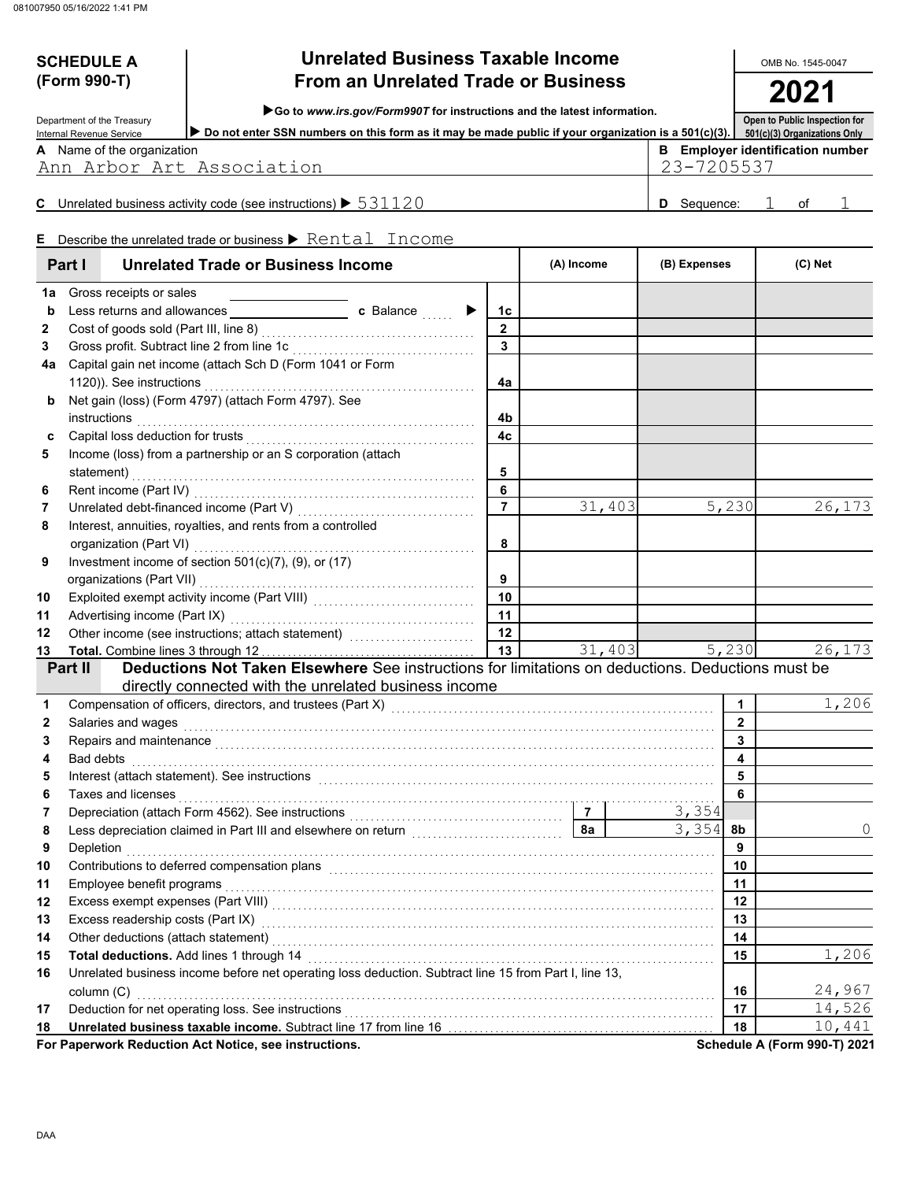081007950 05/16/2022 1:41 PM

# SCHEDULE A (Form 990-T)

## Unrelated Business Taxable Income From an Unrelated Trade or Business

▶Go to *www.irs.gov/Form990T* for instructions and the latest information.

▶ Do not enter SSN numbers on this form as it may be made public if your organization is a 501(c)(3).

Department of the Treasury
Internal Revenue Service

OMB No. 1545-0047

**2021**

Open to Public Inspection for 501(c)(3) Organizations Only

**A** Name of the organization: Ann Arbor Art Association

**B** Employer identification number: 23-7205537

**C** Unrelated business activity code (see instructions) ▶ 531120

**D** Sequence: 1 of 1

**E** Describe the unrelated trade or business ▶ Rental Income

| Part I | Unrelated Trade or Business Income | | (A) Income | (B) Expenses | (C) Net |
|---|---|---|---|---|---|
| 1a | Gross receipts or sales | | | | |
| b | Less returns and allowances ___ c Balance ▶ | 1c | | | |
| 2 | Cost of goods sold (Part III, line 8) | 2 | | | |
| 3 | Gross profit. Subtract line 2 from line 1c | 3 | | | |
| 4a | Capital gain net income (attach Sch D (Form 1041 or Form 1120)). See instructions | 4a | | | |
| b | Net gain (loss) (Form 4797) (attach Form 4797). See instructions | 4b | | | |
| c | Capital loss deduction for trusts | 4c | | | |
| 5 | Income (loss) from a partnership or an S corporation (attach statement) | 5 | | | |
| 6 | Rent income (Part IV) | 6 | | | |
| 7 | Unrelated debt-financed income (Part V) | 7 | 31,403 | 5,230 | 26,173 |
| 8 | Interest, annuities, royalties, and rents from a controlled organization (Part VI) | 8 | | | |
| 9 | Investment income of section 501(c)(7), (9), or (17) organizations (Part VII) | 9 | | | |
| 10 | Exploited exempt activity income (Part VIII) | 10 | | | |
| 11 | Advertising income (Part IX) | 11 | | | |
| 12 | Other income (see instructions; attach statement) | 12 | | | |
| 13 | **Total.** Combine lines 3 through 12 | 13 | 31,403 | 5,230 | 26,173 |

**Part II Deductions Not Taken Elsewhere** See instructions for limitations on deductions. Deductions must be directly connected with the unrelated business income

| | | | |
|---|---|---|---|
| 1 | Compensation of officers, directors, and trustees (Part X) | 1 | 1,206 |
| 2 | Salaries and wages | 2 | |
| 3 | Repairs and maintenance | 3 | |
| 4 | Bad debts | 4 | |
| 5 | Interest (attach statement). See instructions | 5 | |
| 6 | Taxes and licenses | 6 | |
| 7 | Depreciation (attach Form 4562). See instructions — 7: 3,354 | | |
| 8 | Less depreciation claimed in Part III and elsewhere on return — 8a: 3,354 | 8b | 0 |
| 9 | Depletion | 9 | |
| 10 | Contributions to deferred compensation plans | 10 | |
| 11 | Employee benefit programs | 11 | |
| 12 | Excess exempt expenses (Part VIII) | 12 | |
| 13 | Excess readership costs (Part IX) | 13 | |
| 14 | Other deductions (attach statement) | 14 | |
| 15 | **Total deductions.** Add lines 1 through 14 | 15 | 1,206 |
| 16 | Unrelated business income before net operating loss deduction. Subtract line 15 from Part I, line 13, column (C) | 16 | 24,967 |
| 17 | Deduction for net operating loss. See instructions | 17 | 14,526 |
| 18 | **Unrelated business taxable income.** Subtract line 17 from line 16 | 18 | 10,441 |

**For Paperwork Reduction Act Notice, see instructions.** **Schedule A (Form 990-T) 2021**

DAA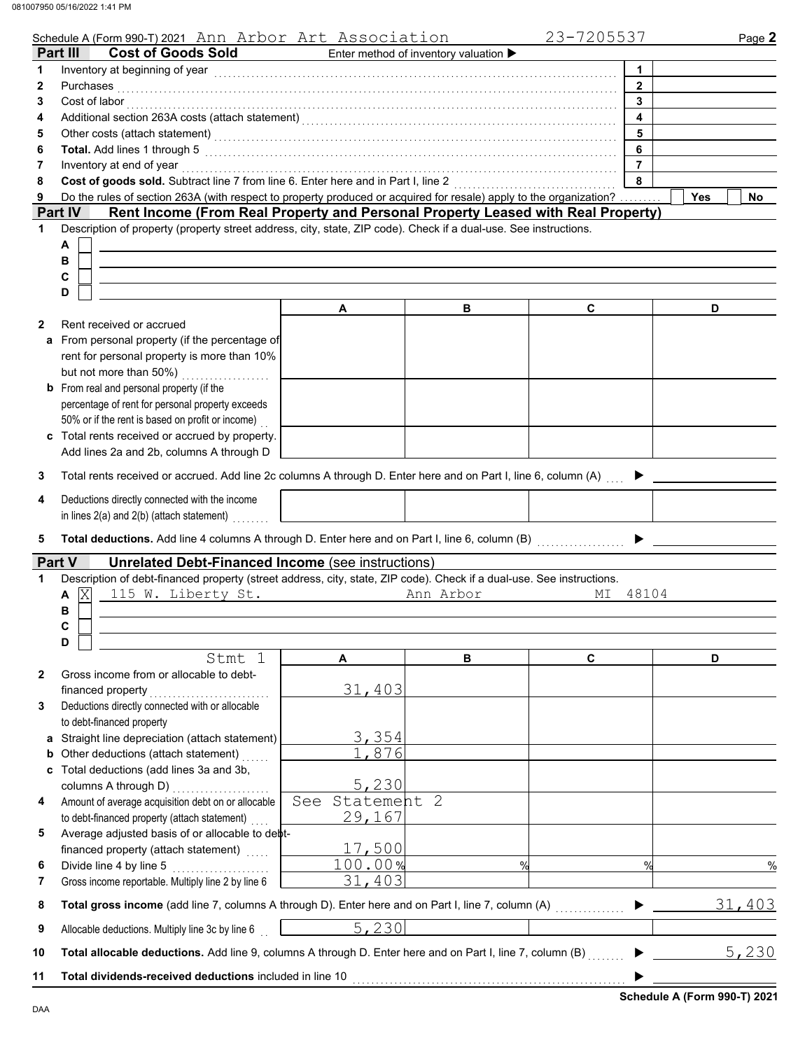Schedule A (Form 990-T) 2021 Ann Arbor Art Association 23-7205537 Page **2**

## Part III Cost of Goods Sold

Enter method of inventory valuation ▶

| | | | |
|---|---|---|---|
| 1 | Inventory at beginning of year | 1 | |
| 2 | Purchases | 2 | |
| 3 | Cost of labor | 3 | |
| 4 | Additional section 263A costs (attach statement) | 4 | |
| 5 | Other costs (attach statement) | 5 | |
| 6 | **Total.** Add lines 1 through 5 | 6 | |
| 7 | Inventory at end of year | 7 | |
| 8 | **Cost of goods sold.** Subtract line 7 from line 6. Enter here and in Part I, line 2 | 8 | |
| 9 | Do the rules of section 263A (with respect to property produced or acquired for resale) apply to the organization? | | Yes ☐ No ☐ |

## Part IV Rent Income (From Real Property and Personal Property Leased with Real Property)

1 Description of property (property street address, city, state, ZIP code). Check if a dual-use. See instructions.

A ☐

B ☐

C ☐

D ☐

| | | A | B | C | D |
|---|---|---|---|---|---|
| 2 | Rent received or accrued | | | | |
| a | From personal property (if the percentage of rent for personal property is more than 10% but not more than 50%) | | | | |
| b | From real and personal property (if the percentage of rent for personal property exceeds 50% or if the rent is based on profit or income) | | | | |
| c | Total rents received or accrued by property. Add lines 2a and 2b, columns A through D | | | | |
| 3 | Total rents received or accrued. Add line 2c columns A through D. Enter here and on Part I, line 6, column (A) ▶ | | | | |
| 4 | Deductions directly connected with the income in lines 2(a) and 2(b) (attach statement) | | | | |
| 5 | **Total deductions.** Add line 4 columns A through D. Enter here and on Part I, line 6, column (B) ▶ | | | | |

## Part V Unrelated Debt-Financed Income (see instructions)

1 Description of debt-financed property (street address, city, state, ZIP code). Check if a dual-use. See instructions.

A ☒ 115 W. Liberty St. Ann Arbor MI 48104

B ☐

C ☐

D ☐

| | Stmt 1 | A | B | C | D |
|---|---|---|---|---|---|
| 2 | Gross income from or allocable to debt-financed property | 31,403 | | | |
| 3 | Deductions directly connected with or allocable to debt-financed property | | | | |
| a | Straight line depreciation (attach statement) | 3,354 | | | |
| b | Other deductions (attach statement) | 1,876 | | | |
| c | Total deductions (add lines 3a and 3b, columns A through D) | 5,230 | | | |
| 4 | Amount of average acquisition debt on or allocable to debt-financed property (attach statement) | See Statement 2 29,167 | | | |
| 5 | Average adjusted basis of or allocable to debt-financed property (attach statement) | 17,500 | | | |
| 6 | Divide line 4 by line 5 | 100.00% | % | % | % |
| 7 | Gross income reportable. Multiply line 2 by line 6 | 31,403 | | | |
| 8 | **Total gross income** (add line 7, columns A through D). Enter here and on Part I, line 7, column (A) ▶ | | | | 31,403 |
| 9 | Allocable deductions. Multiply line 3c by line 6 | 5,230 | | | |
| 10 | **Total allocable deductions.** Add line 9, columns A through D. Enter here and on Part I, line 7, column (B) ▶ | | | | 5,230 |
| 11 | **Total dividends-received deductions** included in line 10 ▶ | | | | |

**Schedule A (Form 990-T) 2021**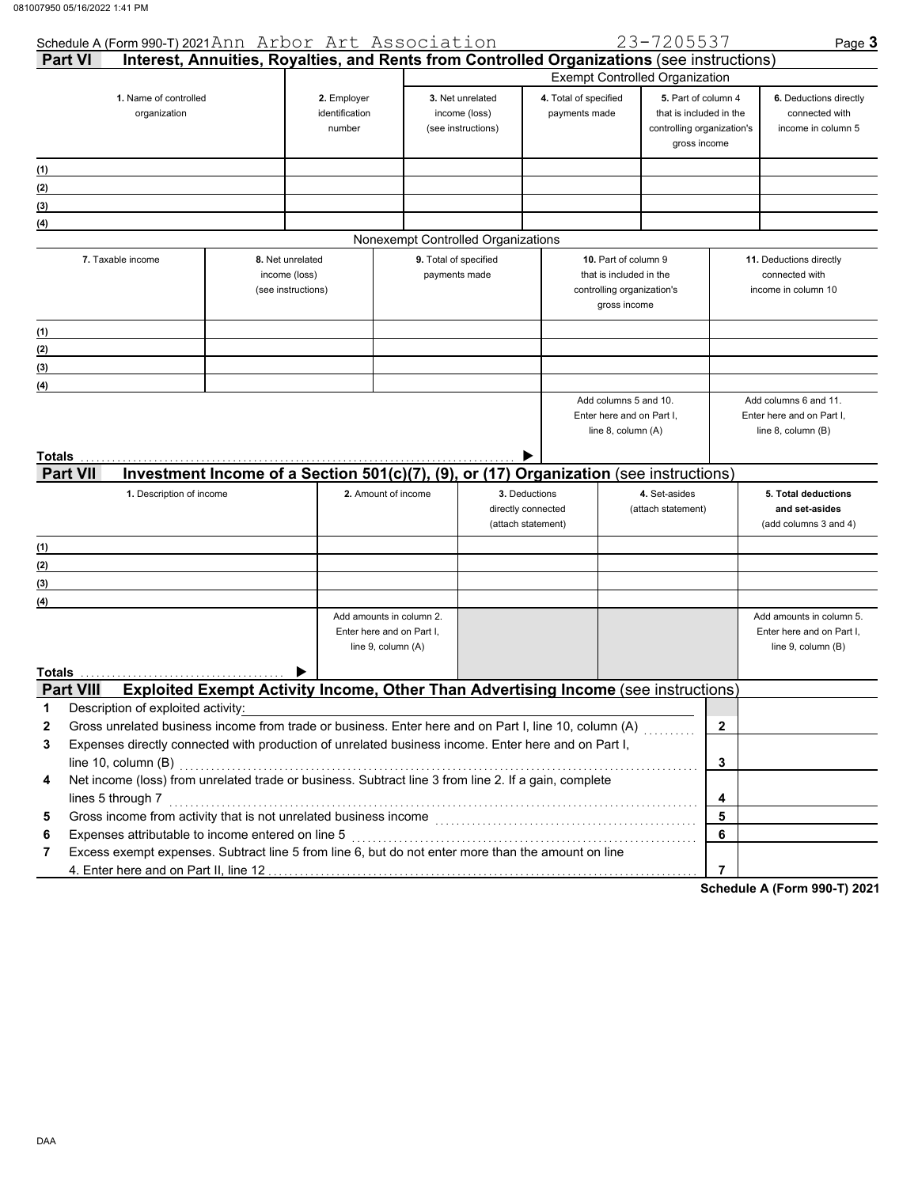Schedule A (Form 990-T) 2021 Ann Arbor Art Association 23-7205537 Page **3**

## Part VI Interest, Annuities, Royalties, and Rents from Controlled Organizations (see instructions)

| | | Exempt Controlled Organization | | | |
|---|---|---|---|---|---|
| **1.** Name of controlled organization | **2.** Employer identification number | **3.** Net unrelated income (loss) (see instructions) | **4.** Total of specified payments made | **5.** Part of column 4 that is included in the controlling organization's gross income | **6.** Deductions directly connected with income in column 5 |
| (1) | | | | | |
| (2) | | | | | |
| (3) | | | | | |
| (4) | | | | | |

Nonexempt Controlled Organizations

| **7.** Taxable income | **8.** Net unrelated income (loss) (see instructions) | **9.** Total of specified payments made | **10.** Part of column 9 that is included in the controlling organization's gross income | **11.** Deductions directly connected with income in column 10 |
|---|---|---|---|---|
| (1) | | | | |
| (2) | | | | |
| (3) | | | | |
| (4) | | | | |
| | | | Add columns 5 and 10. Enter here and on Part I, line 8, column (A) | Add columns 6 and 11. Enter here and on Part I, line 8, column (B) |
| **Totals** ▶ | | | | |

## Part VII Investment Income of a Section 501(c)(7), (9), or (17) Organization (see instructions)

| **1.** Description of income | **2.** Amount of income | **3.** Deductions directly connected (attach statement) | **4.** Set-asides (attach statement) | **5. Total deductions and set-asides** (add columns 3 and 4) |
|---|---|---|---|---|
| (1) | | | | |
| (2) | | | | |
| (3) | | | | |
| (4) | | | | |
| | Add amounts in column 2. Enter here and on Part I, line 9, column (A) | | | Add amounts in column 5. Enter here and on Part I, line 9, column (B) |
| **Totals** ▶ | | | | |

## Part VIII Exploited Exempt Activity Income, Other Than Advertising Income (see instructions)

| | | | |
|---|---|---|---|
| **1** | Description of exploited activity: | | |
| **2** | Gross unrelated business income from trade or business. Enter here and on Part I, line 10, column (A) | **2** | |
| **3** | Expenses directly connected with production of unrelated business income. Enter here and on Part I, line 10, column (B) | **3** | |
| **4** | Net income (loss) from unrelated trade or business. Subtract line 3 from line 2. If a gain, complete lines 5 through 7 | **4** | |
| **5** | Gross income from activity that is not unrelated business income | **5** | |
| **6** | Expenses attributable to income entered on line 5 | **6** | |
| **7** | Excess exempt expenses. Subtract line 5 from line 6, but do not enter more than the amount on line 4. Enter here and on Part II, line 12 | **7** | |

**Schedule A (Form 990-T) 2021**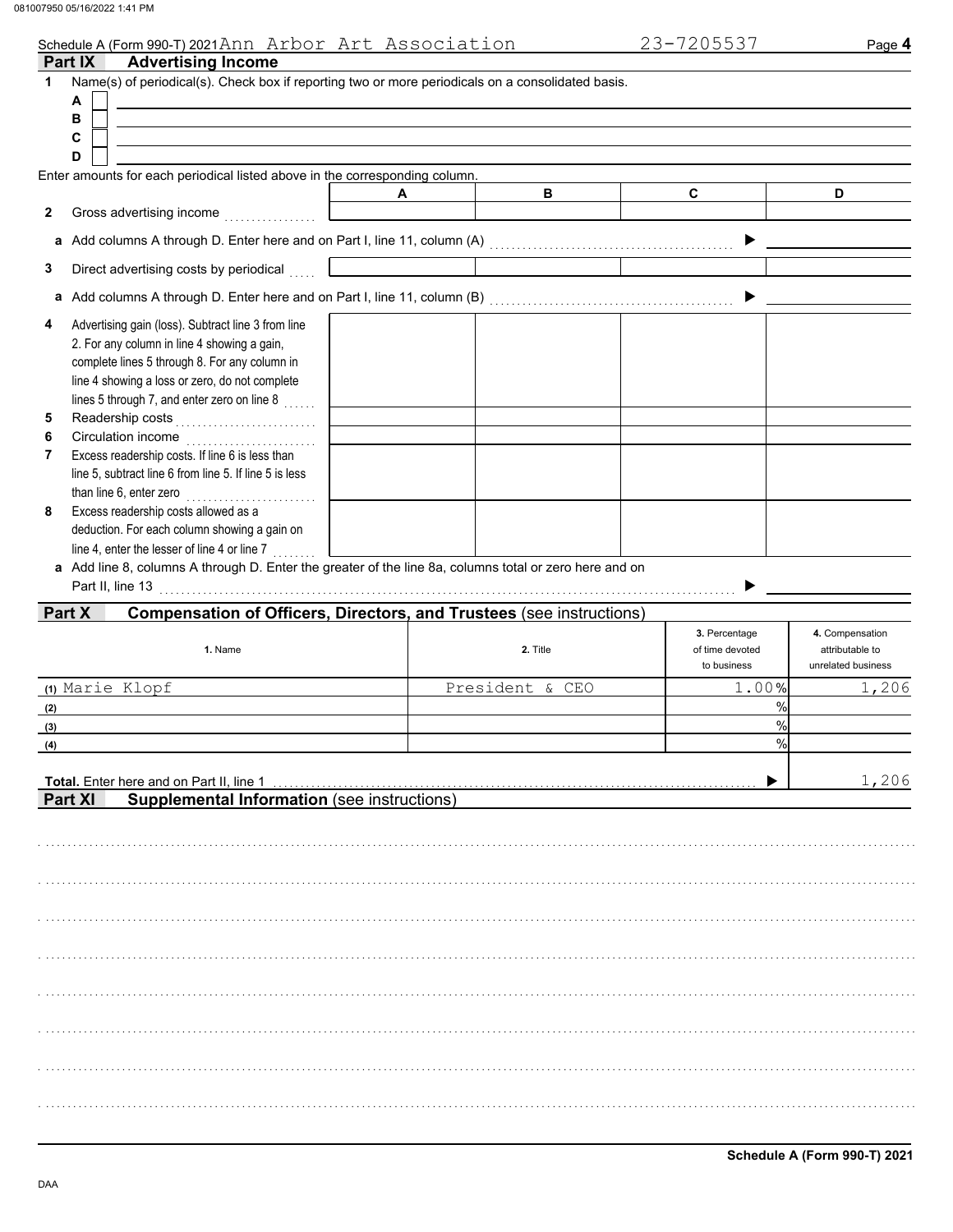Schedule A (Form 990-T) 2021 Ann Arbor Art Association 23-7205537 Page **4**

## Part IX Advertising Income

**1** Name(s) of periodical(s). Check box if reporting two or more periodicals on a consolidated basis.

- **A** ☐
- **B** ☐
- **C** ☐
- **D** ☐

Enter amounts for each periodical listed above in the corresponding column.

| | A | B | C | D |
|---|---|---|---|---|
| **2** Gross advertising income | | | | |
| **a** Add columns A through D. Enter here and on Part I, line 11, column (A) ▶ | | | | |
| **3** Direct advertising costs by periodical | | | | |
| **a** Add columns A through D. Enter here and on Part I, line 11, column (B) ▶ | | | | |
| **4** Advertising gain (loss). Subtract line 3 from line 2. For any column in line 4 showing a gain, complete lines 5 through 8. For any column in line 4 showing a loss or zero, do not complete lines 5 through 7, and enter zero on line 8 | | | | |
| **5** Readership costs | | | | |
| **6** Circulation income | | | | |
| **7** Excess readership costs. If line 6 is less than line 5, subtract line 6 from line 5. If line 5 is less than line 6, enter zero | | | | |
| **8** Excess readership costs allowed as a deduction. For each column showing a gain on line 4, enter the lesser of line 4 or line 7 | | | | |
| **a** Add line 8, columns A through D. Enter the greater of the line 8a, columns total or zero here and on Part II, line 13 ▶ | | | | |

## Part X Compensation of Officers, Directors, and Trustees (see instructions)

| 1. Name | 2. Title | 3. Percentage of time devoted to business | 4. Compensation attributable to unrelated business |
|---|---|---|---|
| (1) Marie Klopf | President & CEO | 1.00% | 1,206 |
| (2) | | % | |
| (3) | | % | |
| (4) | | % | |
| **Total.** Enter here and on Part II, line 1 ▶ | | | 1,206 |

## Part XI Supplemental Information (see instructions)

Schedule A (Form 990-T) 2021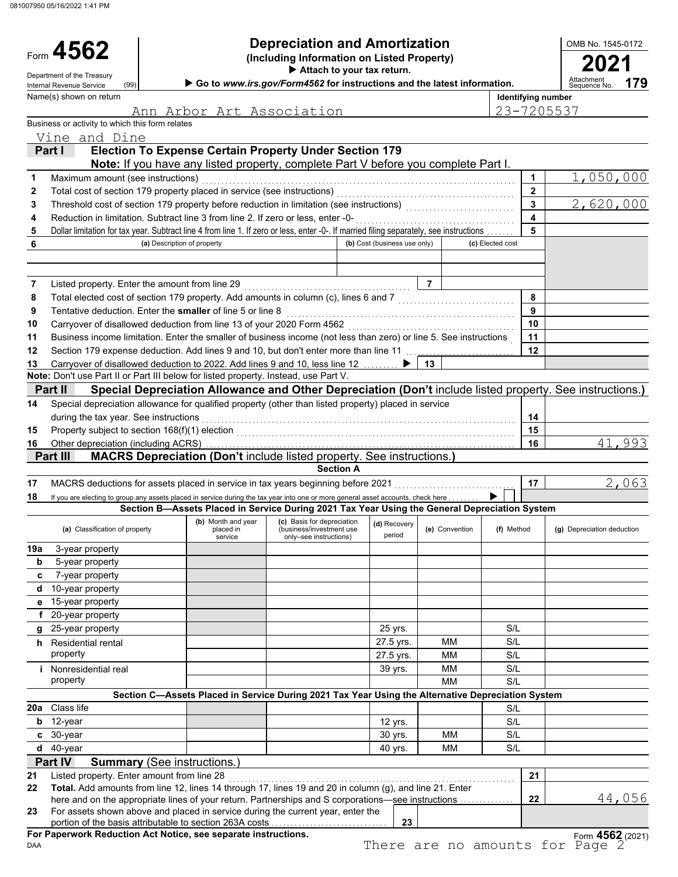081007950 05/16/2022 1:41 PM

Form **4562**

Department of the Treasury
Internal Revenue Service (99)

# Depreciation and Amortization
**(Including Information on Listed Property)**
▶ Attach to your tax return.
▶ Go to www.irs.gov/Form4562 for instructions and the latest information.

OMB No. 1545-0172
**2021**
Attachment Sequence No. **179**

Name(s) shown on return: Ann Arbor Art Association
Identifying number: 23-7205537

Business or activity to which this form relates: Vine and Dine

## Part I Election To Expense Certain Property Under Section 179

**Note:** If you have any listed property, complete Part V before you complete Part I.

| | | | |
|---|---|---|---|
| 1 | Maximum amount (see instructions) | 1 | 1,050,000 |
| 2 | Total cost of section 179 property placed in service (see instructions) | 2 | |
| 3 | Threshold cost of section 179 property before reduction in limitation (see instructions) | 3 | 2,620,000 |
| 4 | Reduction in limitation. Subtract line 3 from line 2. If zero or less, enter -0- | 4 | |
| 5 | Dollar limitation for tax year. Subtract line 4 from line 1. If zero or less, enter -0-. If married filing separately, see instructions | 5 | |

| 6 (a) Description of property | (b) Cost (business use only) | (c) Elected cost |
|---|---|---|
| | | |
| | | |

| | | | |
|---|---|---|---|
| 7 | Listed property. Enter the amount from line 29 | 7 | |
| 8 | Total elected cost of section 179 property. Add amounts in column (c), lines 6 and 7 | 8 | |
| 9 | Tentative deduction. Enter the **smaller** of line 5 or line 8 | 9 | |
| 10 | Carryover of disallowed deduction from line 13 of your 2020 Form 4562 | 10 | |
| 11 | Business income limitation. Enter the smaller of business income (not less than zero) or line 5. See instructions | 11 | |
| 12 | Section 179 expense deduction. Add lines 9 and 10, but don't enter more than line 11 | 12 | |
| 13 | Carryover of disallowed deduction to 2022. Add lines 9 and 10, less line 12 ▶ | 13 | |

**Note:** Don't use Part II or Part III below for listed property. Instead, use Part V.

## Part II Special Depreciation Allowance and Other Depreciation (Don't include listed property. See instructions.)

| | | | |
|---|---|---|---|
| 14 | Special depreciation allowance for qualified property (other than listed property) placed in service during the tax year. See instructions | 14 | |
| 15 | Property subject to section 168(f)(1) election | 15 | |
| 16 | Other depreciation (including ACRS) | 16 | 41,993 |

## Part III MACRS Depreciation (Don't include listed property. See instructions.)

### Section A

| | | | |
|---|---|---|---|
| 17 | MACRS deductions for assets placed in service in tax years beginning before 2021 | 17 | 2,063 |
| 18 | If you are electing to group any assets placed in service during the tax year into one or more general asset accounts, check here ▶ ☐ | | |

### Section B—Assets Placed in Service During 2021 Tax Year Using the General Depreciation System

| (a) Classification of property | (b) Month and year placed in service | (c) Basis for depreciation (business/investment use only–see instructions) | (d) Recovery period | (e) Convention | (f) Method | (g) Depreciation deduction |
|---|---|---|---|---|---|---|
| 19a 3-year property | | | | | | |
| b 5-year property | | | | | | |
| c 7-year property | | | | | | |
| d 10-year property | | | | | | |
| e 15-year property | | | | | | |
| f 20-year property | | | | | | |
| g 25-year property | | | 25 yrs. | | S/L | |
| h Residential rental property | | | 27.5 yrs. | MM | S/L | |
| | | | 27.5 yrs. | MM | S/L | |
| i Nonresidential real property | | | 39 yrs. | MM | S/L | |
| | | | | MM | S/L | |

### Section C—Assets Placed in Service During 2021 Tax Year Using the Alternative Depreciation System

| (a) Classification of property | (b) Month and year placed in service | (c) Basis for depreciation | (d) Recovery period | (e) Convention | (f) Method | (g) Depreciation deduction |
|---|---|---|---|---|---|---|
| 20a Class life | | | | | S/L | |
| b 12-year | | | 12 yrs. | | S/L | |
| c 30-year | | | 30 yrs. | MM | S/L | |
| d 40-year | | | 40 yrs. | MM | S/L | |

## Part IV Summary (See instructions.)

| | | | |
|---|---|---|---|
| 21 | Listed property. Enter amount from line 28 | 21 | |
| 22 | **Total.** Add amounts from line 12, lines 14 through 17, lines 19 and 20 in column (g), and line 21. Enter here and on the appropriate lines of your return. Partnerships and S corporations—see instructions | 22 | 44,056 |
| 23 | For assets shown above and placed in service during the current year, enter the portion of the basis attributable to section 263A costs | 23 | |

**For Paperwork Reduction Act Notice, see separate instructions.**

DAA

There are no amounts for Page 2

Form **4562** (2021)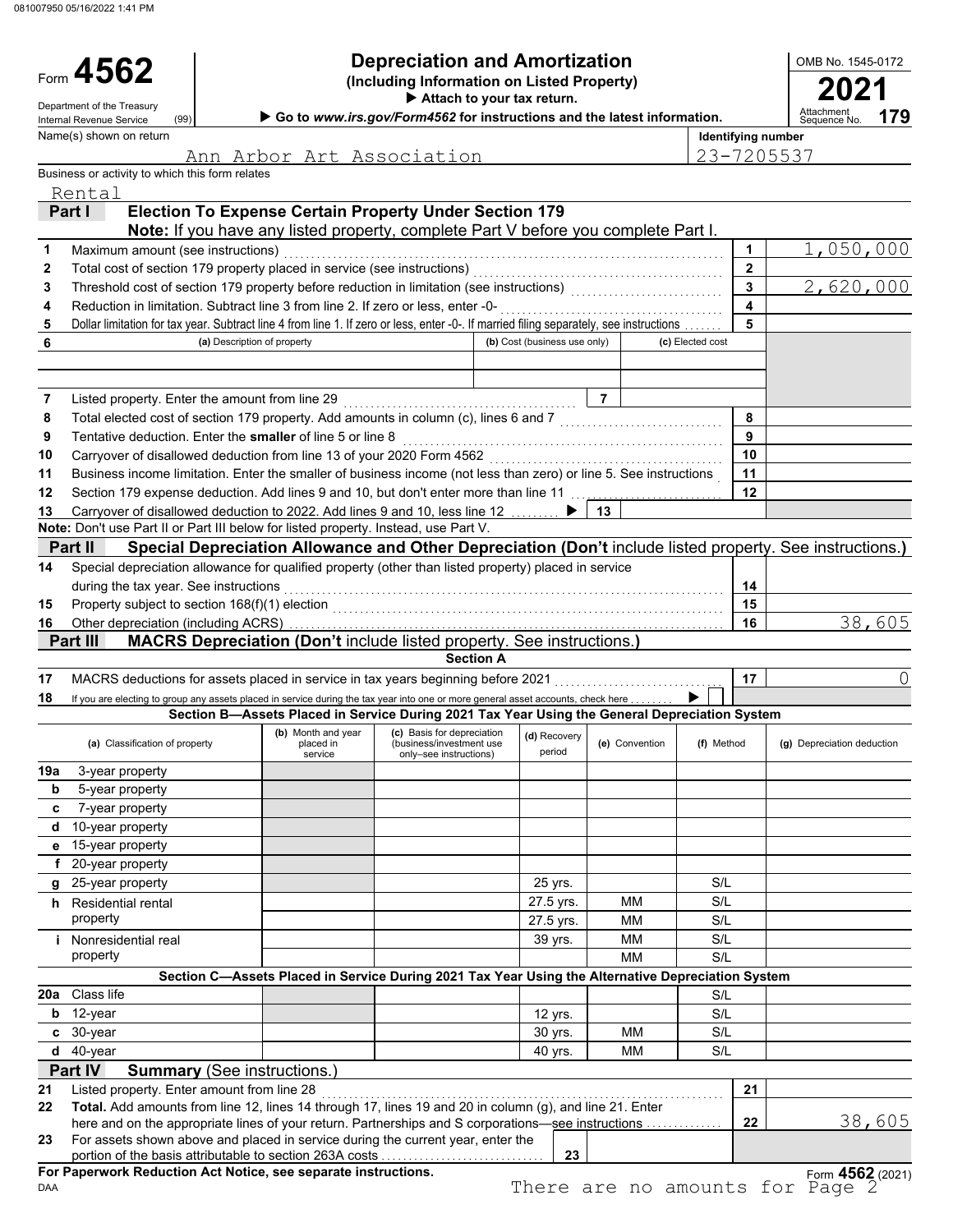081007950 05/16/2022 1:41 PM

# Form 4562 — Depreciation and Amortization

**(Including Information on Listed Property)**

▶ Attach to your tax return.

▶ Go to *www.irs.gov/Form4562* for instructions and the latest information.

Department of the Treasury Internal Revenue Service (99)

OMB No. 1545-0172

**2021**

Attachment Sequence No. **179**

Name(s) shown on return: Ann Arbor Art Association

Identifying number: 23-7205537

Business or activity to which this form relates: Rental

## Part I — Election To Expense Certain Property Under Section 179

**Note:** If you have any listed property, complete Part V before you complete Part I.

| Line | Description | Box | Amount |
|---|---|---|---|
| 1 | Maximum amount (see instructions) | 1 | 1,050,000 |
| 2 | Total cost of section 179 property placed in service (see instructions) | 2 | |
| 3 | Threshold cost of section 179 property before reduction in limitation (see instructions) | 3 | 2,620,000 |
| 4 | Reduction in limitation. Subtract line 3 from line 2. If zero or less, enter -0- | 4 | |
| 5 | Dollar limitation for tax year. Subtract line 4 from line 1. If zero or less, enter -0-. If married filing separately, see instructions | 5 | |

| 6 | (a) Description of property | (b) Cost (business use only) | (c) Elected cost |
|---|---|---|---|
| | | | |
| | | | |

| Line | Description | Box | Amount |
|---|---|---|---|
| 7 | Listed property. Enter the amount from line 29 | 7 | |
| 8 | Total elected cost of section 179 property. Add amounts in column (c), lines 6 and 7 | 8 | |
| 9 | Tentative deduction. Enter the **smaller** of line 5 or line 8 | 9 | |
| 10 | Carryover of disallowed deduction from line 13 of your 2020 Form 4562 | 10 | |
| 11 | Business income limitation. Enter the smaller of business income (not less than zero) or line 5. See instructions | 11 | |
| 12 | Section 179 expense deduction. Add lines 9 and 10, but don't enter more than line 11 | 12 | |
| 13 | Carryover of disallowed deduction to 2022. Add lines 9 and 10, less line 12 ▶ | 13 | |

**Note:** Don't use Part II or Part III below for listed property. Instead, use Part V.

## Part II — Special Depreciation Allowance and Other Depreciation (Don't include listed property. See instructions.)

| Line | Description | Box | Amount |
|---|---|---|---|
| 14 | Special depreciation allowance for qualified property (other than listed property) placed in service during the tax year. See instructions | 14 | |
| 15 | Property subject to section 168(f)(1) election | 15 | |
| 16 | Other depreciation (including ACRS) | 16 | 38,605 |

## Part III — MACRS Depreciation (Don't include listed property. See instructions.)

### Section A

| Line | Description | Box | Amount |
|---|---|---|---|
| 17 | MACRS deductions for assets placed in service in tax years beginning before 2021 | 17 | 0 |
| 18 | If you are electing to group any assets placed in service during the tax year into one or more general asset accounts, check here ▶ ☐ | | |

### Section B—Assets Placed in Service During 2021 Tax Year Using the General Depreciation System

| (a) Classification of property | (b) Month and year placed in service | (c) Basis for depreciation (business/investment use only–see instructions) | (d) Recovery period | (e) Convention | (f) Method | (g) Depreciation deduction |
|---|---|---|---|---|---|---|
| 19a 3-year property | | | | | | |
| b 5-year property | | | | | | |
| c 7-year property | | | | | | |
| d 10-year property | | | | | | |
| e 15-year property | | | | | | |
| f 20-year property | | | | | | |
| g 25-year property | | | 25 yrs. | | S/L | |
| h Residential rental property | | | 27.5 yrs. | MM | S/L | |
| | | | 27.5 yrs. | MM | S/L | |
| i Nonresidential real property | | | 39 yrs. | MM | S/L | |
| | | | | MM | S/L | |

### Section C—Assets Placed in Service During 2021 Tax Year Using the Alternative Depreciation System

| (a) Classification of property | (b) Month and year placed in service | (c) Basis for depreciation | (d) Recovery period | (e) Convention | (f) Method | (g) Depreciation deduction |
|---|---|---|---|---|---|---|
| 20a Class life | | | | | S/L | |
| b 12-year | | | 12 yrs. | | S/L | |
| c 30-year | | | 30 yrs. | MM | S/L | |
| d 40-year | | | 40 yrs. | MM | S/L | |

## Part IV — Summary (See instructions.)

| Line | Description | Box | Amount |
|---|---|---|---|
| 21 | Listed property. Enter amount from line 28 | 21 | |
| 22 | **Total.** Add amounts from line 12, lines 14 through 17, lines 19 and 20 in column (g), and line 21. Enter here and on the appropriate lines of your return. Partnerships and S corporations—see instructions | 22 | 38,605 |
| 23 | For assets shown above and placed in service during the current year, enter the portion of the basis attributable to section 263A costs | 23 | |

**For Paperwork Reduction Act Notice, see separate instructions.**

DAA

Form **4562** (2021)

There are no amounts for Page 2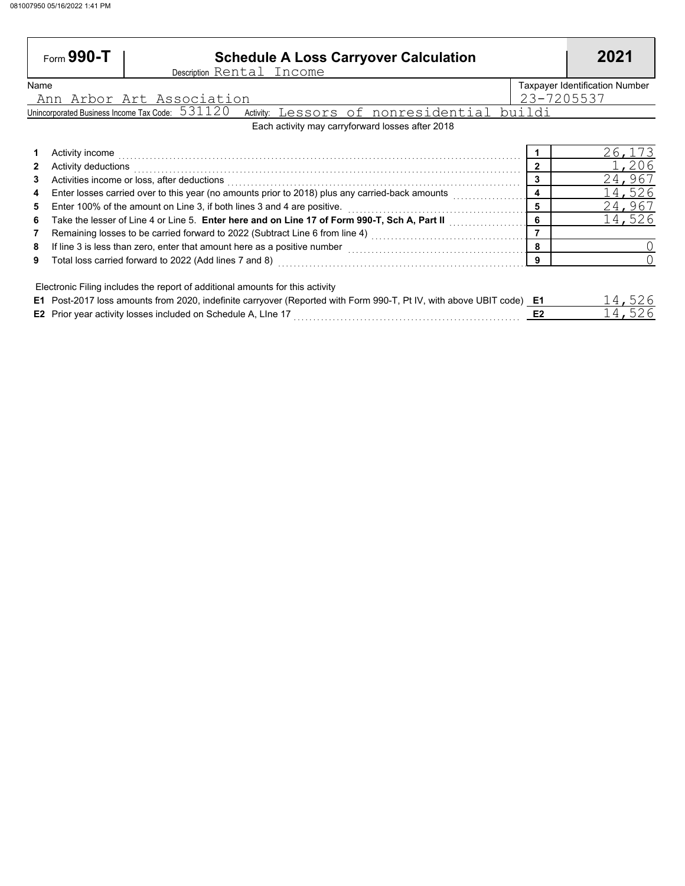Form **990-T**

# Schedule A Loss Carryover Calculation

**2021**

Description Rental Income

| Name | Taxpayer Identification Number |
|---|---|
| Ann Arbor Art Association | 23-7205537 |

Unincorporated Business Income Tax Code: 531120 Activity: Lessors of nonresidential buildi

Each activity may carryforward losses after 2018

| | | | |
|---|---|---|---|
| 1 | Activity income | 1 | 26,173 |
| 2 | Activity deductions | 2 | 1,206 |
| 3 | Activities income or loss, after deductions | 3 | 24,967 |
| 4 | Enter losses carried over to this year (no amounts prior to 2018) plus any carried-back amounts | 4 | 14,526 |
| 5 | Enter 100% of the amount on Line 3, if both lines 3 and 4 are positive. | 5 | 24,967 |
| 6 | Take the lesser of Line 4 or Line 5. **Enter here and on Line 17 of Form 990-T, Sch A, Part II** | 6 | 14,526 |
| 7 | Remaining losses to be carried forward to 2022 (Subtract Line 6 from line 4) | 7 | |
| 8 | If line 3 is less than zero, enter that amount here as a positive number | 8 | 0 |
| 9 | Total loss carried forward to 2022 (Add lines 7 and 8) | 9 | 0 |

Electronic Filing includes the report of additional amounts for this activity

| | | | |
|---|---|---|---|
| E1 | Post-2017 loss amounts from 2020, indefinite carryover (Reported with Form 990-T, Pt IV, with above UBIT code) | E1 | 14,526 |
| E2 | Prior year activity losses included on Schedule A, LIne 17 | E2 | 14,526 |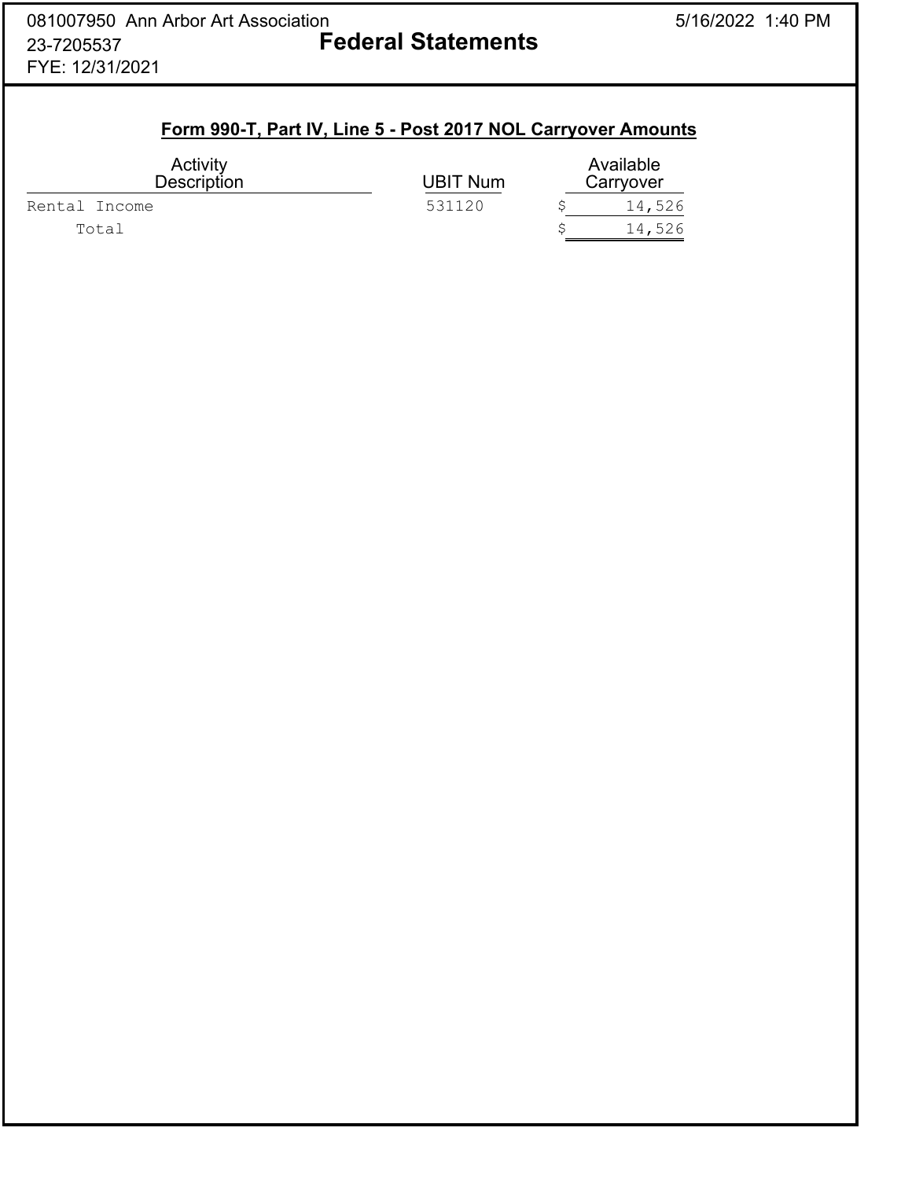081007950 Ann Arbor Art Association
23-7205537
FYE: 12/31/2021

# Federal Statements

## Form 990-T, Part IV, Line 5 - Post 2017 NOL Carryover Amounts

| Activity Description | UBIT Num | Available Carryover |
|---|---|---|
| Rental Income | 531120 | $ 14,526 |
| Total | | $ 14,526 |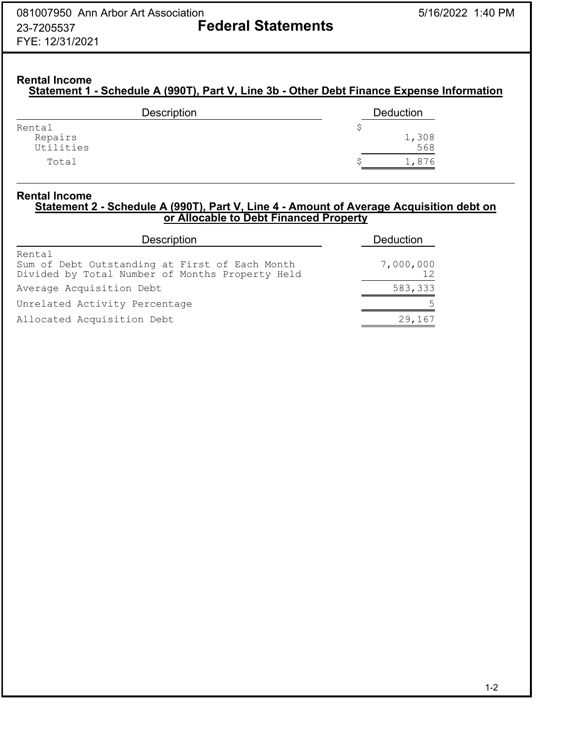081007950 Ann Arbor Art Association
23-7205537
FYE: 12/31/2021

# Federal Statements

## Rental Income

### Statement 1 - Schedule A (990T), Part V, Line 3b - Other Debt Finance Expense Information

| Description | Deduction |
|---|---|
| Rental | $ |
| Repairs | 1,308 |
| Utilities | 568 |
| Total | $ 1,876 |

## Rental Income

### Statement 2 - Schedule A (990T), Part V, Line 4 - Amount of Average Acquisition debt on or Allocable to Debt Financed Property

| Description | Deduction |
|---|---|
| Rental | |
| Sum of Debt Outstanding at First of Each Month | 7,000,000 |
| Divided by Total Number of Months Property Held | 12 |
| Average Acquisition Debt | 583,333 |
| Unrelated Activity Percentage | 5 |
| Allocated Acquisition Debt | 29,167 |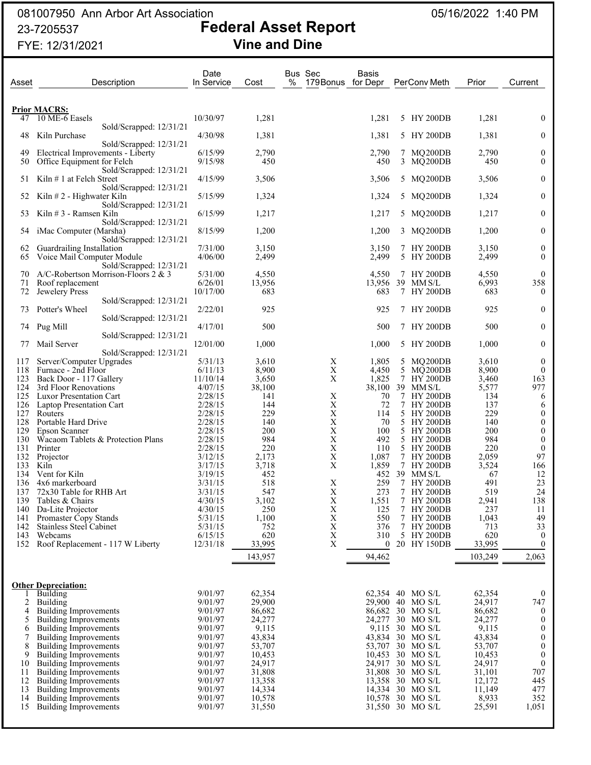081007950 Ann Arbor Art Association
23-7205537
FYE: 12/31/2021

05/16/2022 1:40 PM

# Federal Asset Report
## Vine and Dine

| Asset | Description | Date In Service | Cost | Bus % | Sec 179Bonus | Basis for Depr | Per | Conv Meth | Prior | Current |
|---|---|---|---|---|---|---|---|---|---|---|
| **Prior MACRS:** | | | | | | | | | | |
| 47 | 10 ME-6 Easels<br>Sold/Scrapped: 12/31/21 | 10/30/97 | 1,281 | | | 1,281 | 5 | HY 200DB | 1,281 | 0 |
| 48 | Kiln Purchase<br>Sold/Scrapped: 12/31/21 | 4/30/98 | 1,381 | | | 1,381 | 5 | HY 200DB | 1,381 | 0 |
| 49 | Electrical Improvements - Liberty | 6/15/99 | 2,790 | | | 2,790 | 7 | MQ200DB | 2,790 | 0 |
| 50 | Office Equipment for Felch<br>Sold/Scrapped: 12/31/21 | 9/15/98 | 450 | | | 450 | 3 | MQ200DB | 450 | 0 |
| 51 | Kiln # 1 at Felch Street<br>Sold/Scrapped: 12/31/21 | 4/15/99 | 3,506 | | | 3,506 | 5 | MQ200DB | 3,506 | 0 |
| 52 | Kiln # 2 - Highwater Kiln<br>Sold/Scrapped: 12/31/21 | 5/15/99 | 1,324 | | | 1,324 | 5 | MQ200DB | 1,324 | 0 |
| 53 | Kiln # 3 - Ramsen Kiln<br>Sold/Scrapped: 12/31/21 | 6/15/99 | 1,217 | | | 1,217 | 5 | MQ200DB | 1,217 | 0 |
| 54 | iMac Computer (Marsha)<br>Sold/Scrapped: 12/31/21 | 8/15/99 | 1,200 | | | 1,200 | 3 | MQ200DB | 1,200 | 0 |
| 62 | Guardrailing Installation | 7/31/00 | 3,150 | | | 3,150 | 7 | HY 200DB | 3,150 | 0 |
| 65 | Voice Mail Computer Module<br>Sold/Scrapped: 12/31/21 | 4/06/00 | 2,499 | | | 2,499 | 5 | HY 200DB | 2,499 | 0 |
| 70 | A/C-Robertson Morrison-Floors 2 & 3 | 5/31/00 | 4,550 | | | 4,550 | 7 | HY 200DB | 4,550 | 0 |
| 71 | Roof replacement | 6/26/01 | 13,956 | | | 13,956 | 39 | MM S/L | 6,993 | 358 |
| 72 | Jewelery Press<br>Sold/Scrapped: 12/31/21 | 10/17/00 | 683 | | | 683 | 7 | HY 200DB | 683 | 0 |
| 73 | Potter's Wheel<br>Sold/Scrapped: 12/31/21 | 2/22/01 | 925 | | | 925 | 7 | HY 200DB | 925 | 0 |
| 74 | Pug Mill<br>Sold/Scrapped: 12/31/21 | 4/17/01 | 500 | | | 500 | 7 | HY 200DB | 500 | 0 |
| 77 | Mail Server<br>Sold/Scrapped: 12/31/21 | 12/01/00 | 1,000 | | | 1,000 | 5 | HY 200DB | 1,000 | 0 |
| 117 | Server/Computer Upgrades | 5/31/13 | 3,610 | | X | 1,805 | 5 | MQ200DB | 3,610 | 0 |
| 118 | Furnace - 2nd Floor | 6/11/13 | 8,900 | | X | 4,450 | 5 | MQ200DB | 8,900 | 0 |
| 123 | Back Door - 117 Gallery | 11/10/14 | 3,650 | | X | 1,825 | 7 | HY 200DB | 3,460 | 163 |
| 124 | 3rd Floor Renovations | 4/07/15 | 38,100 | | | 38,100 | 39 | MM S/L | 5,577 | 977 |
| 125 | Luxor Presentation Cart | 2/28/15 | 141 | | X | 70 | 7 | HY 200DB | 134 | 6 |
| 126 | Laptop Presentation Cart | 2/28/15 | 144 | | X | 72 | 7 | HY 200DB | 137 | 6 |
| 127 | Routers | 2/28/15 | 229 | | X | 114 | 5 | HY 200DB | 229 | 0 |
| 128 | Portable Hard Drive | 2/28/15 | 140 | | X | 70 | 5 | HY 200DB | 140 | 0 |
| 129 | Epson Scanner | 2/28/15 | 200 | | X | 100 | 5 | HY 200DB | 200 | 0 |
| 130 | Wacaom Tablets & Protection Plans | 2/28/15 | 984 | | X | 492 | 5 | HY 200DB | 984 | 0 |
| 131 | Printer | 2/28/15 | 220 | | X | 110 | 5 | HY 200DB | 220 | 0 |
| 132 | Projector | 3/12/15 | 2,173 | | X | 1,087 | 7 | HY 200DB | 2,059 | 97 |
| 133 | Kiln | 3/17/15 | 3,718 | | X | 1,859 | 7 | HY 200DB | 3,524 | 166 |
| 134 | Vent for Kiln | 3/19/15 | 452 | | | 452 | 39 | MM S/L | 67 | 12 |
| 136 | 4x6 markerboard | 3/31/15 | 518 | | X | 259 | 7 | HY 200DB | 491 | 23 |
| 137 | 72x30 Table for RHB Art | 3/31/15 | 547 | | X | 273 | 7 | HY 200DB | 519 | 24 |
| 139 | Tables & Chairs | 4/30/15 | 3,102 | | X | 1,551 | 7 | HY 200DB | 2,941 | 138 |
| 140 | Da-Lite Projector | 4/30/15 | 250 | | X | 125 | 7 | HY 200DB | 237 | 11 |
| 141 | Promaster Copy Stands | 5/31/15 | 1,100 | | X | 550 | 7 | HY 200DB | 1,043 | 49 |
| 142 | Stainless Steel Cabinet | 5/31/15 | 752 | | X | 376 | 7 | HY 200DB | 713 | 33 |
| 143 | Webcams | 6/15/15 | 620 | | X | 310 | 5 | HY 200DB | 620 | 0 |
| 152 | Roof Replacement - 117 W Liberty | 12/31/18 | 33,995 | | X | 0 | 20 | HY 150DB | 33,995 | 0 |
| | | | 143,957 | | | 94,462 | | | 103,249 | 2,063 |
| **Other Depreciation:** | | | | | | | | | | |
| 1 | Building | 9/01/97 | 62,354 | | | 62,354 | 40 | MO S/L | 62,354 | 0 |
| 2 | Building | 9/01/97 | 29,900 | | | 29,900 | 40 | MO S/L | 24,917 | 747 |
| 4 | Building Improvements | 9/01/97 | 86,682 | | | 86,682 | 30 | MO S/L | 86,682 | 0 |
| 5 | Building Improvements | 9/01/97 | 24,277 | | | 24,277 | 30 | MO S/L | 24,277 | 0 |
| 6 | Building Improvements | 9/01/97 | 9,115 | | | 9,115 | 30 | MO S/L | 9,115 | 0 |
| 7 | Building Improvements | 9/01/97 | 43,834 | | | 43,834 | 30 | MO S/L | 43,834 | 0 |
| 8 | Building Improvements | 9/01/97 | 53,707 | | | 53,707 | 30 | MO S/L | 53,707 | 0 |
| 9 | Building Improvements | 9/01/97 | 10,453 | | | 10,453 | 30 | MO S/L | 10,453 | 0 |
| 10 | Building Improvements | 9/01/97 | 24,917 | | | 24,917 | 30 | MO S/L | 24,917 | 0 |
| 11 | Building Improvements | 9/01/97 | 31,808 | | | 31,808 | 30 | MO S/L | 31,101 | 707 |
| 12 | Building Improvements | 9/01/97 | 13,358 | | | 13,358 | 30 | MO S/L | 12,172 | 445 |
| 13 | Building Improvements | 9/01/97 | 14,334 | | | 14,334 | 30 | MO S/L | 11,149 | 477 |
| 14 | Building Improvements | 9/01/97 | 10,578 | | | 10,578 | 30 | MO S/L | 8,933 | 352 |
| 15 | Building Improvements | 9/01/97 | 31,550 | | | 31,550 | 30 | MO S/L | 25,591 | 1,051 |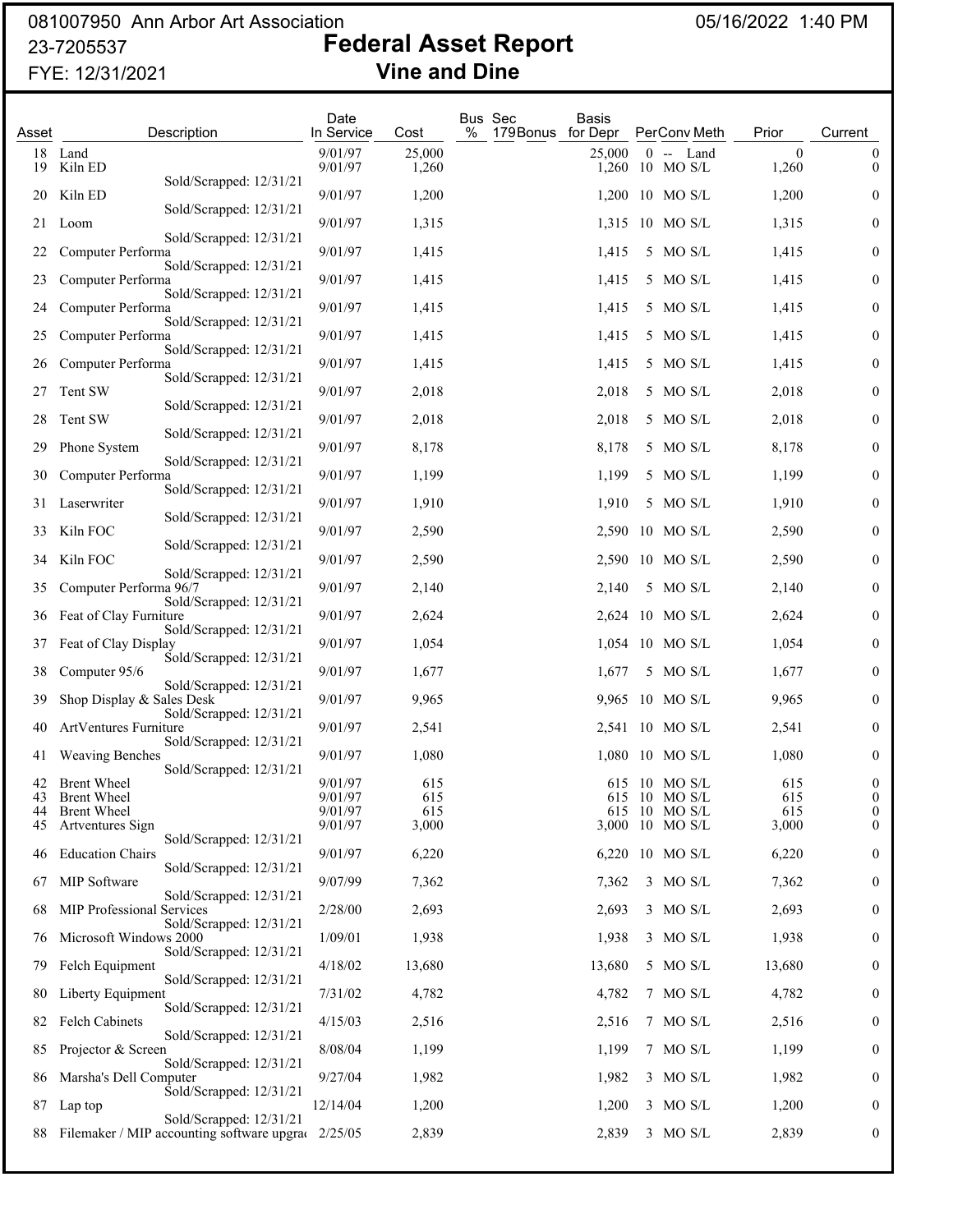081007950 Ann Arbor Art Association

23-7205537

FYE: 12/31/2021

05/16/2022 1:40 PM

# Federal Asset Report
## Vine and Dine

| Asset | Description | Date In Service | Cost | Bus % | Sec 179Bonus | Basis for Depr | Per | Conv | Meth | Prior | Current |
|---|---|---|---|---|---|---|---|---|---|---|---|
| 18 | Land | 9/01/97 | 25,000 | | | 25,000 | 0 | -- | Land | 0 | 0 |
| 19 | Kiln ED<br>Sold/Scrapped: 12/31/21 | 9/01/97 | 1,260 | | | 1,260 | 10 | MO | S/L | 1,260 | 0 |
| 20 | Kiln ED<br>Sold/Scrapped: 12/31/21 | 9/01/97 | 1,200 | | | 1,200 | 10 | MO | S/L | 1,200 | 0 |
| 21 | Loom<br>Sold/Scrapped: 12/31/21 | 9/01/97 | 1,315 | | | 1,315 | 10 | MO | S/L | 1,315 | 0 |
| 22 | Computer Performa<br>Sold/Scrapped: 12/31/21 | 9/01/97 | 1,415 | | | 1,415 | 5 | MO | S/L | 1,415 | 0 |
| 23 | Computer Performa<br>Sold/Scrapped: 12/31/21 | 9/01/97 | 1,415 | | | 1,415 | 5 | MO | S/L | 1,415 | 0 |
| 24 | Computer Performa<br>Sold/Scrapped: 12/31/21 | 9/01/97 | 1,415 | | | 1,415 | 5 | MO | S/L | 1,415 | 0 |
| 25 | Computer Performa<br>Sold/Scrapped: 12/31/21 | 9/01/97 | 1,415 | | | 1,415 | 5 | MO | S/L | 1,415 | 0 |
| 26 | Computer Performa<br>Sold/Scrapped: 12/31/21 | 9/01/97 | 1,415 | | | 1,415 | 5 | MO | S/L | 1,415 | 0 |
| 27 | Tent SW<br>Sold/Scrapped: 12/31/21 | 9/01/97 | 2,018 | | | 2,018 | 5 | MO | S/L | 2,018 | 0 |
| 28 | Tent SW<br>Sold/Scrapped: 12/31/21 | 9/01/97 | 2,018 | | | 2,018 | 5 | MO | S/L | 2,018 | 0 |
| 29 | Phone System<br>Sold/Scrapped: 12/31/21 | 9/01/97 | 8,178 | | | 8,178 | 5 | MO | S/L | 8,178 | 0 |
| 30 | Computer Performa<br>Sold/Scrapped: 12/31/21 | 9/01/97 | 1,199 | | | 1,199 | 5 | MO | S/L | 1,199 | 0 |
| 31 | Laserwriter<br>Sold/Scrapped: 12/31/21 | 9/01/97 | 1,910 | | | 1,910 | 5 | MO | S/L | 1,910 | 0 |
| 33 | Kiln FOC<br>Sold/Scrapped: 12/31/21 | 9/01/97 | 2,590 | | | 2,590 | 10 | MO | S/L | 2,590 | 0 |
| 34 | Kiln FOC<br>Sold/Scrapped: 12/31/21 | 9/01/97 | 2,590 | | | 2,590 | 10 | MO | S/L | 2,590 | 0 |
| 35 | Computer Performa 96/7<br>Sold/Scrapped: 12/31/21 | 9/01/97 | 2,140 | | | 2,140 | 5 | MO | S/L | 2,140 | 0 |
| 36 | Feat of Clay Furniture<br>Sold/Scrapped: 12/31/21 | 9/01/97 | 2,624 | | | 2,624 | 10 | MO | S/L | 2,624 | 0 |
| 37 | Feat of Clay Display<br>Sold/Scrapped: 12/31/21 | 9/01/97 | 1,054 | | | 1,054 | 10 | MO | S/L | 1,054 | 0 |
| 38 | Computer 95/6<br>Sold/Scrapped: 12/31/21 | 9/01/97 | 1,677 | | | 1,677 | 5 | MO | S/L | 1,677 | 0 |
| 39 | Shop Display & Sales Desk<br>Sold/Scrapped: 12/31/21 | 9/01/97 | 9,965 | | | 9,965 | 10 | MO | S/L | 9,965 | 0 |
| 40 | ArtVentures Furniture<br>Sold/Scrapped: 12/31/21 | 9/01/97 | 2,541 | | | 2,541 | 10 | MO | S/L | 2,541 | 0 |
| 41 | Weaving Benches<br>Sold/Scrapped: 12/31/21 | 9/01/97 | 1,080 | | | 1,080 | 10 | MO | S/L | 1,080 | 0 |
| 42 | Brent Wheel | 9/01/97 | 615 | | | 615 | 10 | MO | S/L | 615 | 0 |
| 43 | Brent Wheel | 9/01/97 | 615 | | | 615 | 10 | MO | S/L | 615 | 0 |
| 44 | Brent Wheel | 9/01/97 | 615 | | | 615 | 10 | MO | S/L | 615 | 0 |
| 45 | Artventures Sign<br>Sold/Scrapped: 12/31/21 | 9/01/97 | 3,000 | | | 3,000 | 10 | MO | S/L | 3,000 | 0 |
| 46 | Education Chairs<br>Sold/Scrapped: 12/31/21 | 9/01/97 | 6,220 | | | 6,220 | 10 | MO | S/L | 6,220 | 0 |
| 67 | MIP Software<br>Sold/Scrapped: 12/31/21 | 9/07/99 | 7,362 | | | 7,362 | 3 | MO | S/L | 7,362 | 0 |
| 68 | MIP Professional Services<br>Sold/Scrapped: 12/31/21 | 2/28/00 | 2,693 | | | 2,693 | 3 | MO | S/L | 2,693 | 0 |
| 76 | Microsoft Windows 2000<br>Sold/Scrapped: 12/31/21 | 1/09/01 | 1,938 | | | 1,938 | 3 | MO | S/L | 1,938 | 0 |
| 79 | Felch Equipment<br>Sold/Scrapped: 12/31/21 | 4/18/02 | 13,680 | | | 13,680 | 5 | MO | S/L | 13,680 | 0 |
| 80 | Liberty Equipment<br>Sold/Scrapped: 12/31/21 | 7/31/02 | 4,782 | | | 4,782 | 7 | MO | S/L | 4,782 | 0 |
| 82 | Felch Cabinets<br>Sold/Scrapped: 12/31/21 | 4/15/03 | 2,516 | | | 2,516 | 7 | MO | S/L | 2,516 | 0 |
| 85 | Projector & Screen<br>Sold/Scrapped: 12/31/21 | 8/08/04 | 1,199 | | | 1,199 | 7 | MO | S/L | 1,199 | 0 |
| 86 | Marsha's Dell Computer<br>Sold/Scrapped: 12/31/21 | 9/27/04 | 1,982 | | | 1,982 | 3 | MO | S/L | 1,982 | 0 |
| 87 | Lap top<br>Sold/Scrapped: 12/31/21 | 12/14/04 | 1,200 | | | 1,200 | 3 | MO | S/L | 1,200 | 0 |
| 88 | Filemaker / MIP accounting software upgrad | 2/25/05 | 2,839 | | | 2,839 | 3 | MO | S/L | 2,839 | 0 |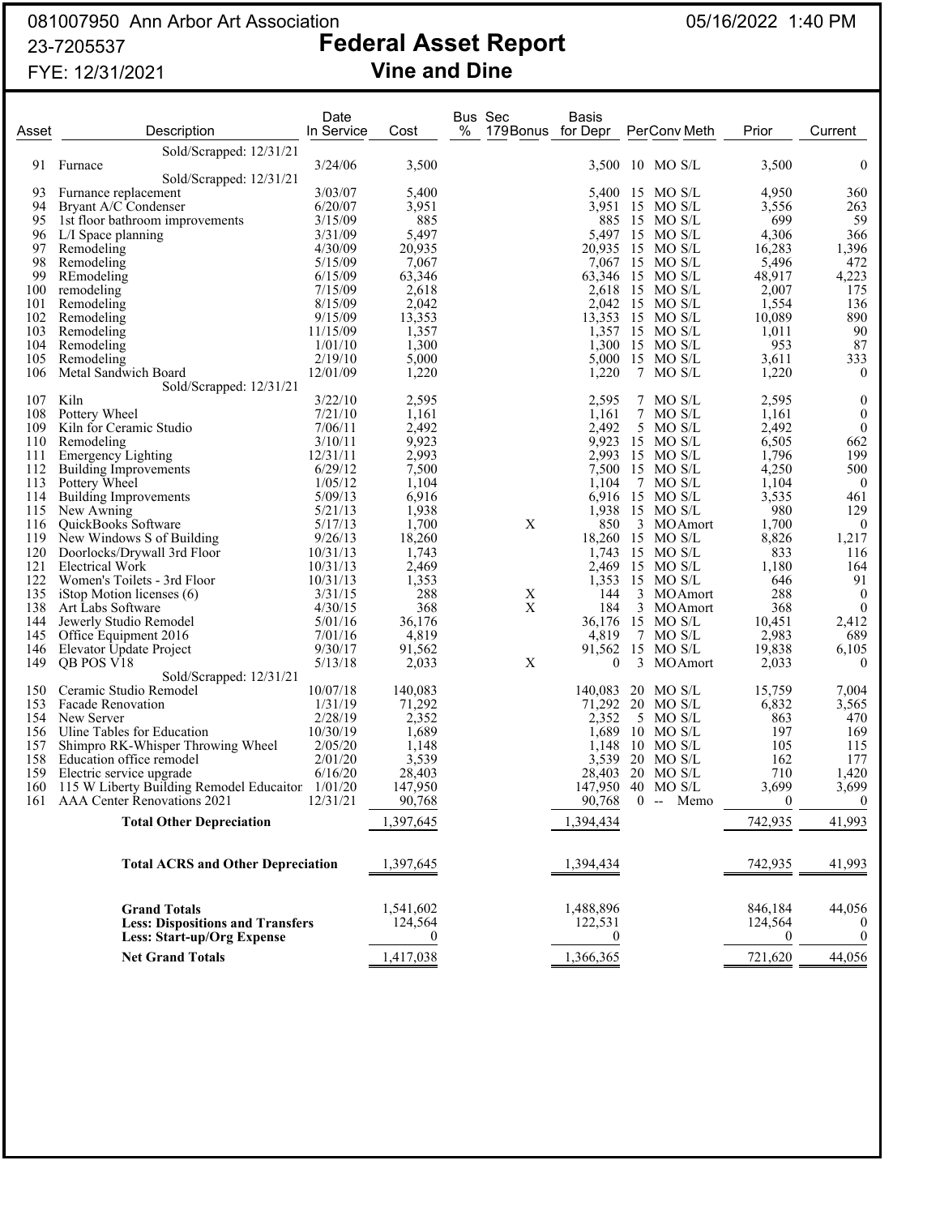081007950 Ann Arbor Art Association
23-7205537
FYE: 12/31/2021

05/16/2022 1:40 PM

# Federal Asset Report

## Vine and Dine

| Asset | Description | Date In Service | Cost | Bus % | Sec 179Bonus | Basis for Depr | Per | Conv | Meth | Prior | Current |
|---|---|---|---|---|---|---|---|---|---|---|---|
| | Sold/Scrapped: 12/31/21 | | | | | | | | | | |
| 91 | Furnace | 3/24/06 | 3,500 | | | 3,500 | 10 | MO | S/L | 3,500 | 0 |
| | Sold/Scrapped: 12/31/21 | | | | | | | | | | |
| 93 | Furnance replacement | 3/03/07 | 5,400 | | | 5,400 | 15 | MO | S/L | 4,950 | 360 |
| 94 | Bryant A/C Condenser | 6/20/07 | 3,951 | | | 3,951 | 15 | MO | S/L | 3,556 | 263 |
| 95 | 1st floor bathroom improvements | 3/15/09 | 885 | | | 885 | 15 | MO | S/L | 699 | 59 |
| 96 | L/I Space planning | 3/31/09 | 5,497 | | | 5,497 | 15 | MO | S/L | 4,306 | 366 |
| 97 | Remodeling | 4/30/09 | 20,935 | | | 20,935 | 15 | MO | S/L | 16,283 | 1,396 |
| 98 | Remodeling | 5/15/09 | 7,067 | | | 7,067 | 15 | MO | S/L | 5,496 | 472 |
| 99 | REmodeling | 6/15/09 | 63,346 | | | 63,346 | 15 | MO | S/L | 48,917 | 4,223 |
| 100 | remodeling | 7/15/09 | 2,618 | | | 2,618 | 15 | MO | S/L | 2,007 | 175 |
| 101 | Remodeling | 8/15/09 | 2,042 | | | 2,042 | 15 | MO | S/L | 1,554 | 136 |
| 102 | Remodeling | 9/15/09 | 13,353 | | | 13,353 | 15 | MO | S/L | 10,089 | 890 |
| 103 | Remodeling | 11/15/09 | 1,357 | | | 1,357 | 15 | MO | S/L | 1,011 | 90 |
| 104 | Remodeling | 1/01/10 | 1,300 | | | 1,300 | 15 | MO | S/L | 953 | 87 |
| 105 | Remodeling | 2/19/10 | 5,000 | | | 5,000 | 15 | MO | S/L | 3,611 | 333 |
| 106 | Metal Sandwich Board | 12/01/09 | 1,220 | | | 1,220 | 7 | MO | S/L | 1,220 | 0 |
| | Sold/Scrapped: 12/31/21 | | | | | | | | | | |
| 107 | Kiln | 3/22/10 | 2,595 | | | 2,595 | 7 | MO | S/L | 2,595 | 0 |
| 108 | Pottery Wheel | 7/21/10 | 1,161 | | | 1,161 | 7 | MO | S/L | 1,161 | 0 |
| 109 | Kiln for Ceramic Studio | 7/06/11 | 2,492 | | | 2,492 | 5 | MO | S/L | 2,492 | 0 |
| 110 | Remodeling | 3/10/11 | 9,923 | | | 9,923 | 15 | MO | S/L | 6,505 | 662 |
| 111 | Emergency Lighting | 12/31/11 | 2,993 | | | 2,993 | 15 | MO | S/L | 1,796 | 199 |
| 112 | Building Improvements | 6/29/12 | 7,500 | | | 7,500 | 15 | MO | S/L | 4,250 | 500 |
| 113 | Pottery Wheel | 1/05/12 | 1,104 | | | 1,104 | 7 | MO | S/L | 1,104 | 0 |
| 114 | Building Improvements | 5/09/13 | 6,916 | | | 6,916 | 15 | MO | S/L | 3,535 | 461 |
| 115 | New Awning | 5/21/13 | 1,938 | | | 1,938 | 15 | MO | S/L | 980 | 129 |
| 116 | QuickBooks Software | 5/17/13 | 1,700 | | X | 850 | 3 | MO | Amort | 1,700 | 0 |
| 119 | New Windows S of Building | 9/26/13 | 18,260 | | | 18,260 | 15 | MO | S/L | 8,826 | 1,217 |
| 120 | Doorlocks/Drywall 3rd Floor | 10/31/13 | 1,743 | | | 1,743 | 15 | MO | S/L | 833 | 116 |
| 121 | Electrical Work | 10/31/13 | 2,469 | | | 2,469 | 15 | MO | S/L | 1,180 | 164 |
| 122 | Women's Toilets - 3rd Floor | 10/31/13 | 1,353 | | | 1,353 | 15 | MO | S/L | 646 | 91 |
| 135 | iStop Motion licenses (6) | 3/31/15 | 288 | | X | 144 | 3 | MO | Amort | 288 | 0 |
| 138 | Art Labs Software | 4/30/15 | 368 | | X | 184 | 3 | MO | Amort | 368 | 0 |
| 144 | Jewerly Studio Remodel | 5/01/16 | 36,176 | | | 36,176 | 15 | MO | S/L | 10,451 | 2,412 |
| 145 | Office Equipment 2016 | 7/01/16 | 4,819 | | | 4,819 | 7 | MO | S/L | 2,983 | 689 |
| 146 | Elevator Update Project | 9/30/17 | 91,562 | | | 91,562 | 15 | MO | S/L | 19,838 | 6,105 |
| 149 | QB POS V18 | 5/13/18 | 2,033 | | X | 0 | 3 | MO | Amort | 2,033 | 0 |
| | Sold/Scrapped: 12/31/21 | | | | | | | | | | |
| 150 | Ceramic Studio Remodel | 10/07/18 | 140,083 | | | 140,083 | 20 | MO | S/L | 15,759 | 7,004 |
| 153 | Facade Renovation | 1/31/19 | 71,292 | | | 71,292 | 20 | MO | S/L | 6,832 | 3,565 |
| 154 | New Server | 2/28/19 | 2,352 | | | 2,352 | 5 | MO | S/L | 863 | 470 |
| 156 | Uline Tables for Education | 10/30/19 | 1,689 | | | 1,689 | 10 | MO | S/L | 197 | 169 |
| 157 | Shimpro RK-Whisper Throwing Wheel | 2/05/20 | 1,148 | | | 1,148 | 10 | MO | S/L | 105 | 115 |
| 158 | Education office remodel | 2/01/20 | 3,539 | | | 3,539 | 20 | MO | S/L | 162 | 177 |
| 159 | Electric service upgrade | 6/16/20 | 28,403 | | | 28,403 | 20 | MO | S/L | 710 | 1,420 |
| 160 | 115 W Liberty Building Remodel Educaitor | 1/01/20 | 147,950 | | | 147,950 | 40 | MO | S/L | 3,699 | 3,699 |
| 161 | AAA Center Renovations 2021 | 12/31/21 | 90,768 | | | 90,768 | 0 | -- | Memo | 0 | 0 |
| | **Total Other Depreciation** | | 1,397,645 | | | 1,394,434 | | | | 742,935 | 41,993 |
| | **Total ACRS and Other Depreciation** | | 1,397,645 | | | 1,394,434 | | | | 742,935 | 41,993 |
| | **Grand Totals** | | 1,541,602 | | | 1,488,896 | | | | 846,184 | 44,056 |
| | **Less: Dispositions and Transfers** | | 124,564 | | | 122,531 | | | | 124,564 | 0 |
| | **Less: Start-up/Org Expense** | | 0 | | | 0 | | | | 0 | 0 |
| | **Net Grand Totals** | | 1,417,038 | | | 1,366,365 | | | | 721,620 | 44,056 |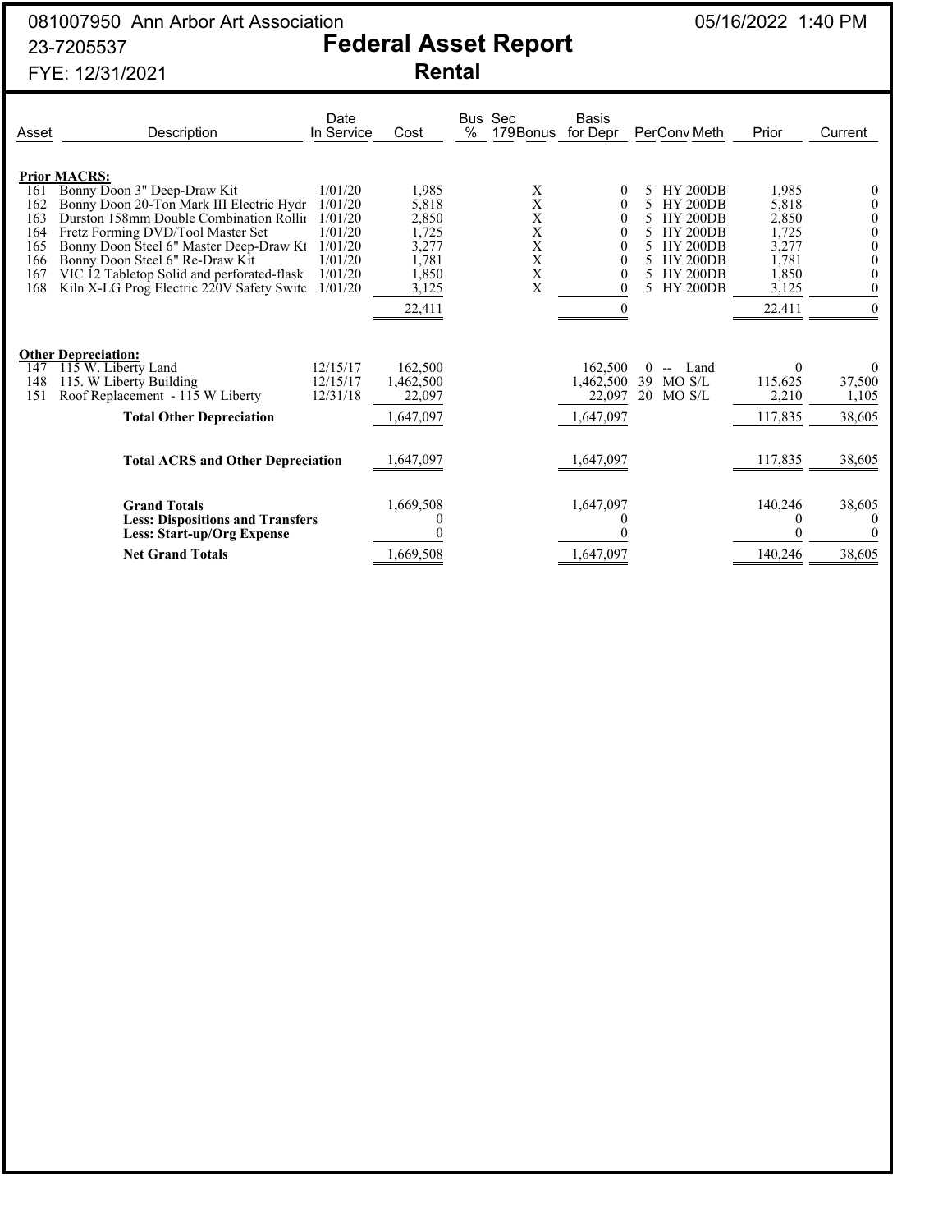081007950 Ann Arbor Art Association 05/16/2022 1:40 PM

23-7205537

FYE: 12/31/2021

# Federal Asset Report

## Rental

| Asset | Description | Date In Service | Cost | Bus % | Sec 179Bonus | Basis for Depr | Per | Conv | Meth | Prior | Current |
|---|---|---|---|---|---|---|---|---|---|---|---|
| **Prior MACRS:** | | | | | | | | | | | |
| 161 | Bonny Doon 3" Deep-Draw Kit | 1/01/20 | 1,985 | | X | 0 | 5 | HY | 200DB | 1,985 | 0 |
| 162 | Bonny Doon 20-Ton Mark III Electric Hydr | 1/01/20 | 5,818 | | X | 0 | 5 | HY | 200DB | 5,818 | 0 |
| 163 | Durston 158mm Double Combination Rollin | 1/01/20 | 2,850 | | X | 0 | 5 | HY | 200DB | 2,850 | 0 |
| 164 | Fretz Forming DVD/Tool Master Set | 1/01/20 | 1,725 | | X | 0 | 5 | HY | 200DB | 1,725 | 0 |
| 165 | Bonny Doon Steel 6" Master Deep-Draw Kt | 1/01/20 | 3,277 | | X | 0 | 5 | HY | 200DB | 3,277 | 0 |
| 166 | Bonny Doon Steel 6" Re-Draw Kit | 1/01/20 | 1,781 | | X | 0 | 5 | HY | 200DB | 1,781 | 0 |
| 167 | VIC 12 Tabletop Solid and perforated-flask | 1/01/20 | 1,850 | | X | 0 | 5 | HY | 200DB | 1,850 | 0 |
| 168 | Kiln X-LG Prog Electric 220V Safety Switc | 1/01/20 | 3,125 | | X | 0 | 5 | HY | 200DB | 3,125 | 0 |
| | | | 22,411 | | | 0 | | | | 22,411 | 0 |
| **Other Depreciation:** | | | | | | | | | | | |
| 147 | 115 W. Liberty Land | 12/15/17 | 162,500 | | | 162,500 | 0 | -- | Land | 0 | 0 |
| 148 | 115. W Liberty Building | 12/15/17 | 1,462,500 | | | 1,462,500 | 39 | MO | S/L | 115,625 | 37,500 |
| 151 | Roof Replacement - 115 W Liberty | 12/31/18 | 22,097 | | | 22,097 | 20 | MO | S/L | 2,210 | 1,105 |
| | **Total Other Depreciation** | | 1,647,097 | | | 1,647,097 | | | | 117,835 | 38,605 |
| | **Total ACRS and Other Depreciation** | | 1,647,097 | | | 1,647,097 | | | | 117,835 | 38,605 |
| | **Grand Totals** | | 1,669,508 | | | 1,647,097 | | | | 140,246 | 38,605 |
| | **Less: Dispositions and Transfers** | | 0 | | | 0 | | | | 0 | 0 |
| | **Less: Start-up/Org Expense** | | 0 | | | 0 | | | | 0 | 0 |
| | **Net Grand Totals** | | 1,669,508 | | | 1,647,097 | | | | 140,246 | 38,605 |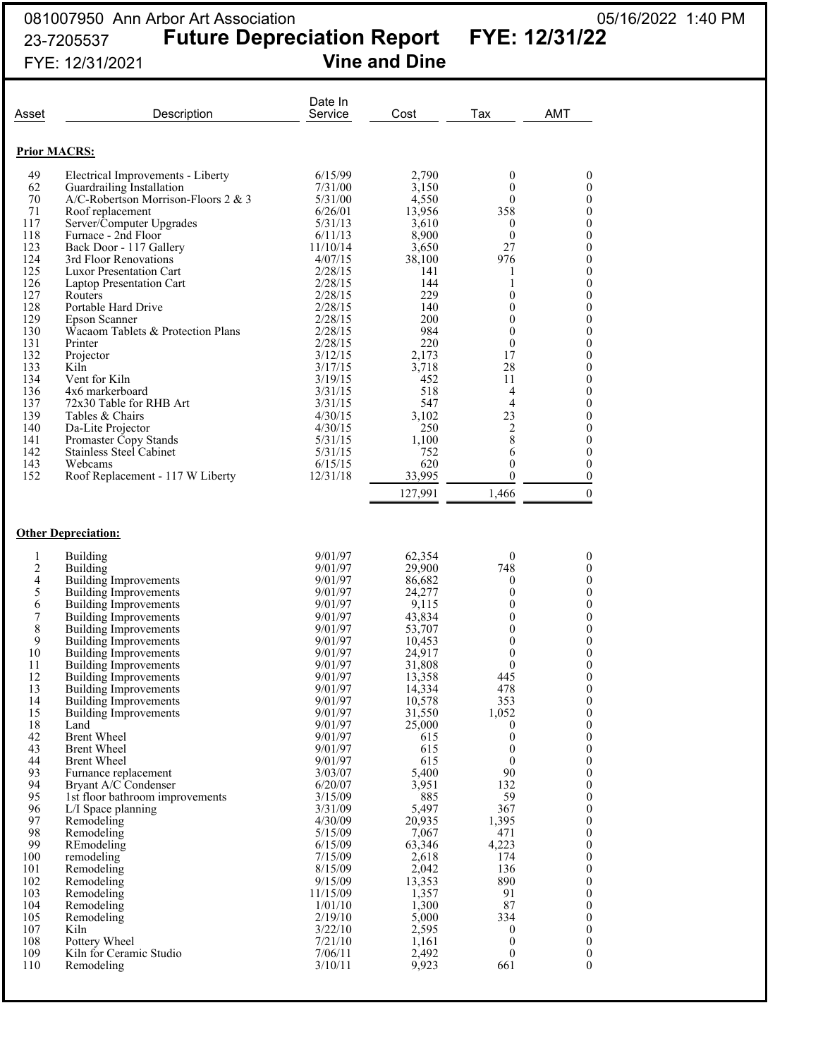081007950 Ann Arbor Art Association 05/16/2022 1:40 PM

23-7205537

# Future Depreciation Report FYE: 12/31/22

FYE: 12/31/2021

## Vine and Dine

| Asset | Description | Date In Service | Cost | Tax | AMT |
|---|---|---|---|---|---|
| **Prior MACRS:** | | | | | |
| 49 | Electrical Improvements - Liberty | 6/15/99 | 2,790 | 0 | 0 |
| 62 | Guardrailing Installation | 7/31/00 | 3,150 | 0 | 0 |
| 70 | A/C-Robertson Morrison-Floors 2 & 3 | 5/31/00 | 4,550 | 0 | 0 |
| 71 | Roof replacement | 6/26/01 | 13,956 | 358 | 0 |
| 117 | Server/Computer Upgrades | 5/31/13 | 3,610 | 0 | 0 |
| 118 | Furnace - 2nd Floor | 6/11/13 | 8,900 | 0 | 0 |
| 123 | Back Door - 117 Gallery | 11/10/14 | 3,650 | 27 | 0 |
| 124 | 3rd Floor Renovations | 4/07/15 | 38,100 | 976 | 0 |
| 125 | Luxor Presentation Cart | 2/28/15 | 141 | 1 | 0 |
| 126 | Laptop Presentation Cart | 2/28/15 | 144 | 1 | 0 |
| 127 | Routers | 2/28/15 | 229 | 0 | 0 |
| 128 | Portable Hard Drive | 2/28/15 | 140 | 0 | 0 |
| 129 | Epson Scanner | 2/28/15 | 200 | 0 | 0 |
| 130 | Wacaom Tablets & Protection Plans | 2/28/15 | 984 | 0 | 0 |
| 131 | Printer | 2/28/15 | 220 | 0 | 0 |
| 132 | Projector | 3/12/15 | 2,173 | 17 | 0 |
| 133 | Kiln | 3/17/15 | 3,718 | 28 | 0 |
| 134 | Vent for Kiln | 3/19/15 | 452 | 11 | 0 |
| 136 | 4x6 markerboard | 3/31/15 | 518 | 4 | 0 |
| 137 | 72x30 Table for RHB Art | 3/31/15 | 547 | 4 | 0 |
| 139 | Tables & Chairs | 4/30/15 | 3,102 | 23 | 0 |
| 140 | Da-Lite Projector | 4/30/15 | 250 | 2 | 0 |
| 141 | Promaster Copy Stands | 5/31/15 | 1,100 | 8 | 0 |
| 142 | Stainless Steel Cabinet | 5/31/15 | 752 | 6 | 0 |
| 143 | Webcams | 6/15/15 | 620 | 0 | 0 |
| 152 | Roof Replacement - 117 W Liberty | 12/31/18 | 33,995 | 0 | 0 |
| | | | 127,991 | 1,466 | 0 |
| **Other Depreciation:** | | | | | |
| 1 | Building | 9/01/97 | 62,354 | 0 | 0 |
| 2 | Building | 9/01/97 | 29,900 | 748 | 0 |
| 4 | Building Improvements | 9/01/97 | 86,682 | 0 | 0 |
| 5 | Building Improvements | 9/01/97 | 24,277 | 0 | 0 |
| 6 | Building Improvements | 9/01/97 | 9,115 | 0 | 0 |
| 7 | Building Improvements | 9/01/97 | 43,834 | 0 | 0 |
| 8 | Building Improvements | 9/01/97 | 53,707 | 0 | 0 |
| 9 | Building Improvements | 9/01/97 | 10,453 | 0 | 0 |
| 10 | Building Improvements | 9/01/97 | 24,917 | 0 | 0 |
| 11 | Building Improvements | 9/01/97 | 31,808 | 0 | 0 |
| 12 | Building Improvements | 9/01/97 | 13,358 | 445 | 0 |
| 13 | Building Improvements | 9/01/97 | 14,334 | 478 | 0 |
| 14 | Building Improvements | 9/01/97 | 10,578 | 353 | 0 |
| 15 | Building Improvements | 9/01/97 | 31,550 | 1,052 | 0 |
| 18 | Land | 9/01/97 | 25,000 | 0 | 0 |
| 42 | Brent Wheel | 9/01/97 | 615 | 0 | 0 |
| 43 | Brent Wheel | 9/01/97 | 615 | 0 | 0 |
| 44 | Brent Wheel | 9/01/97 | 615 | 0 | 0 |
| 93 | Furnace replacement | 3/03/07 | 5,400 | 90 | 0 |
| 94 | Bryant A/C Condenser | 6/20/07 | 3,951 | 132 | 0 |
| 95 | 1st floor bathroom improvements | 3/15/09 | 885 | 59 | 0 |
| 96 | L/I Space planning | 3/31/09 | 5,497 | 367 | 0 |
| 97 | Remodeling | 4/30/09 | 20,935 | 1,395 | 0 |
| 98 | Remodeling | 5/15/09 | 7,067 | 471 | 0 |
| 99 | REmodeling | 6/15/09 | 63,346 | 4,223 | 0 |
| 100 | remodeling | 7/15/09 | 2,618 | 174 | 0 |
| 101 | Remodeling | 8/15/09 | 2,042 | 136 | 0 |
| 102 | Remodeling | 9/15/09 | 13,353 | 890 | 0 |
| 103 | Remodeling | 11/15/09 | 1,357 | 91 | 0 |
| 104 | Remodeling | 1/01/10 | 1,300 | 87 | 0 |
| 105 | Remodeling | 2/19/10 | 5,000 | 334 | 0 |
| 107 | Kiln | 3/22/10 | 2,595 | 0 | 0 |
| 108 | Pottery Wheel | 7/21/10 | 1,161 | 0 | 0 |
| 109 | Kiln for Ceramic Studio | 7/06/11 | 2,492 | 0 | 0 |
| 110 | Remodeling | 3/10/11 | 9,923 | 661 | 0 |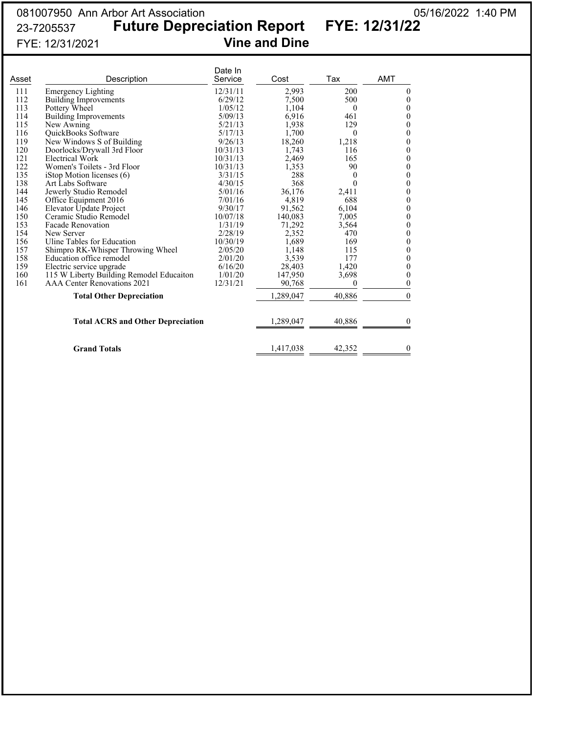081007950 Ann Arbor Art Association 05/16/2022 1:40 PM

23-7205537 **Future Depreciation Report FYE: 12/31/22**

FYE: 12/31/2021 **Vine and Dine**

| Asset | Description | Date In Service | Cost | Tax | AMT |
|---|---|---|---|---|---|
| 111 | Emergency Lighting | 12/31/11 | 2,993 | 200 | 0 |
| 112 | Building Improvements | 6/29/12 | 7,500 | 500 | 0 |
| 113 | Pottery Wheel | 1/05/12 | 1,104 | 0 | 0 |
| 114 | Building Improvements | 5/09/13 | 6,916 | 461 | 0 |
| 115 | New Awning | 5/21/13 | 1,938 | 129 | 0 |
| 116 | QuickBooks Software | 5/17/13 | 1,700 | 0 | 0 |
| 119 | New Windows S of Building | 9/26/13 | 18,260 | 1,218 | 0 |
| 120 | Doorlocks/Drywall 3rd Floor | 10/31/13 | 1,743 | 116 | 0 |
| 121 | Electrical Work | 10/31/13 | 2,469 | 165 | 0 |
| 122 | Women's Toilets - 3rd Floor | 10/31/13 | 1,353 | 90 | 0 |
| 135 | iStop Motion licenses (6) | 3/31/15 | 288 | 0 | 0 |
| 138 | Art Labs Software | 4/30/15 | 368 | 0 | 0 |
| 144 | Jewerly Studio Remodel | 5/01/16 | 36,176 | 2,411 | 0 |
| 145 | Office Equipment 2016 | 7/01/16 | 4,819 | 688 | 0 |
| 146 | Elevator Update Project | 9/30/17 | 91,562 | 6,104 | 0 |
| 150 | Ceramic Studio Remodel | 10/07/18 | 140,083 | 7,005 | 0 |
| 153 | Facade Renovation | 1/31/19 | 71,292 | 3,564 | 0 |
| 154 | New Server | 2/28/19 | 2,352 | 470 | 0 |
| 156 | Uline Tables for Education | 10/30/19 | 1,689 | 169 | 0 |
| 157 | Shimpro RK-Whisper Throwing Wheel | 2/05/20 | 1,148 | 115 | 0 |
| 158 | Education office remodel | 2/01/20 | 3,539 | 177 | 0 |
| 159 | Electric service upgrade | 6/16/20 | 28,403 | 1,420 | 0 |
| 160 | 115 W Liberty Building Remodel Educaiton | 1/01/20 | 147,950 | 3,698 | 0 |
| 161 | AAA Center Renovations 2021 | 12/31/21 | 90,768 | 0 | 0 |
| | **Total Other Depreciation** | | 1,289,047 | 40,886 | 0 |
| | **Total ACRS and Other Depreciation** | | 1,289,047 | 40,886 | 0 |
| | **Grand Totals** | | 1,417,038 | 42,352 | 0 |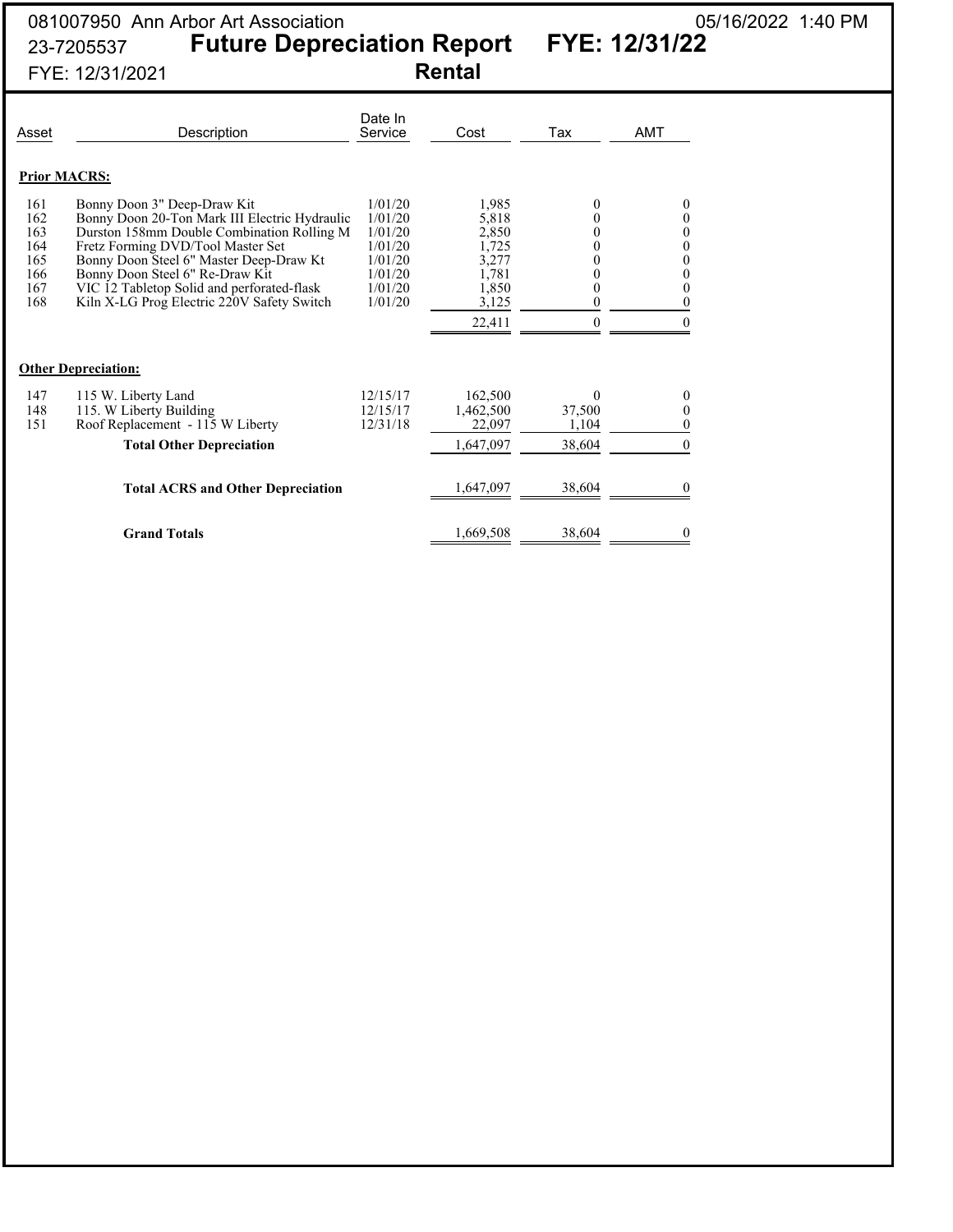081007950 Ann Arbor Art Association
23-7205537
FYE: 12/31/2021

05/16/2022 1:40 PM

# Future Depreciation Report FYE: 12/31/22

## Rental

| Asset | Description | Date In Service | Cost | Tax | AMT |
|---|---|---|---|---|---|
| **Prior MACRS:** | | | | | |
| 161 | Bonny Doon 3" Deep-Draw Kit | 1/01/20 | 1,985 | 0 | 0 |
| 162 | Bonny Doon 20-Ton Mark III Electric Hydraulic | 1/01/20 | 5,818 | 0 | 0 |
| 163 | Durston 158mm Double Combination Rolling M | 1/01/20 | 2,850 | 0 | 0 |
| 164 | Fretz Forming DVD/Tool Master Set | 1/01/20 | 1,725 | 0 | 0 |
| 165 | Bonny Doon Steel 6" Master Deep-Draw Kt | 1/01/20 | 3,277 | 0 | 0 |
| 166 | Bonny Doon Steel 6" Re-Draw Kit | 1/01/20 | 1,781 | 0 | 0 |
| 167 | VIC 12 Tabletop Solid and perforated-flask | 1/01/20 | 1,850 | 0 | 0 |
| 168 | Kiln X-LG Prog Electric 220V Safety Switch | 1/01/20 | 3,125 | 0 | 0 |
| | | | 22,411 | 0 | 0 |
| **Other Depreciation:** | | | | | |
| 147 | 115 W. Liberty Land | 12/15/17 | 162,500 | 0 | 0 |
| 148 | 115. W Liberty Building | 12/15/17 | 1,462,500 | 37,500 | 0 |
| 151 | Roof Replacement - 115 W Liberty | 12/31/18 | 22,097 | 1,104 | 0 |
| | **Total Other Depreciation** | | 1,647,097 | 38,604 | 0 |
| | **Total ACRS and Other Depreciation** | | 1,647,097 | 38,604 | 0 |
| | **Grand Totals** | | 1,669,508 | 38,604 | 0 |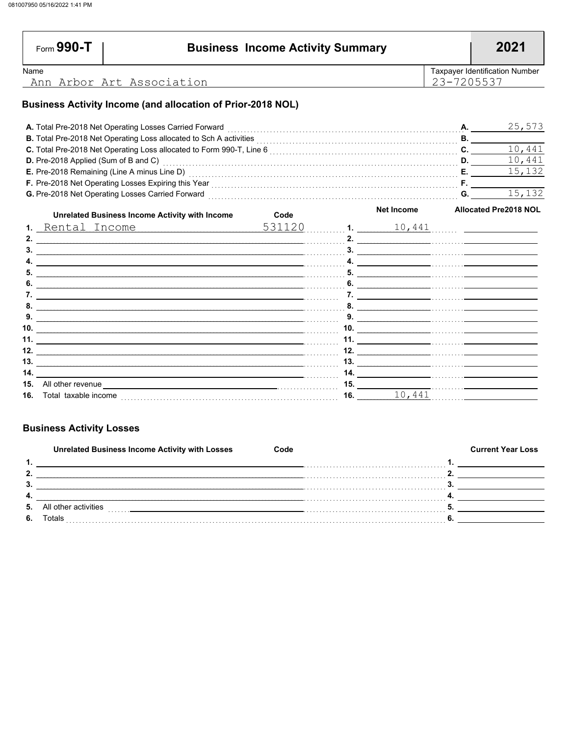081007950 05/16/2022 1:41 PM

Form **990-T**

# Business Income Activity Summary

**2021**

| Name | Taxpayer Identification Number |
|---|---|
| Ann Arbor Art Association | 23-7205537 |

## Business Activity Income (and allocation of Prior-2018 NOL)

| | | |
|---|---|---|
| **A.** Total Pre-2018 Net Operating Losses Carried Forward | **A.** | 25,573 |
| **B.** Total Pre-2018 Net Operating Loss allocated to Sch A activities | **B.** | |
| **C.** Total Pre-2018 Net Operating Loss allocated to Form 990-T, Line 6 | **C.** | 10,441 |
| **D.** Pre-2018 Applied (Sum of B and C) | **D.** | 10,441 |
| **E.** Pre-2018 Remaining (Line A minus Line D) | **E.** | 15,132 |
| **F.** Pre-2018 Net Operating Losses Expiring this Year | **F.** | |
| **G.** Pre-2018 Net Operating Losses Carried Forward | **G.** | 15,132 |

| | Unrelated Business Income Activity with Income | Code | | Net Income | Allocated Pre2018 NOL |
|---|---|---|---|---|---|
| **1.** | Rental Income | 531120 | **1.** | 10,441 | |
| **2.** | | | **2.** | | |
| **3.** | | | **3.** | | |
| **4.** | | | **4.** | | |
| **5.** | | | **5.** | | |
| **6.** | | | **6.** | | |
| **7.** | | | **7.** | | |
| **8.** | | | **8.** | | |
| **9.** | | | **9.** | | |
| **10.** | | | **10.** | | |
| **11.** | | | **11.** | | |
| **12.** | | | **12.** | | |
| **13.** | | | **13.** | | |
| **14.** | | | **14.** | | |
| **15.** | All other revenue | | **15.** | | |
| **16.** | Total taxable income | | **16.** | 10,441 | |

## Business Activity Losses

| | Unrelated Business Income Activity with Losses | Code | | Current Year Loss |
|---|---|---|---|---|
| **1.** | | | **1.** | |
| **2.** | | | **2.** | |
| **3.** | | | **3.** | |
| **4.** | | | **4.** | |
| **5.** | All other activities | | **5.** | |
| **6.** | Totals | | **6.** | |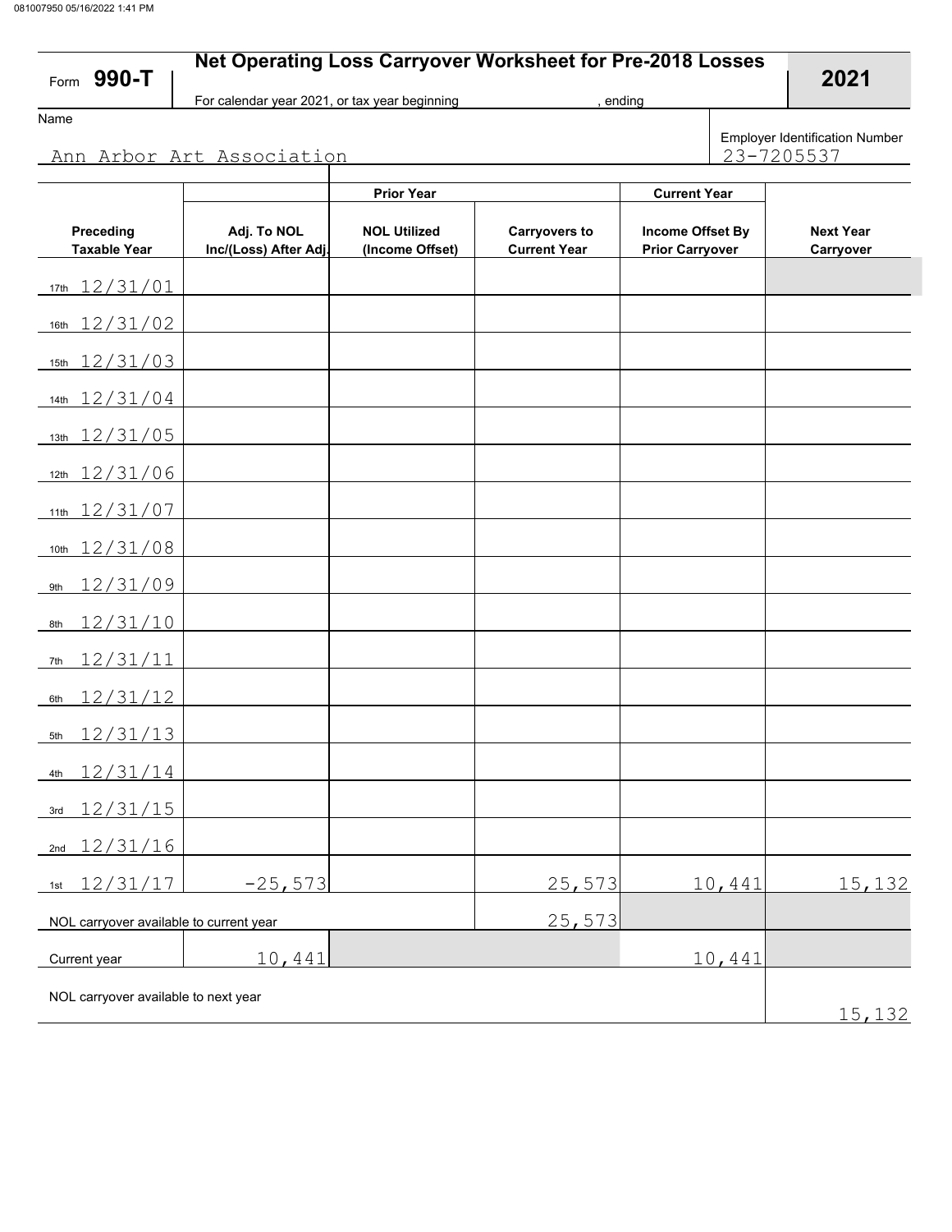Form **990-T**

## Net Operating Loss Carryover Worksheet for Pre-2018 Losses

For calendar year 2021, or tax year beginning , ending

**2021**

Name

Ann Arbor Art Association

Employer Identification Number

23-7205537

| Preceding Taxable Year | Adj. To NOL Inc/(Loss) After Adj. | Prior Year: NOL Utilized (Income Offset) | Prior Year: Carryovers to Current Year | Current Year: Income Offset By Prior Carryover | Next Year Carryover |
|---|---|---|---|---|---|
| 17th 12/31/01 | | | | | |
| 16th 12/31/02 | | | | | |
| 15th 12/31/03 | | | | | |
| 14th 12/31/04 | | | | | |
| 13th 12/31/05 | | | | | |
| 12th 12/31/06 | | | | | |
| 11th 12/31/07 | | | | | |
| 10th 12/31/08 | | | | | |
| 9th 12/31/09 | | | | | |
| 8th 12/31/10 | | | | | |
| 7th 12/31/11 | | | | | |
| 6th 12/31/12 | | | | | |
| 5th 12/31/13 | | | | | |
| 4th 12/31/14 | | | | | |
| 3rd 12/31/15 | | | | | |
| 2nd 12/31/16 | | | | | |
| 1st 12/31/17 | -25,573 | | 25,573 | 10,441 | 15,132 |
| NOL carryover available to current year | | | 25,573 | | |
| Current year | 10,441 | | | 10,441 | |
| NOL carryover available to next year | | | | | 15,132 |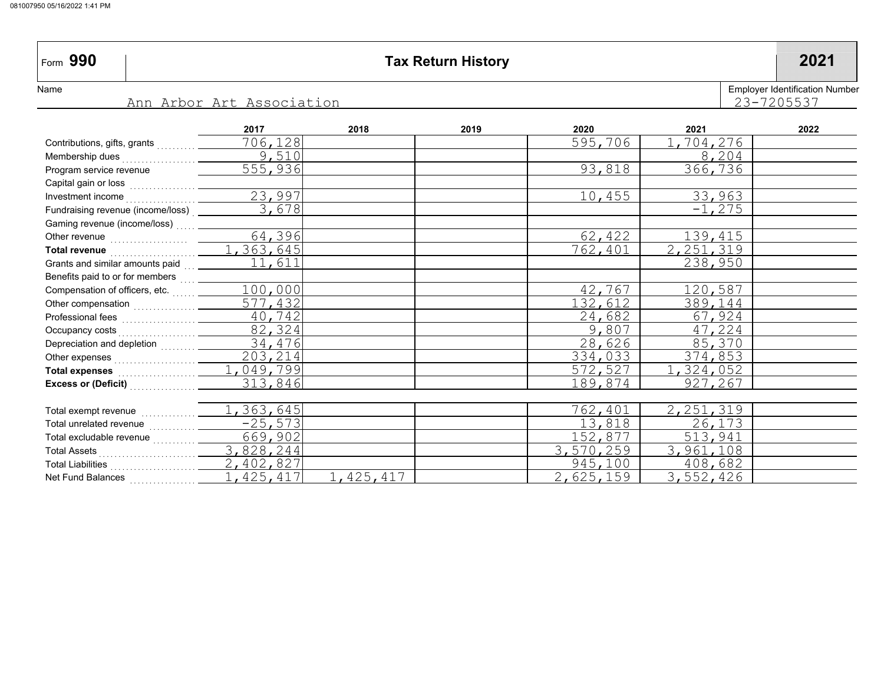# Form 990 — Tax Return History — 2021

**Name:** Ann Arbor Art Association

**Employer Identification Number:** 23-7205537

| | 2017 | 2018 | 2019 | 2020 | 2021 | 2022 |
|---|---|---|---|---|---|---|
| Contributions, gifts, grants | 706,128 | | | 595,706 | 1,704,276 | |
| Membership dues | 9,510 | | | | 8,204 | |
| Program service revenue | 555,936 | | | 93,818 | 366,736 | |
| Capital gain or loss | | | | | | |
| Investment income | 23,997 | | | 10,455 | 33,963 | |
| Fundraising revenue (income/loss) | 3,678 | | | | -1,275 | |
| Gaming revenue (income/loss) | | | | | | |
| Other revenue | 64,396 | | | 62,422 | 139,415 | |
| **Total revenue** | 1,363,645 | | | 762,401 | 2,251,319 | |
| Grants and similar amounts paid | 11,611 | | | | 238,950 | |
| Benefits paid to or for members | | | | | | |
| Compensation of officers, etc. | 100,000 | | | 42,767 | 120,587 | |
| Other compensation | 577,432 | | | 132,612 | 389,144 | |
| Professional fees | 40,742 | | | 24,682 | 67,924 | |
| Occupancy costs | 82,324 | | | 9,807 | 47,224 | |
| Depreciation and depletion | 34,476 | | | 28,626 | 85,370 | |
| Other expenses | 203,214 | | | 334,033 | 374,853 | |
| **Total expenses** | 1,049,799 | | | 572,527 | 1,324,052 | |
| **Excess or (Deficit)** | 313,846 | | | 189,874 | 927,267 | |
| Total exempt revenue | 1,363,645 | | | 762,401 | 2,251,319 | |
| Total unrelated revenue | -25,573 | | | 13,818 | 26,173 | |
| Total excludable revenue | 669,902 | | | 152,877 | 513,941 | |
| Total Assets | 3,828,244 | | | 3,570,259 | 3,961,108 | |
| Total Liabilities | 2,402,827 | | | 945,100 | 408,682 | |
| Net Fund Balances | 1,425,417 | 1,425,417 | | 2,625,159 | 3,552,426 | |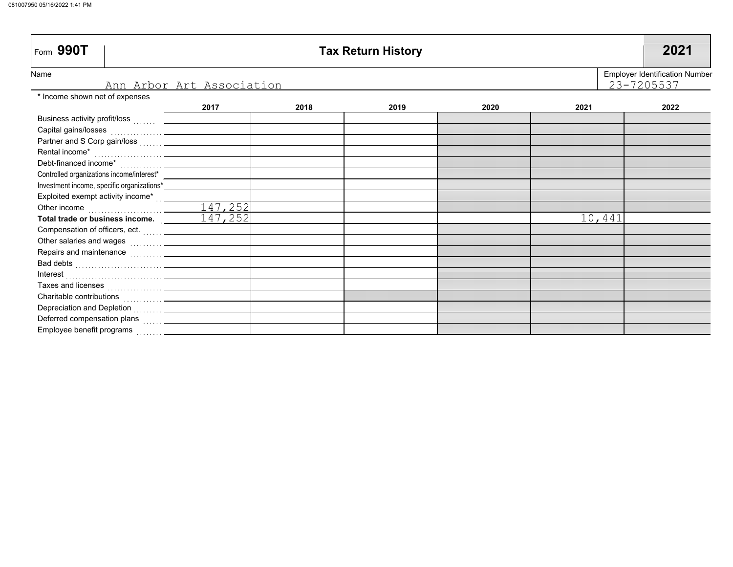Form **990T**

# Tax Return History

**2021**

Name: Ann Arbor Art Association

Employer Identification Number: 23-7205537

\* Income shown net of expenses

| | 2017 | 2018 | 2019 | 2020 | 2021 | 2022 |
|---|---|---|---|---|---|---|
| Business activity profit/loss | | | | | | |
| Capital gains/losses | | | | | | |
| Partner and S Corp gain/loss | | | | | | |
| Rental income* | | | | | | |
| Debt-financed income* | | | | | | |
| Controlled organizations income/interest* | | | | | | |
| Investment income, specific organizations* | | | | | | |
| Exploited exempt activity income* | | | | | | |
| Other income | 147,252 | | | | | |
| **Total trade or business income.** | 147,252 | | | | 10,441 | |
| Compensation of officers, ect. | | | | | | |
| Other salaries and wages | | | | | | |
| Repairs and maintenance | | | | | | |
| Bad debts | | | | | | |
| Interest | | | | | | |
| Taxes and licenses | | | | | | |
| Charitable contributions | | | | | | |
| Depreciation and Depletion | | | | | | |
| Deferred compensation plans | | | | | | |
| Employee benefit programs | | | | | | |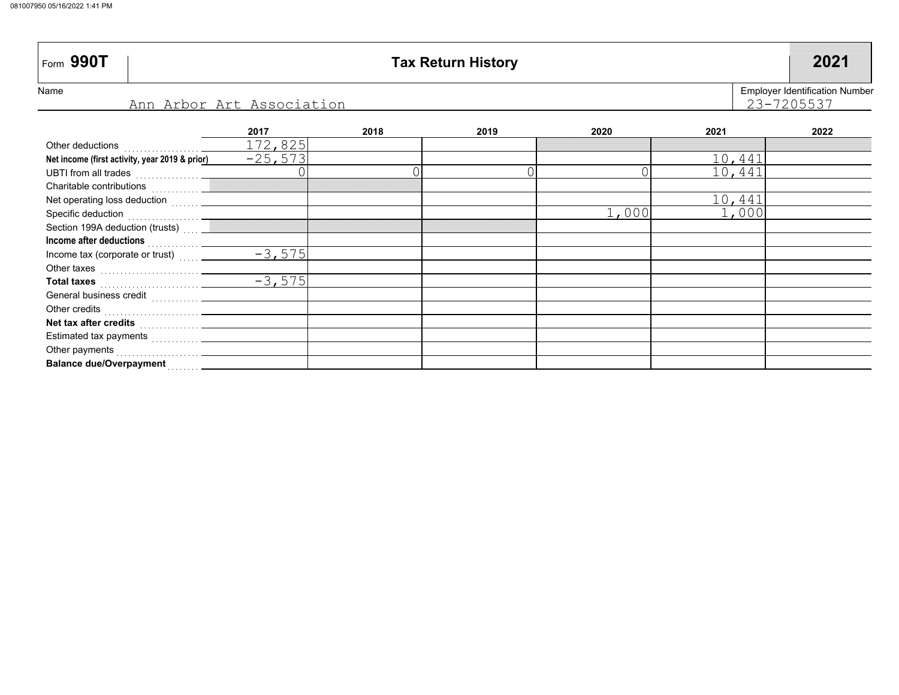Form **990T**

# Tax Return History

**2021**

Name: Ann Arbor Art Association

Employer Identification Number: 23-7205537

| | 2017 | 2018 | 2019 | 2020 | 2021 | 2022 |
|---|---|---|---|---|---|---|
| Other deductions | 172,825 | | | | | |
| **Net income (first activity, year 2019 & prior)** | -25,573 | | | | 10,441 | |
| UBTI from all trades | 0 | 0 | 0 | 0 | 10,441 | |
| Charitable contributions | | | | | | |
| Net operating loss deduction | | | | | 10,441 | |
| Specific deduction | | | | 1,000 | 1,000 | |
| Section 199A deduction (trusts) | | | | | | |
| **Income after deductions** | | | | | | |
| Income tax (corporate or trust) | -3,575 | | | | | |
| Other taxes | | | | | | |
| **Total taxes** | -3,575 | | | | | |
| General business credit | | | | | | |
| Other credits | | | | | | |
| **Net tax after credits** | | | | | | |
| Estimated tax payments | | | | | | |
| Other payments | | | | | | |
| **Balance due/Overpayment** | | | | | | |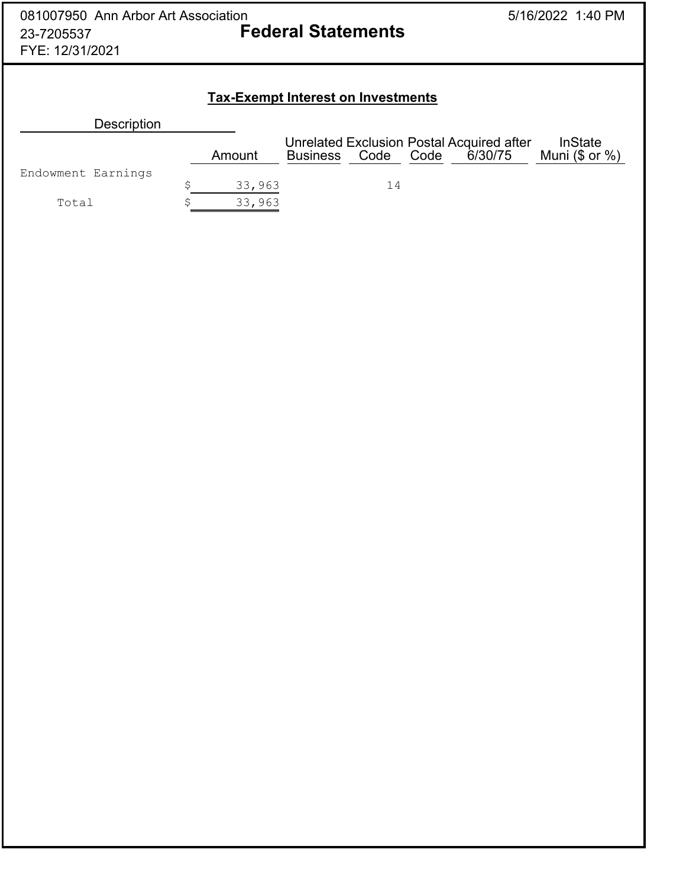081007950 Ann Arbor Art Association
23-7205537
FYE: 12/31/2021

# Federal Statements

5/16/2022 1:40 PM

## Tax-Exempt Interest on Investments

| Description | Amount | Unrelated Business | Exclusion Code | Postal Code | Acquired after 6/30/75 | InState Muni ($ or %) |
|---|---|---|---|---|---|---|
| Endowment Earnings | $ 33,963 | | 14 | | | |
| Total | $ 33,963 | | | | | |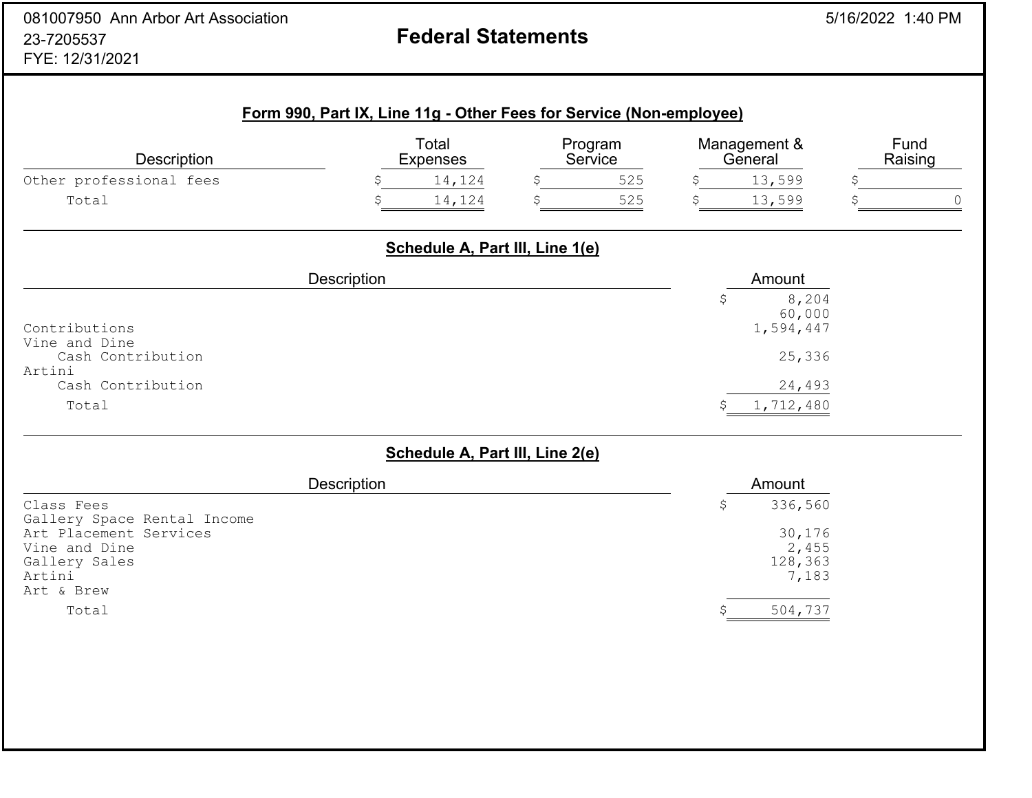081007950 Ann Arbor Art Association
23-7205537
FYE: 12/31/2021

# Federal Statements

5/16/2022 1:40 PM

## Form 990, Part IX, Line 11g - Other Fees for Service (Non-employee)

| Description | Total Expenses | Program Service | Management & General | Fund Raising |
|---|---|---|---|---|
| Other professional fees | $ 14,124 | $ 525 | $ 13,599 | $ |
| Total | $ 14,124 | $ 525 | $ 13,599 | $ 0 |

## Schedule A, Part III, Line 1(e)

| Description | Amount |
|---|---|
| | $ 8,204 |
| | 60,000 |
| Contributions | 1,594,447 |
| Vine and Dine | |
| Cash Contribution | 25,336 |
| Artini | |
| Cash Contribution | 24,493 |
| Total | $ 1,712,480 |

## Schedule A, Part III, Line 2(e)

| Description | Amount |
|---|---|
| Class Fees | $ 336,560 |
| Gallery Space Rental Income | |
| Art Placement Services | 30,176 |
| Vine and Dine | 2,455 |
| Gallery Sales | 128,363 |
| Artini | 7,183 |
| Art & Brew | |
| Total | $ 504,737 |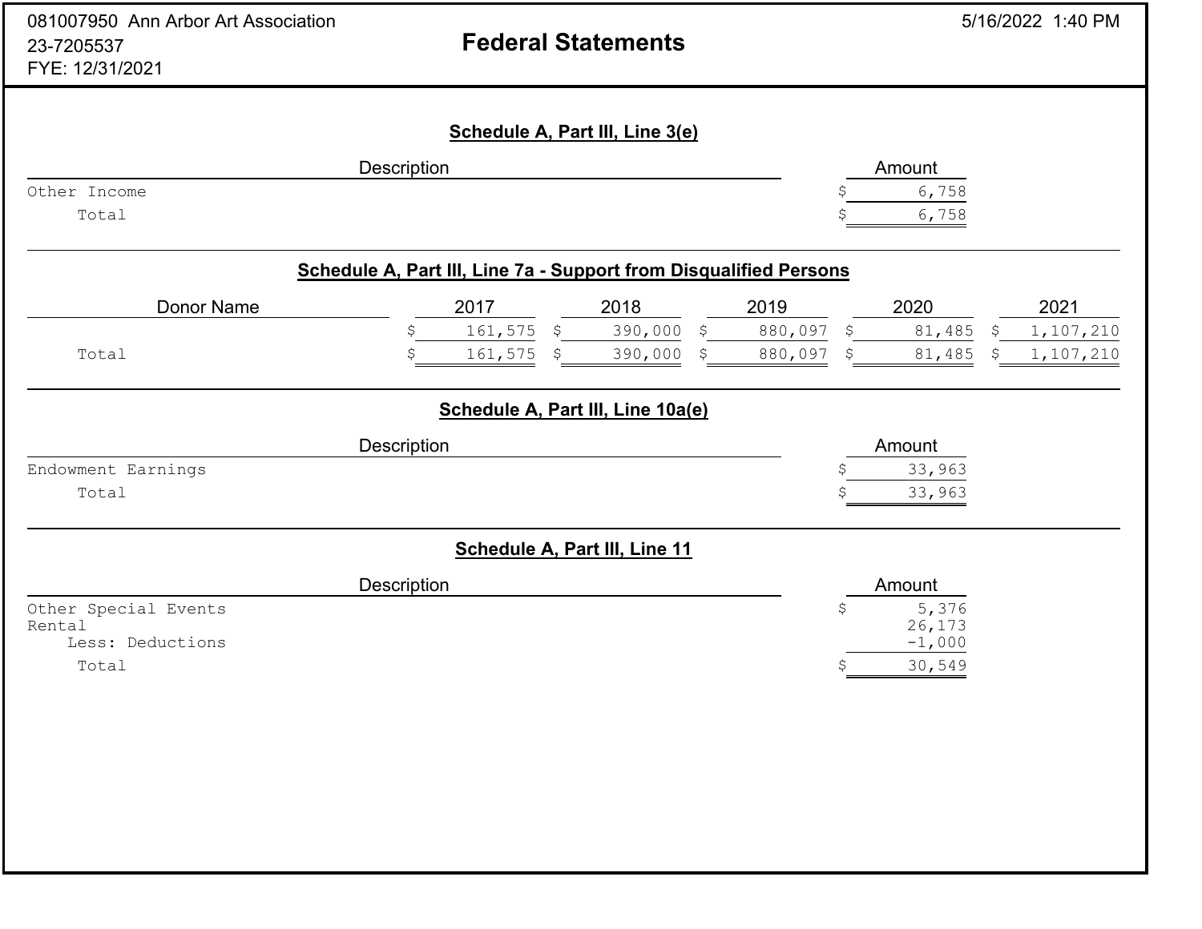081007950 Ann Arbor Art Association
23-7205537
FYE: 12/31/2021

# Federal Statements

5/16/2022 1:40 PM

## Schedule A, Part III, Line 3(e)

| Description | Amount |
|---|---|
| Other Income | $ 6,758 |
| Total | $ 6,758 |

## Schedule A, Part III, Line 7a - Support from Disqualified Persons

| Donor Name | 2017 | 2018 | 2019 | 2020 | 2021 |
|---|---|---|---|---|---|
| | $ 161,575 | $ 390,000 | $ 880,097 | $ 81,485 | $ 1,107,210 |
| Total | $ 161,575 | $ 390,000 | $ 880,097 | $ 81,485 | $ 1,107,210 |

## Schedule A, Part III, Line 10a(e)

| Description | Amount |
|---|---|
| Endowment Earnings | $ 33,963 |
| Total | $ 33,963 |

## Schedule A, Part III, Line 11

| Description | Amount |
|---|---|
| Other Special Events | $ 5,376 |
| Rental | 26,173 |
| Less: Deductions | -1,000 |
| Total | $ 30,549 |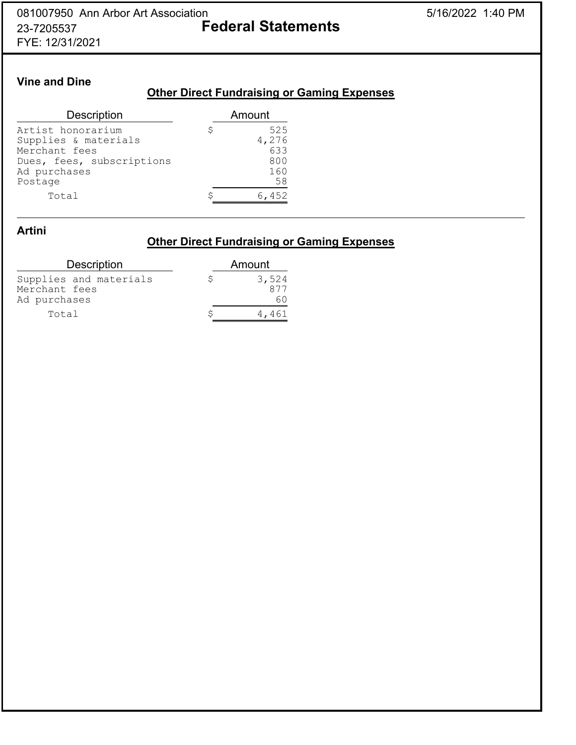## Vine and Dine

### Other Direct Fundraising or Gaming Expenses

| Description | Amount |
|---|---|
| Artist honorarium | $ 525 |
| Supplies & materials | 4,276 |
| Merchant fees | 633 |
| Dues, fees, subscriptions | 800 |
| Ad purchases | 160 |
| Postage | 58 |
| Total | $ 6,452 |

## Artini

### Other Direct Fundraising or Gaming Expenses

| Description | Amount |
|---|---|
| Supplies and materials | $ 3,524 |
| Merchant fees | 877 |
| Ad purchases | 60 |
| Total | $ 4,461 |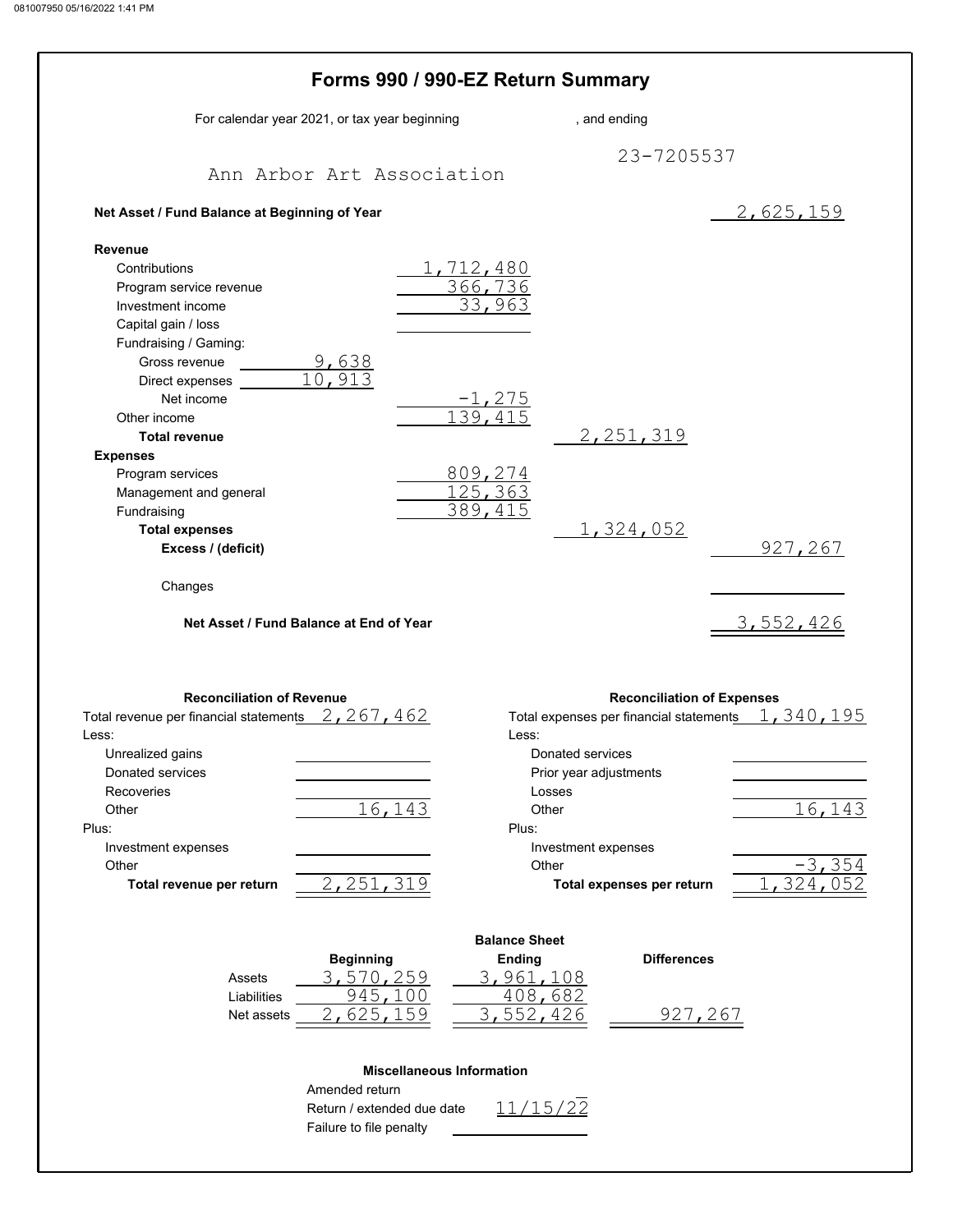# Forms 990 / 990-EZ Return Summary

For calendar year 2021, or tax year beginning , and ending

Ann Arbor Art Association — 23-7205537

**Net Asset / Fund Balance at Beginning of Year** 2,625,159

| | | | | |
|---|---|---|---|---|
| **Revenue** | | | | |
| Contributions | | 1,712,480 | | |
| Program service revenue | | 366,736 | | |
| Investment income | | 33,963 | | |
| Capital gain / loss | | | | |
| Fundraising / Gaming: | | | | |
| Gross revenue | 9,638 | | | |
| Direct expenses | 10,913 | | | |
| Net income | | -1,275 | | |
| Other income | | 139,415 | | |
| **Total revenue** | | | 2,251,319 | |
| **Expenses** | | | | |
| Program services | | 809,274 | | |
| Management and general | | 125,363 | | |
| Fundraising | | 389,415 | | |
| **Total expenses** | | | 1,324,052 | |
| **Excess / (deficit)** | | | | 927,267 |
| Changes | | | | |
| **Net Asset / Fund Balance at End of Year** | | | | 3,552,426 |

## Reconciliation of Revenue

| | |
|---|---|
| Total revenue per financial statements | 2,267,462 |
| Less: | |
| Unrealized gains | |
| Donated services | |
| Recoveries | |
| Other | 16,143 |
| Plus: | |
| Investment expenses | |
| Other | |
| **Total revenue per return** | 2,251,319 |

## Reconciliation of Expenses

| | |
|---|---|
| Total expenses per financial statements | 1,340,195 |
| Less: | |
| Donated services | |
| Prior year adjustments | |
| Losses | |
| Other | 16,143 |
| Plus: | |
| Investment expenses | |
| Other | -3,354 |
| **Total expenses per return** | 1,324,052 |

## Balance Sheet

| | Beginning | Ending | Differences |
|---|---|---|---|
| Assets | 3,570,259 | 3,961,108 | |
| Liabilities | 945,100 | 408,682 | |
| Net assets | 2,625,159 | 3,552,426 | 927,267 |

## Miscellaneous Information

| | |
|---|---|
| Amended return | |
| Return / extended due date | 11/15/22 |
| Failure to file penalty | |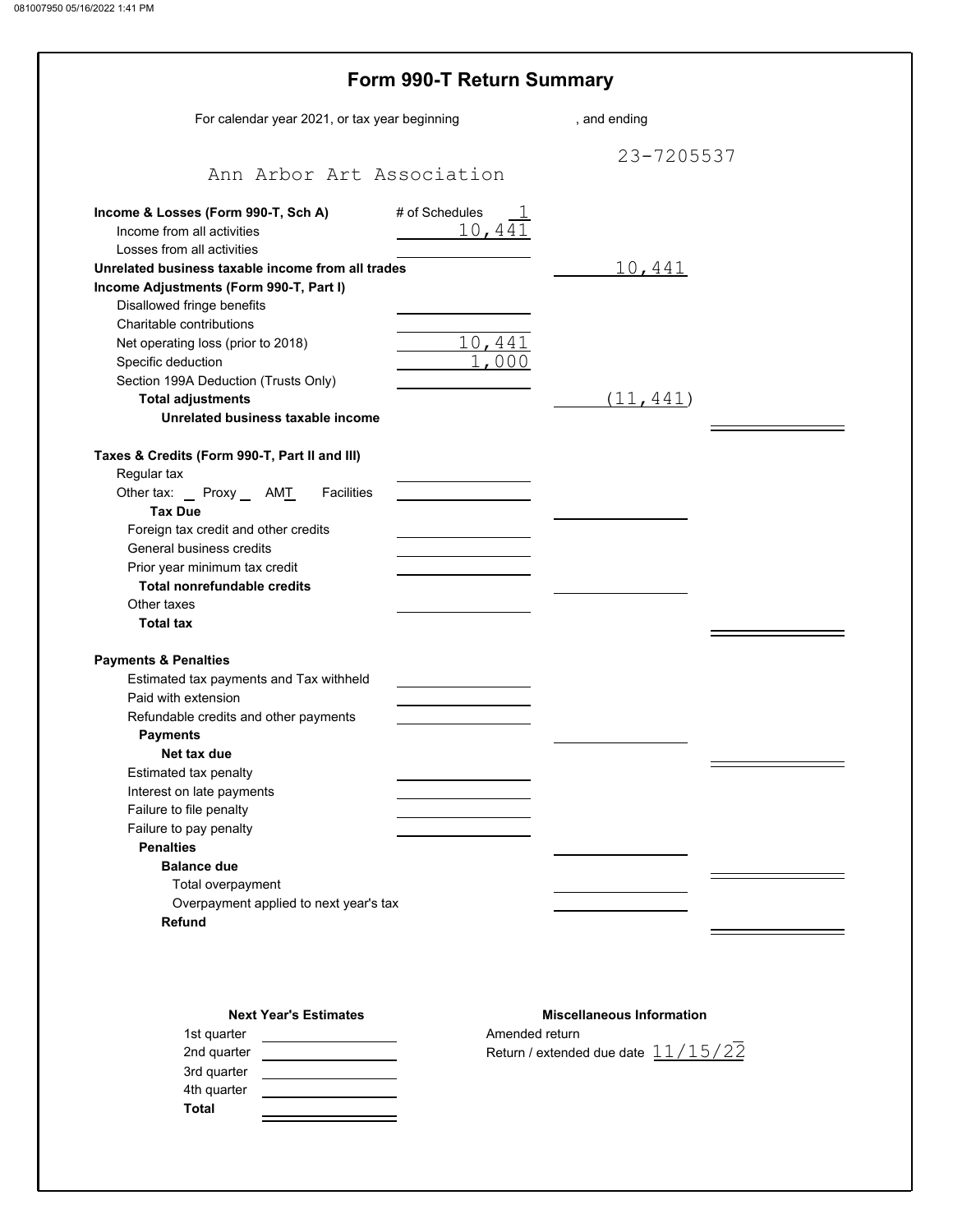# Form 990-T Return Summary

For calendar year 2021, or tax year beginning , and ending

Ann Arbor Art Association

23-7205537

| | | | |
|---|---|---|---|
| **Income & Losses (Form 990-T, Sch A)** | # of Schedules 1 | | |
| Income from all activities | 10,441 | | |
| Losses from all activities | | | |
| **Unrelated business taxable income from all trades** | | 10,441 | |
| **Income Adjustments (Form 990-T, Part I)** | | | |
| Disallowed fringe benefits | | | |
| Charitable contributions | | | |
| Net operating loss (prior to 2018) | 10,441 | | |
| Specific deduction | 1,000 | | |
| Section 199A Deduction (Trusts Only) | | | |
| **Total adjustments** | | (11,441) | |
| **Unrelated business taxable income** | | | |
| **Taxes & Credits (Form 990-T, Part II and III)** | | | |
| Regular tax | | | |
| Other tax: Proxy AMT Facilities | | | |
| **Tax Due** | | | |
| Foreign tax credit and other credits | | | |
| General business credits | | | |
| Prior year minimum tax credit | | | |
| **Total nonrefundable credits** | | | |
| Other taxes | | | |
| **Total tax** | | | |
| **Payments & Penalties** | | | |
| Estimated tax payments and Tax withheld | | | |
| Paid with extension | | | |
| Refundable credits and other payments | | | |
| **Payments** | | | |
| **Net tax due** | | | |
| Estimated tax penalty | | | |
| Interest on late payments | | | |
| Failure to file penalty | | | |
| Failure to pay penalty | | | |
| **Penalties** | | | |
| **Balance due** | | | |
| Total overpayment | | | |
| Overpayment applied to next year's tax | | | |
| **Refund** | | | |

**Next Year's Estimates**

| | |
|---|---|
| 1st quarter | |
| 2nd quarter | |
| 3rd quarter | |
| 4th quarter | |
| **Total** | |

**Miscellaneous Information**

Amended return

Return / extended due date 11/15/22